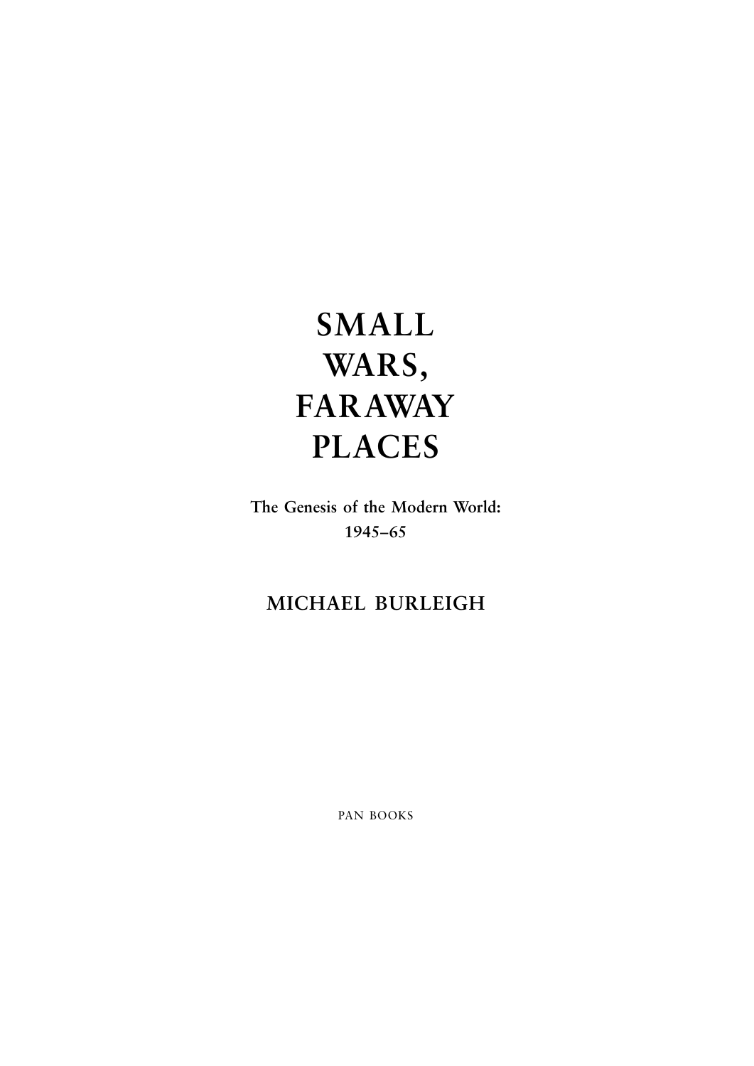# SMALL WARS, FARAWAY PLACES

**The Genesis of the Modern World: 1945–65**

## MICHAEL BURLEIGH

PAN BOOKS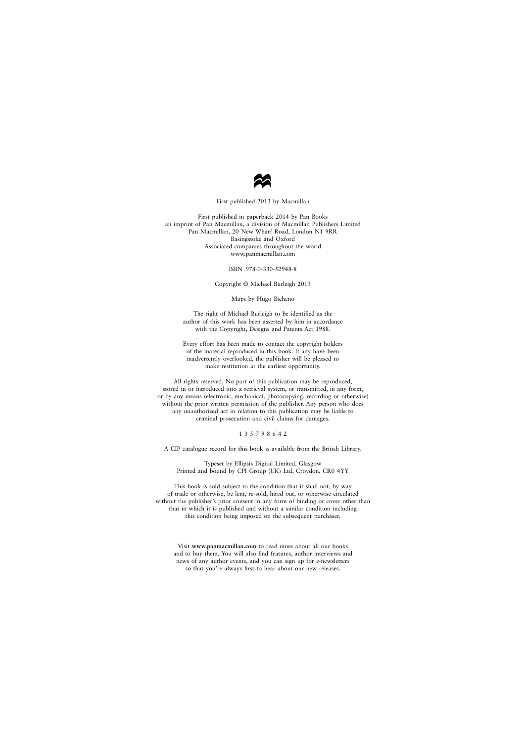First published 2013 by Macmillan

First published in paperback 2014 by Pan Books
an imprint of Pan Macmillan, a division of Macmillan Publishers Limited
Pan Macmillan, 20 New Wharf Road, London N1 9RR
Basingstoke and Oxford
Associated companies throughout the world
www.panmacmillan.com

ISBN 978-0-330-52948-8

Copyright © Michael Burleigh 2013

Maps by Hugo Bicheno

The right of Michael Burleigh to be identified as the
author of this work has been asserted by him in accordance
with the Copyright, Designs and Patents Act 1988.

Every effort has been made to contact the copyright holders
of the material reproduced in this book. If any have been
inadvertently overlooked, the publisher will be pleased to
make restitution at the earliest opportunity.

All rights reserved. No part of this publication may be reproduced,
stored in or introduced into a retrieval system, or transmitted, in any form,
or by any means (electronic, mechanical, photocopying, recording or otherwise)
without the prior written permission of the publisher. Any person who does
any unauthorized act in relation to this publication may be liable to
criminal prosecution and civil claims for damages.

1 3 5 7 9 8 6 4 2

A CIP catalogue record for this book is available from the British Library.

Typeset by Ellipsis Digital Limited, Glasgow
Printed and bound by CPI Group (UK) Ltd, Croydon, CR0 4YY

This book is sold subject to the condition that it shall not, by way
of trade or otherwise, be lent, re-sold, hired out, or otherwise circulated
without the publisher's prior consent in any form of binding or cover other than
that in which it is published and without a similar condition including
this condition being imposed on the subsequent purchaser.

Visit **www.panmacmillan.com** to read more about all our books
and to buy them. You will also find features, author interviews and
news of any author events, and you can sign up for e-newsletters
so that you're always first to hear about our new releases.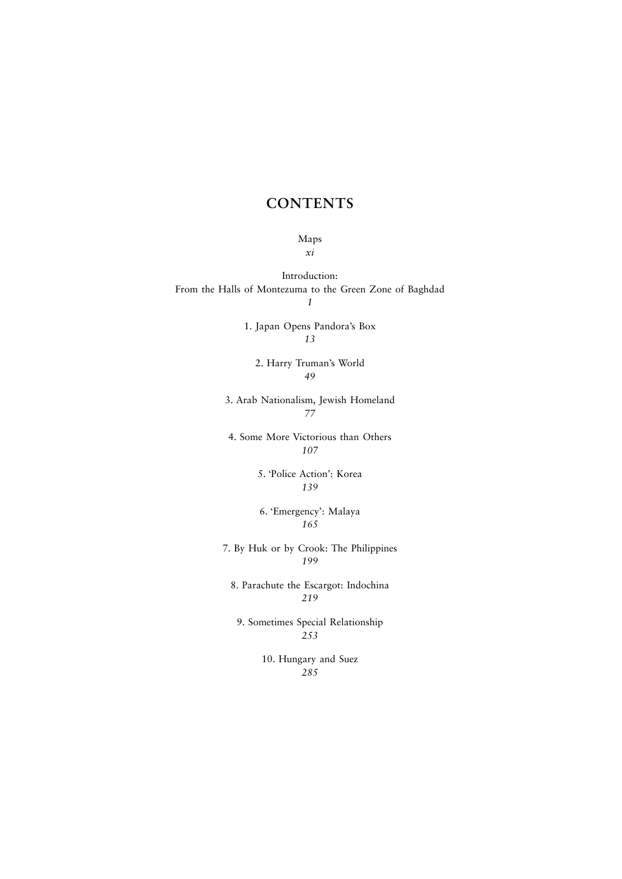# CONTENTS

Maps
*xi*

Introduction:
From the Halls of Montezuma to the Green Zone of Baghdad
*1*

1. Japan Opens Pandora's Box
*13*

2. Harry Truman's World
*49*

3. Arab Nationalism, Jewish Homeland
*77*

4. Some More Victorious than Others
*107*

5. 'Police Action': Korea
*139*

6. 'Emergency': Malaya
*165*

7. By Huk or by Crook: The Philippines
*199*

8. Parachute the Escargot: Indochina
*219*

9. Sometimes Special Relationship
*253*

10. Hungary and Suez
*285*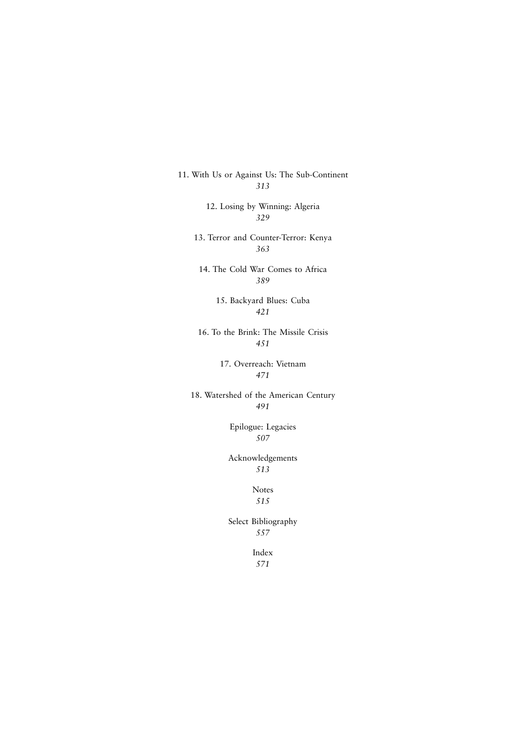11. With Us or Against Us: The Sub-Continent
*313*

12. Losing by Winning: Algeria
*329*

13. Terror and Counter-Terror: Kenya
*363*

14. The Cold War Comes to Africa
*389*

15. Backyard Blues: Cuba
*421*

16. To the Brink: The Missile Crisis
*451*

17. Overreach: Vietnam
*471*

18. Watershed of the American Century
*491*

Epilogue: Legacies
*507*

Acknowledgements
*513*

Notes
*515*

Select Bibliography
*557*

Index
*571*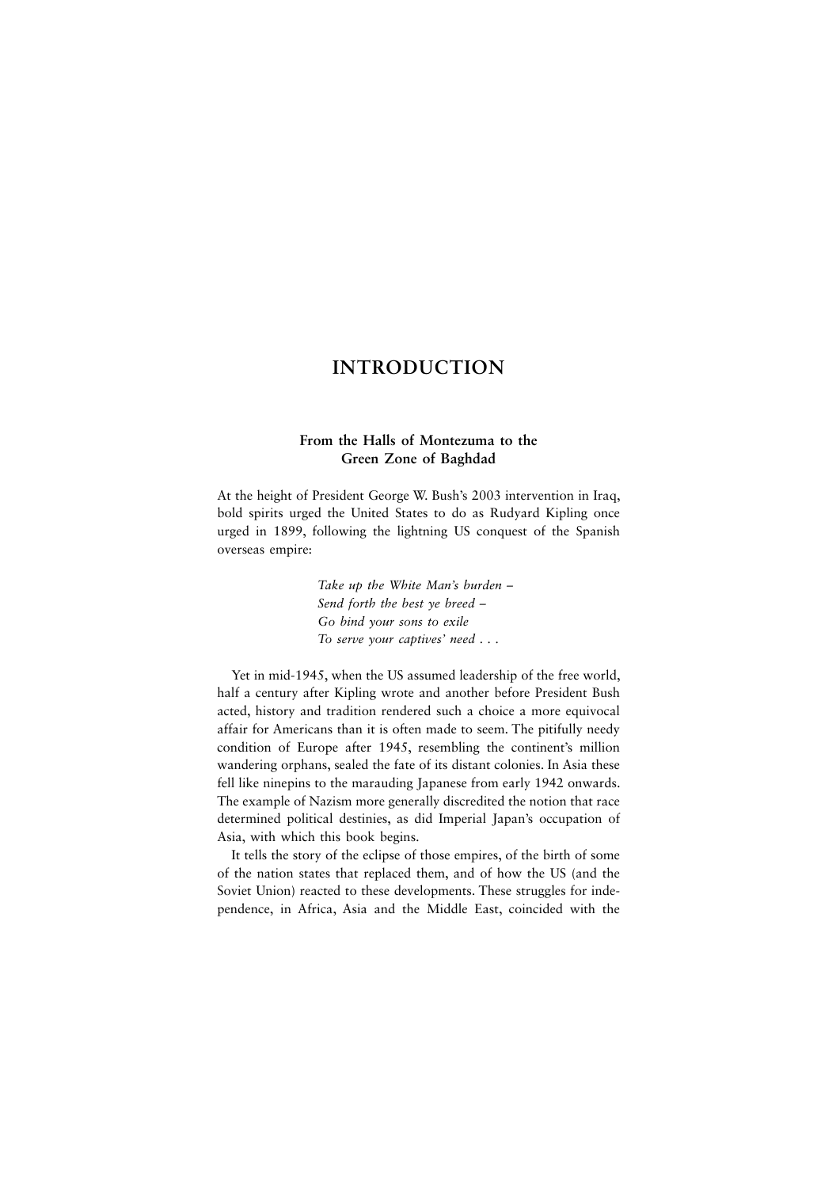# INTRODUCTION

## From the Halls of Montezuma to the Green Zone of Baghdad

At the height of President George W. Bush's 2003 intervention in Iraq, bold spirits urged the United States to do as Rudyard Kipling once urged in 1899, following the lightning US conquest of the Spanish overseas empire:

> *Take up the White Man's burden –*
> *Send forth the best ye breed –*
> *Go bind your sons to exile*
> *To serve your captives' need . . .*

Yet in mid-1945, when the US assumed leadership of the free world, half a century after Kipling wrote and another before President Bush acted, history and tradition rendered such a choice a more equivocal affair for Americans than it is often made to seem. The pitifully needy condition of Europe after 1945, resembling the continent's million wandering orphans, sealed the fate of its distant colonies. In Asia these fell like ninepins to the marauding Japanese from early 1942 onwards. The example of Nazism more generally discredited the notion that race determined political destinies, as did Imperial Japan's occupation of Asia, with which this book begins.

It tells the story of the eclipse of those empires, of the birth of some of the nation states that replaced them, and of how the US (and the Soviet Union) reacted to these developments. These struggles for independence, in Africa, Asia and the Middle East, coincided with the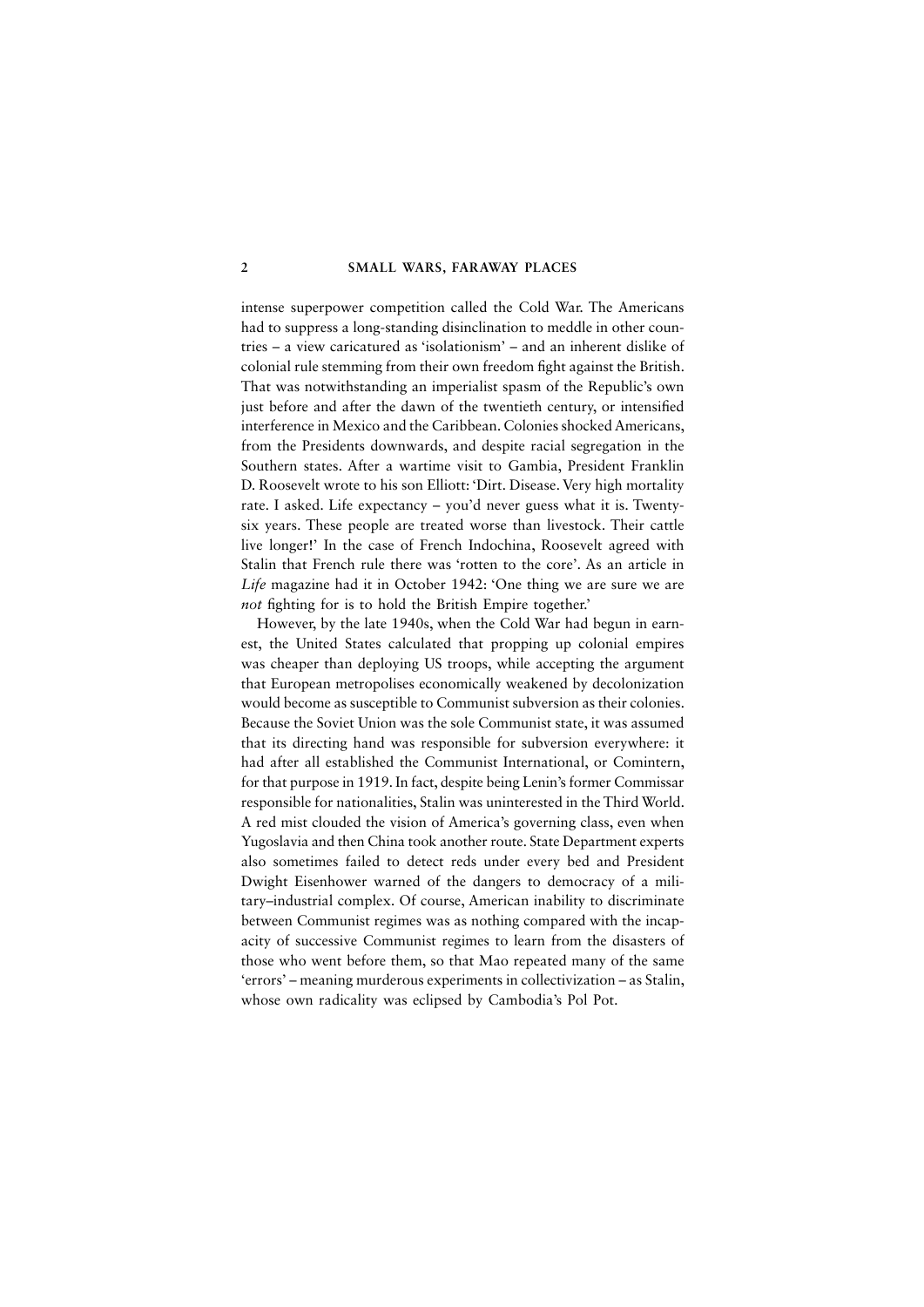intense superpower competition called the Cold War. The Americans had to suppress a long-standing disinclination to meddle in other countries – a view caricatured as 'isolationism' – and an inherent dislike of colonial rule stemming from their own freedom fight against the British. That was notwithstanding an imperialist spasm of the Republic's own just before and after the dawn of the twentieth century, or intensified interference in Mexico and the Caribbean. Colonies shocked Americans, from the Presidents downwards, and despite racial segregation in the Southern states. After a wartime visit to Gambia, President Franklin D. Roosevelt wrote to his son Elliott: 'Dirt. Disease. Very high mortality rate. I asked. Life expectancy – you'd never guess what it is. Twenty-six years. These people are treated worse than livestock. Their cattle live longer!' In the case of French Indochina, Roosevelt agreed with Stalin that French rule there was 'rotten to the core'. As an article in *Life* magazine had it in October 1942: 'One thing we are sure we are *not* fighting for is to hold the British Empire together.'

However, by the late 1940s, when the Cold War had begun in earnest, the United States calculated that propping up colonial empires was cheaper than deploying US troops, while accepting the argument that European metropolises economically weakened by decolonization would become as susceptible to Communist subversion as their colonies. Because the Soviet Union was the sole Communist state, it was assumed that its directing hand was responsible for subversion everywhere: it had after all established the Communist International, or Comintern, for that purpose in 1919. In fact, despite being Lenin's former Commissar responsible for nationalities, Stalin was uninterested in the Third World. A red mist clouded the vision of America's governing class, even when Yugoslavia and then China took another route. State Department experts also sometimes failed to detect reds under every bed and President Dwight Eisenhower warned of the dangers to democracy of a military–industrial complex. Of course, American inability to discriminate between Communist regimes was as nothing compared with the incapacity of successive Communist regimes to learn from the disasters of those who went before them, so that Mao repeated many of the same 'errors' – meaning murderous experiments in collectivization – as Stalin, whose own radicality was eclipsed by Cambodia's Pol Pot.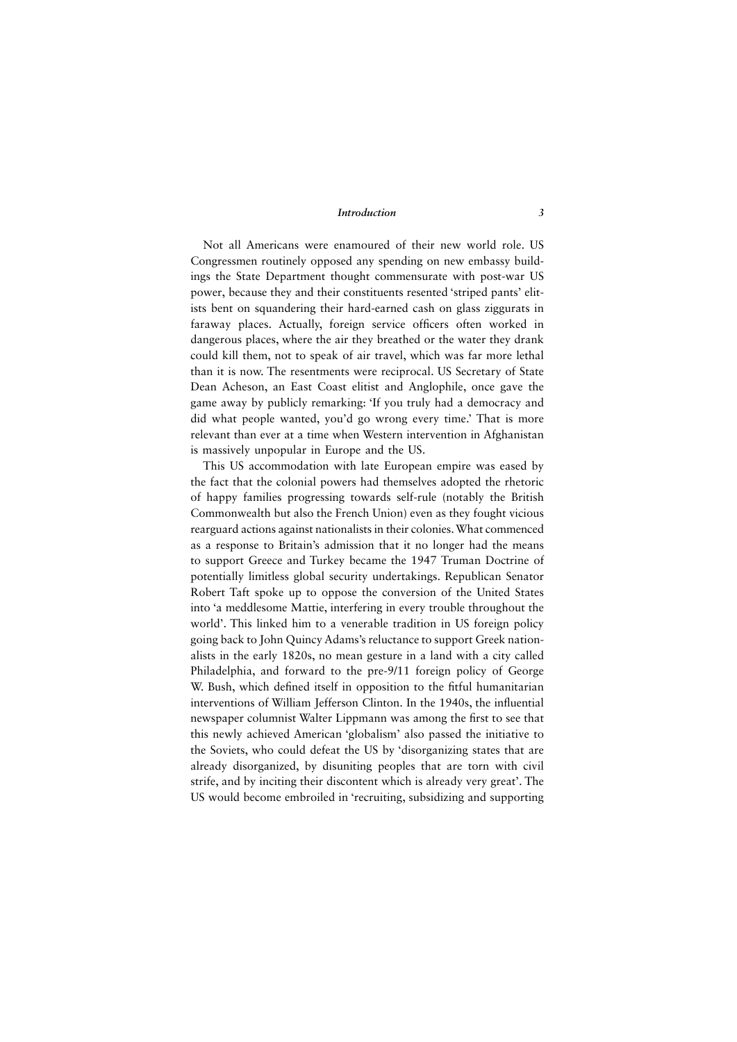Not all Americans were enamoured of their new world role. US Congressmen routinely opposed any spending on new embassy buildings the State Department thought commensurate with post-war US power, because they and their constituents resented 'striped pants' elitists bent on squandering their hard-earned cash on glass ziggurats in faraway places. Actually, foreign service officers often worked in dangerous places, where the air they breathed or the water they drank could kill them, not to speak of air travel, which was far more lethal than it is now. The resentments were reciprocal. US Secretary of State Dean Acheson, an East Coast elitist and Anglophile, once gave the game away by publicly remarking: 'If you truly had a democracy and did what people wanted, you'd go wrong every time.' That is more relevant than ever at a time when Western intervention in Afghanistan is massively unpopular in Europe and the US.

This US accommodation with late European empire was eased by the fact that the colonial powers had themselves adopted the rhetoric of happy families progressing towards self-rule (notably the British Commonwealth but also the French Union) even as they fought vicious rearguard actions against nationalists in their colonies. What commenced as a response to Britain's admission that it no longer had the means to support Greece and Turkey became the 1947 Truman Doctrine of potentially limitless global security undertakings. Republican Senator Robert Taft spoke up to oppose the conversion of the United States into 'a meddlesome Mattie, interfering in every trouble throughout the world'. This linked him to a venerable tradition in US foreign policy going back to John Quincy Adams's reluctance to support Greek nationalists in the early 1820s, no mean gesture in a land with a city called Philadelphia, and forward to the pre-9/11 foreign policy of George W. Bush, which defined itself in opposition to the fitful humanitarian interventions of William Jefferson Clinton. In the 1940s, the influential newspaper columnist Walter Lippmann was among the first to see that this newly achieved American 'globalism' also passed the initiative to the Soviets, who could defeat the US by 'disorganizing states that are already disorganized, by disuniting peoples that are torn with civil strife, and by inciting their discontent which is already very great'. The US would become embroiled in 'recruiting, subsidizing and supporting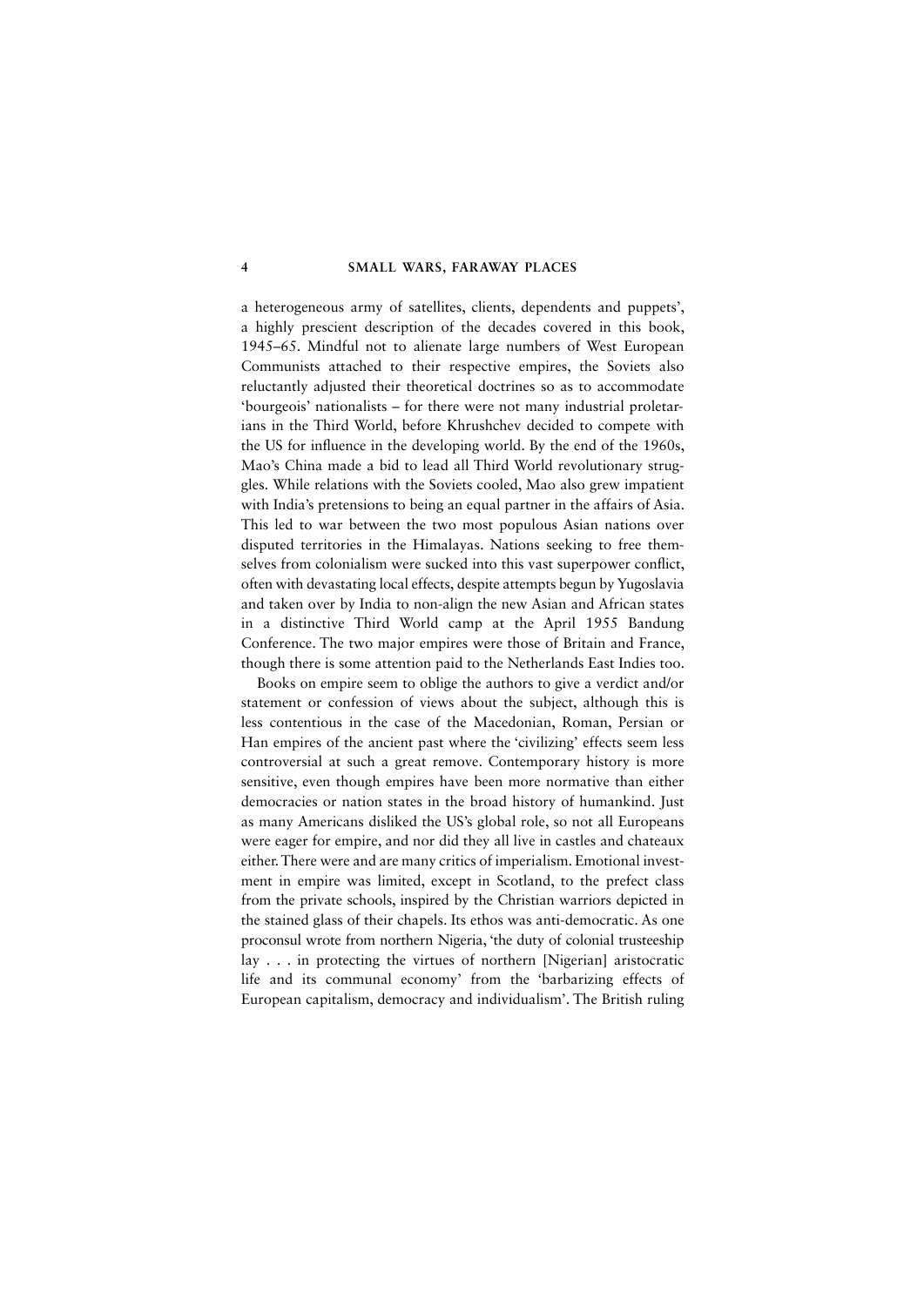a heterogeneous army of satellites, clients, dependents and puppets', a highly prescient description of the decades covered in this book, 1945–65. Mindful not to alienate large numbers of West European Communists attached to their respective empires, the Soviets also reluctantly adjusted their theoretical doctrines so as to accommodate 'bourgeois' nationalists – for there were not many industrial proletarians in the Third World, before Khrushchev decided to compete with the US for influence in the developing world. By the end of the 1960s, Mao's China made a bid to lead all Third World revolutionary struggles. While relations with the Soviets cooled, Mao also grew impatient with India's pretensions to being an equal partner in the affairs of Asia. This led to war between the two most populous Asian nations over disputed territories in the Himalayas. Nations seeking to free themselves from colonialism were sucked into this vast superpower conflict, often with devastating local effects, despite attempts begun by Yugoslavia and taken over by India to non-align the new Asian and African states in a distinctive Third World camp at the April 1955 Bandung Conference. The two major empires were those of Britain and France, though there is some attention paid to the Netherlands East Indies too.

Books on empire seem to oblige the authors to give a verdict and/or statement or confession of views about the subject, although this is less contentious in the case of the Macedonian, Roman, Persian or Han empires of the ancient past where the 'civilizing' effects seem less controversial at such a great remove. Contemporary history is more sensitive, even though empires have been more normative than either democracies or nation states in the broad history of humankind. Just as many Americans disliked the US's global role, so not all Europeans were eager for empire, and nor did they all live in castles and chateaux either. There were and are many critics of imperialism. Emotional investment in empire was limited, except in Scotland, to the prefect class from the private schools, inspired by the Christian warriors depicted in the stained glass of their chapels. Its ethos was anti-democratic. As one proconsul wrote from northern Nigeria, 'the duty of colonial trusteeship lay . . . in protecting the virtues of northern [Nigerian] aristocratic life and its communal economy' from the 'barbarizing effects of European capitalism, democracy and individualism'. The British ruling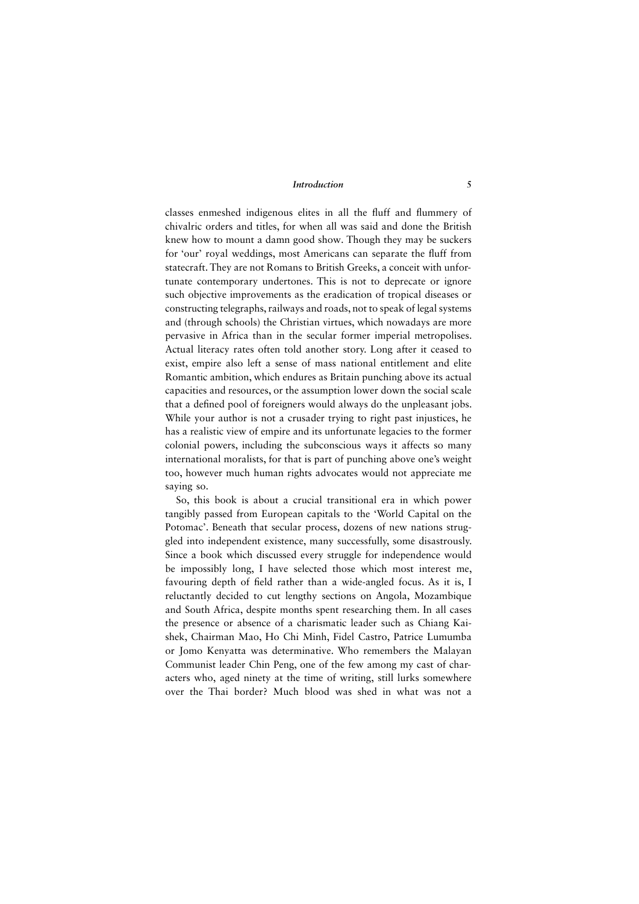classes enmeshed indigenous elites in all the fluff and flummery of chivalric orders and titles, for when all was said and done the British knew how to mount a damn good show. Though they may be suckers for 'our' royal weddings, most Americans can separate the fluff from statecraft. They are not Romans to British Greeks, a conceit with unfortunate contemporary undertones. This is not to deprecate or ignore such objective improvements as the eradication of tropical diseases or constructing telegraphs, railways and roads, not to speak of legal systems and (through schools) the Christian virtues, which nowadays are more pervasive in Africa than in the secular former imperial metropolises. Actual literacy rates often told another story. Long after it ceased to exist, empire also left a sense of mass national entitlement and elite Romantic ambition, which endures as Britain punching above its actual capacities and resources, or the assumption lower down the social scale that a defined pool of foreigners would always do the unpleasant jobs. While your author is not a crusader trying to right past injustices, he has a realistic view of empire and its unfortunate legacies to the former colonial powers, including the subconscious ways it affects so many international moralists, for that is part of punching above one's weight too, however much human rights advocates would not appreciate me saying so.

So, this book is about a crucial transitional era in which power tangibly passed from European capitals to the 'World Capital on the Potomac'. Beneath that secular process, dozens of new nations struggled into independent existence, many successfully, some disastrously. Since a book which discussed every struggle for independence would be impossibly long, I have selected those which most interest me, favouring depth of field rather than a wide-angled focus. As it is, I reluctantly decided to cut lengthy sections on Angola, Mozambique and South Africa, despite months spent researching them. In all cases the presence or absence of a charismatic leader such as Chiang Kai-shek, Chairman Mao, Ho Chi Minh, Fidel Castro, Patrice Lumumba or Jomo Kenyatta was determinative. Who remembers the Malayan Communist leader Chin Peng, one of the few among my cast of characters who, aged ninety at the time of writing, still lurks somewhere over the Thai border? Much blood was shed in what was not a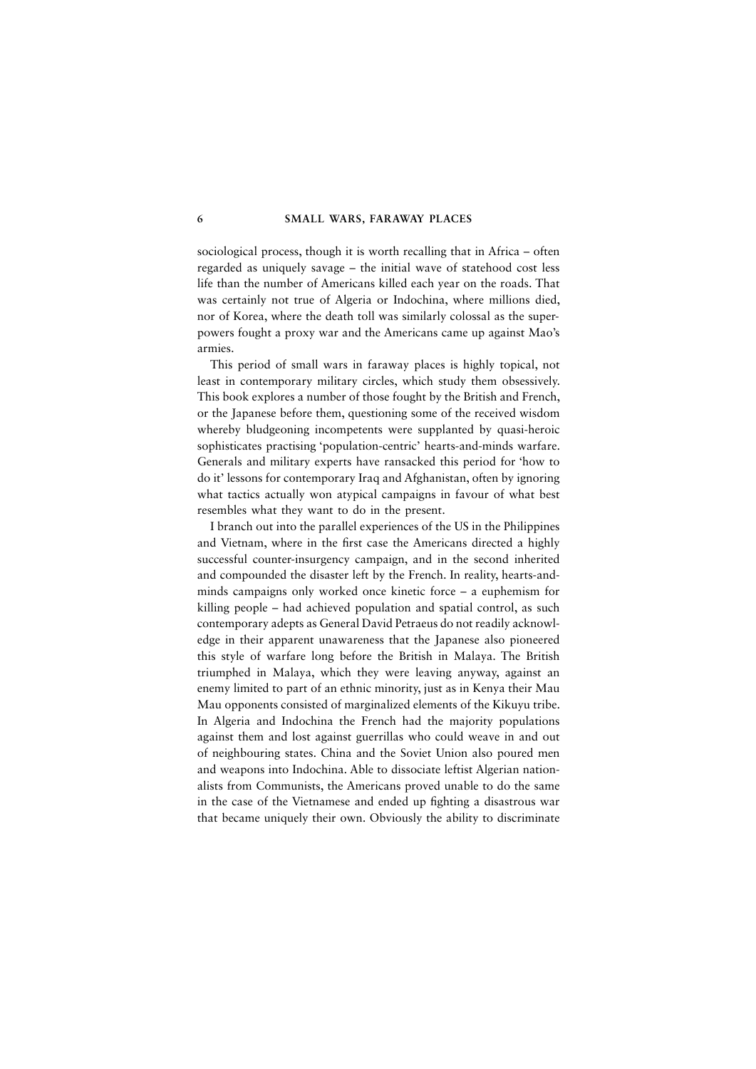sociological process, though it is worth recalling that in Africa – often regarded as uniquely savage – the initial wave of statehood cost less life than the number of Americans killed each year on the roads. That was certainly not true of Algeria or Indochina, where millions died, nor of Korea, where the death toll was similarly colossal as the superpowers fought a proxy war and the Americans came up against Mao's armies.

This period of small wars in faraway places is highly topical, not least in contemporary military circles, which study them obsessively. This book explores a number of those fought by the British and French, or the Japanese before them, questioning some of the received wisdom whereby bludgeoning incompetents were supplanted by quasi-heroic sophisticates practising 'population-centric' hearts-and-minds warfare. Generals and military experts have ransacked this period for 'how to do it' lessons for contemporary Iraq and Afghanistan, often by ignoring what tactics actually won atypical campaigns in favour of what best resembles what they want to do in the present.

I branch out into the parallel experiences of the US in the Philippines and Vietnam, where in the first case the Americans directed a highly successful counter-insurgency campaign, and in the second inherited and compounded the disaster left by the French. In reality, hearts-and-minds campaigns only worked once kinetic force – a euphemism for killing people – had achieved population and spatial control, as such contemporary adepts as General David Petraeus do not readily acknowledge in their apparent unawareness that the Japanese also pioneered this style of warfare long before the British in Malaya. The British triumphed in Malaya, which they were leaving anyway, against an enemy limited to part of an ethnic minority, just as in Kenya their Mau Mau opponents consisted of marginalized elements of the Kikuyu tribe. In Algeria and Indochina the French had the majority populations against them and lost against guerrillas who could weave in and out of neighbouring states. China and the Soviet Union also poured men and weapons into Indochina. Able to dissociate leftist Algerian nationalists from Communists, the Americans proved unable to do the same in the case of the Vietnamese and ended up fighting a disastrous war that became uniquely their own. Obviously the ability to discriminate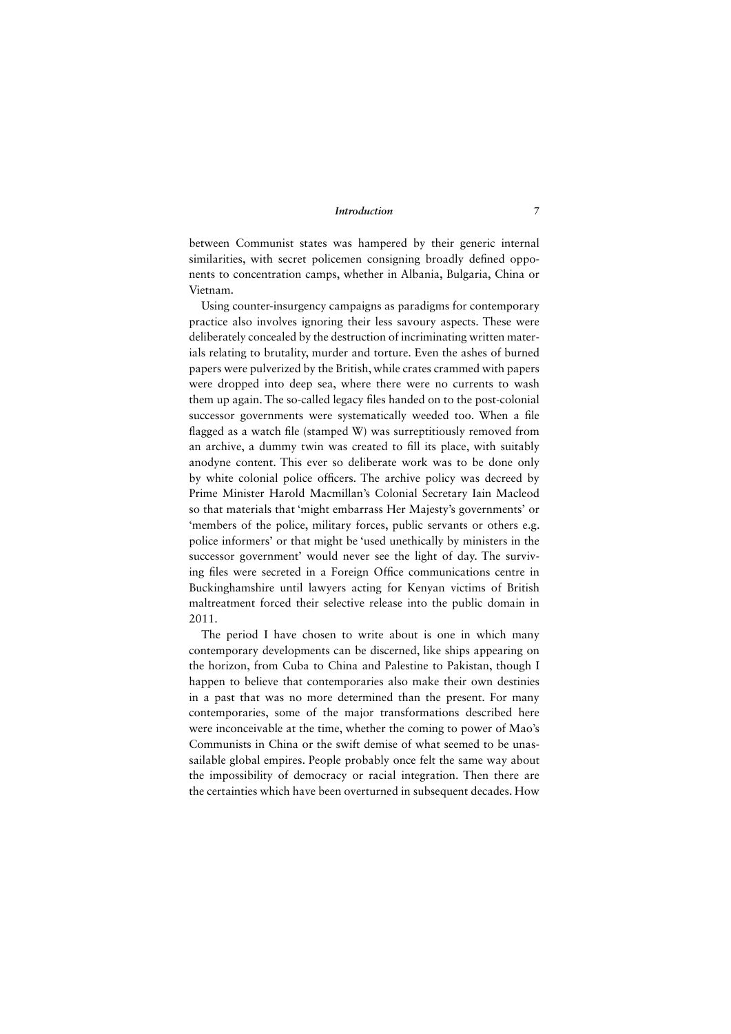between Communist states was hampered by their generic internal similarities, with secret policemen consigning broadly defined opponents to concentration camps, whether in Albania, Bulgaria, China or Vietnam.

Using counter-insurgency campaigns as paradigms for contemporary practice also involves ignoring their less savoury aspects. These were deliberately concealed by the destruction of incriminating written materials relating to brutality, murder and torture. Even the ashes of burned papers were pulverized by the British, while crates crammed with papers were dropped into deep sea, where there were no currents to wash them up again. The so-called legacy files handed on to the post-colonial successor governments were systematically weeded too. When a file flagged as a watch file (stamped W) was surreptitiously removed from an archive, a dummy twin was created to fill its place, with suitably anodyne content. This ever so deliberate work was to be done only by white colonial police officers. The archive policy was decreed by Prime Minister Harold Macmillan's Colonial Secretary Iain Macleod so that materials that 'might embarrass Her Majesty's governments' or 'members of the police, military forces, public servants or others e.g. police informers' or that might be 'used unethically by ministers in the successor government' would never see the light of day. The surviving files were secreted in a Foreign Office communications centre in Buckinghamshire until lawyers acting for Kenyan victims of British maltreatment forced their selective release into the public domain in 2011.

The period I have chosen to write about is one in which many contemporary developments can be discerned, like ships appearing on the horizon, from Cuba to China and Palestine to Pakistan, though I happen to believe that contemporaries also make their own destinies in a past that was no more determined than the present. For many contemporaries, some of the major transformations described here were inconceivable at the time, whether the coming to power of Mao's Communists in China or the swift demise of what seemed to be unassailable global empires. People probably once felt the same way about the impossibility of democracy or racial integration. Then there are the certainties which have been overturned in subsequent decades. How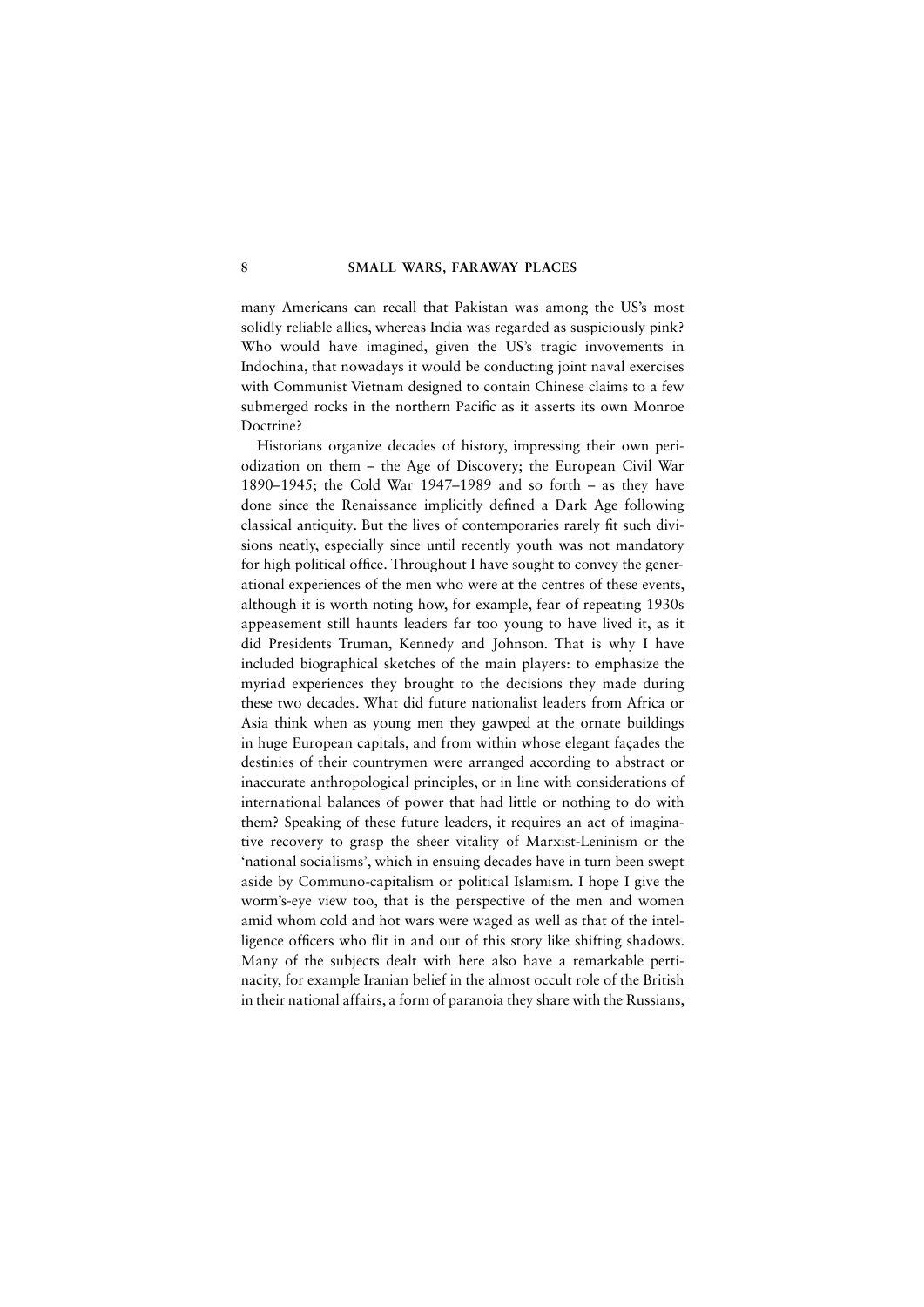many Americans can recall that Pakistan was among the US's most solidly reliable allies, whereas India was regarded as suspiciously pink? Who would have imagined, given the US's tragic invovements in Indochina, that nowadays it would be conducting joint naval exercises with Communist Vietnam designed to contain Chinese claims to a few submerged rocks in the northern Pacific as it asserts its own Monroe Doctrine?

Historians organize decades of history, impressing their own periodization on them – the Age of Discovery; the European Civil War 1890–1945; the Cold War 1947–1989 and so forth – as they have done since the Renaissance implicitly defined a Dark Age following classical antiquity. But the lives of contemporaries rarely fit such divisions neatly, especially since until recently youth was not mandatory for high political office. Throughout I have sought to convey the generational experiences of the men who were at the centres of these events, although it is worth noting how, for example, fear of repeating 1930s appeasement still haunts leaders far too young to have lived it, as it did Presidents Truman, Kennedy and Johnson. That is why I have included biographical sketches of the main players: to emphasize the myriad experiences they brought to the decisions they made during these two decades. What did future nationalist leaders from Africa or Asia think when as young men they gawped at the ornate buildings in huge European capitals, and from within whose elegant façades the destinies of their countrymen were arranged according to abstract or inaccurate anthropological principles, or in line with considerations of international balances of power that had little or nothing to do with them? Speaking of these future leaders, it requires an act of imaginative recovery to grasp the sheer vitality of Marxist-Leninism or the 'national socialisms', which in ensuing decades have in turn been swept aside by Communo-capitalism or political Islamism. I hope I give the worm's-eye view too, that is the perspective of the men and women amid whom cold and hot wars were waged as well as that of the intelligence officers who flit in and out of this story like shifting shadows. Many of the subjects dealt with here also have a remarkable pertinacity, for example Iranian belief in the almost occult role of the British in their national affairs, a form of paranoia they share with the Russians,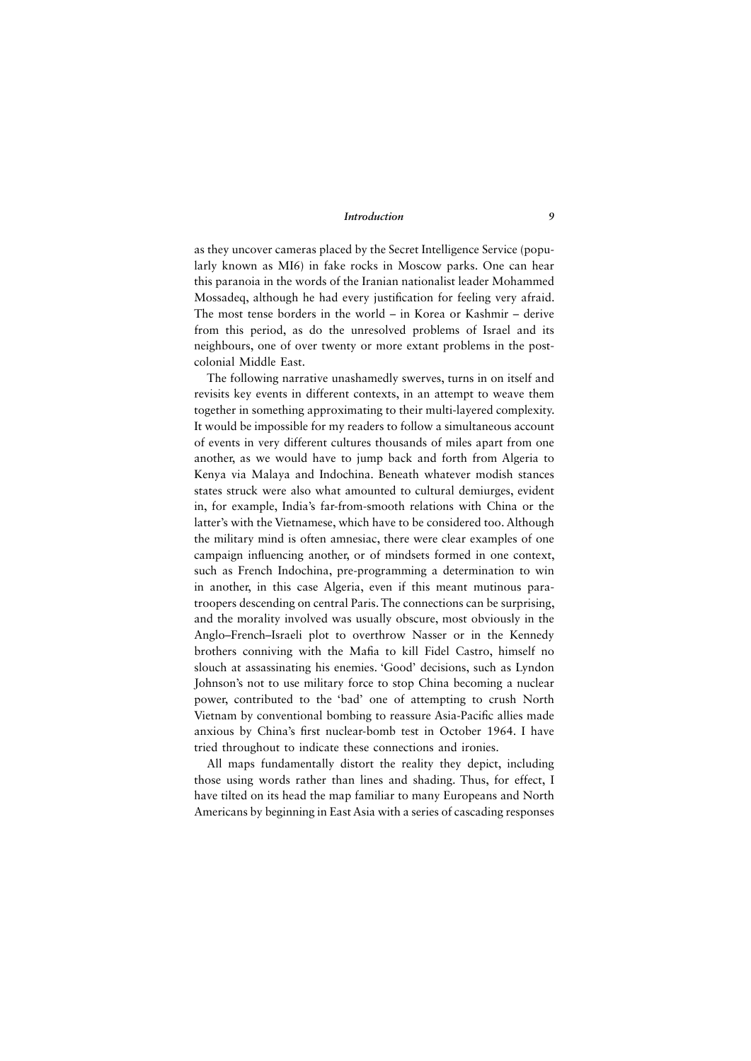as they uncover cameras placed by the Secret Intelligence Service (popularly known as MI6) in fake rocks in Moscow parks. One can hear this paranoia in the words of the Iranian nationalist leader Mohammed Mossadeq, although he had every justification for feeling very afraid. The most tense borders in the world – in Korea or Kashmir – derive from this period, as do the unresolved problems of Israel and its neighbours, one of over twenty or more extant problems in the post-colonial Middle East.

The following narrative unashamedly swerves, turns in on itself and revisits key events in different contexts, in an attempt to weave them together in something approximating to their multi-layered complexity. It would be impossible for my readers to follow a simultaneous account of events in very different cultures thousands of miles apart from one another, as we would have to jump back and forth from Algeria to Kenya via Malaya and Indochina. Beneath whatever modish stances states struck were also what amounted to cultural demiurges, evident in, for example, India's far-from-smooth relations with China or the latter's with the Vietnamese, which have to be considered too. Although the military mind is often amnesiac, there were clear examples of one campaign influencing another, or of mindsets formed in one context, such as French Indochina, pre-programming a determination to win in another, in this case Algeria, even if this meant mutinous paratroopers descending on central Paris. The connections can be surprising, and the morality involved was usually obscure, most obviously in the Anglo–French–Israeli plot to overthrow Nasser or in the Kennedy brothers conniving with the Mafia to kill Fidel Castro, himself no slouch at assassinating his enemies. 'Good' decisions, such as Lyndon Johnson's not to use military force to stop China becoming a nuclear power, contributed to the 'bad' one of attempting to crush North Vietnam by conventional bombing to reassure Asia-Pacific allies made anxious by China's first nuclear-bomb test in October 1964. I have tried throughout to indicate these connections and ironies.

All maps fundamentally distort the reality they depict, including those using words rather than lines and shading. Thus, for effect, I have tilted on its head the map familiar to many Europeans and North Americans by beginning in East Asia with a series of cascading responses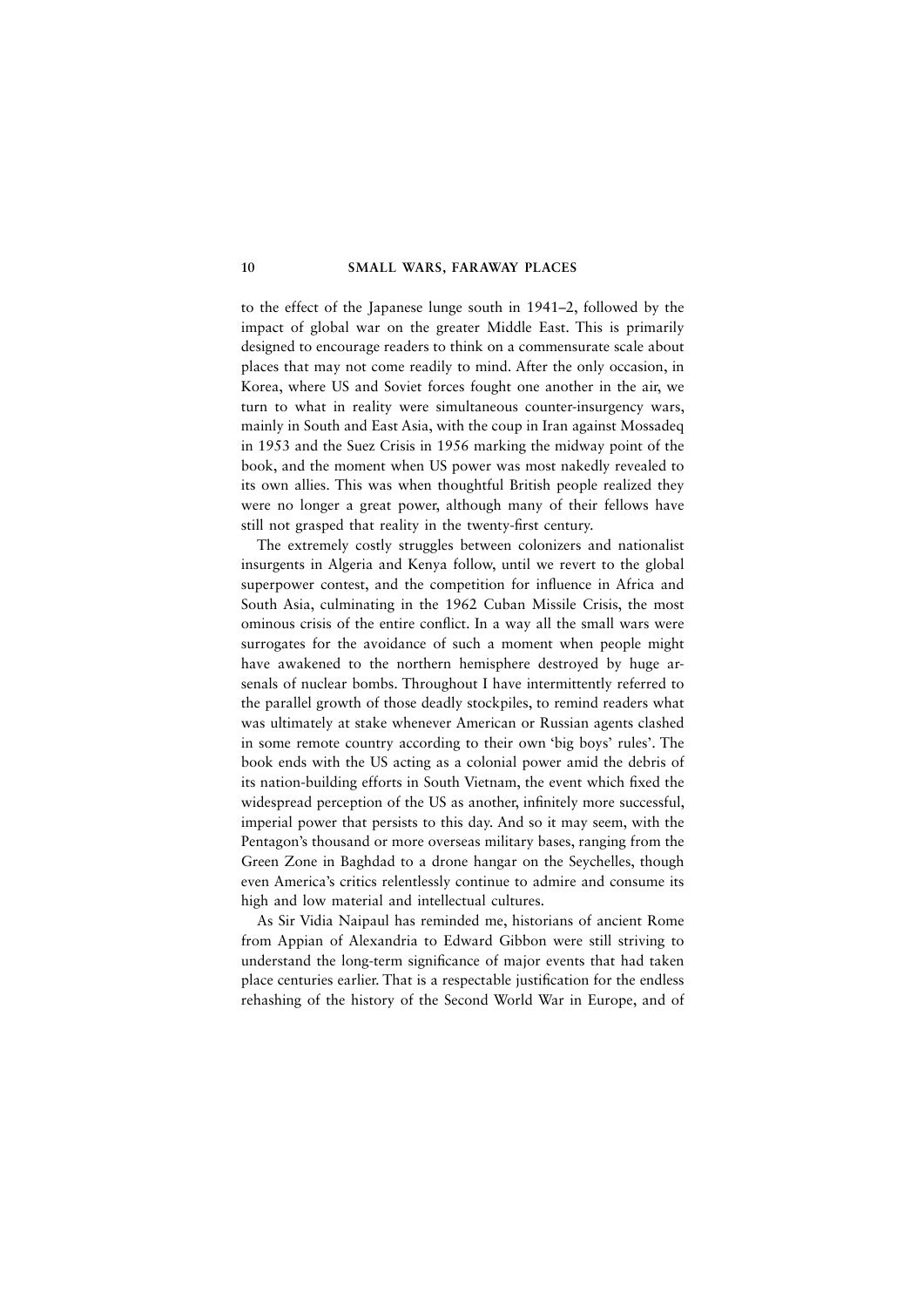to the effect of the Japanese lunge south in 1941–2, followed by the impact of global war on the greater Middle East. This is primarily designed to encourage readers to think on a commensurate scale about places that may not come readily to mind. After the only occasion, in Korea, where US and Soviet forces fought one another in the air, we turn to what in reality were simultaneous counter-insurgency wars, mainly in South and East Asia, with the coup in Iran against Mossadeq in 1953 and the Suez Crisis in 1956 marking the midway point of the book, and the moment when US power was most nakedly revealed to its own allies. This was when thoughtful British people realized they were no longer a great power, although many of their fellows have still not grasped that reality in the twenty-first century.

The extremely costly struggles between colonizers and nationalist insurgents in Algeria and Kenya follow, until we revert to the global superpower contest, and the competition for influence in Africa and South Asia, culminating in the 1962 Cuban Missile Crisis, the most ominous crisis of the entire conflict. In a way all the small wars were surrogates for the avoidance of such a moment when people might have awakened to the northern hemisphere destroyed by huge arsenals of nuclear bombs. Throughout I have intermittently referred to the parallel growth of those deadly stockpiles, to remind readers what was ultimately at stake whenever American or Russian agents clashed in some remote country according to their own 'big boys' rules'. The book ends with the US acting as a colonial power amid the debris of its nation-building efforts in South Vietnam, the event which fixed the widespread perception of the US as another, infinitely more successful, imperial power that persists to this day. And so it may seem, with the Pentagon's thousand or more overseas military bases, ranging from the Green Zone in Baghdad to a drone hangar on the Seychelles, though even America's critics relentlessly continue to admire and consume its high and low material and intellectual cultures.

As Sir Vidia Naipaul has reminded me, historians of ancient Rome from Appian of Alexandria to Edward Gibbon were still striving to understand the long-term significance of major events that had taken place centuries earlier. That is a respectable justification for the endless rehashing of the history of the Second World War in Europe, and of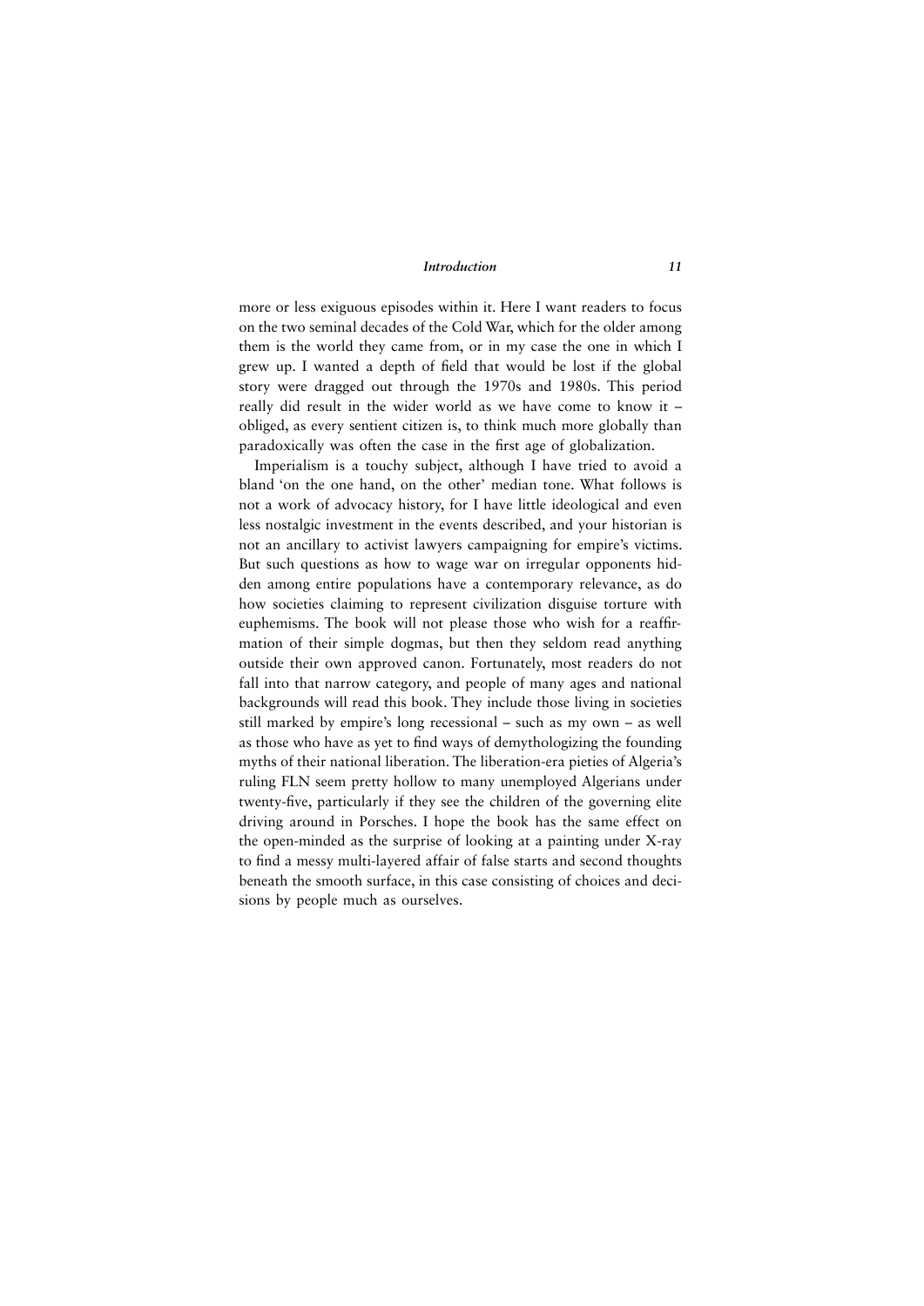more or less exiguous episodes within it. Here I want readers to focus on the two seminal decades of the Cold War, which for the older among them is the world they came from, or in my case the one in which I grew up. I wanted a depth of field that would be lost if the global story were dragged out through the 1970s and 1980s. This period really did result in the wider world as we have come to know it – obliged, as every sentient citizen is, to think much more globally than paradoxically was often the case in the first age of globalization.

Imperialism is a touchy subject, although I have tried to avoid a bland 'on the one hand, on the other' median tone. What follows is not a work of advocacy history, for I have little ideological and even less nostalgic investment in the events described, and your historian is not an ancillary to activist lawyers campaigning for empire's victims. But such questions as how to wage war on irregular opponents hidden among entire populations have a contemporary relevance, as do how societies claiming to represent civilization disguise torture with euphemisms. The book will not please those who wish for a reaffirmation of their simple dogmas, but then they seldom read anything outside their own approved canon. Fortunately, most readers do not fall into that narrow category, and people of many ages and national backgrounds will read this book. They include those living in societies still marked by empire's long recessional – such as my own – as well as those who have as yet to find ways of demythologizing the founding myths of their national liberation. The liberation-era pieties of Algeria's ruling FLN seem pretty hollow to many unemployed Algerians under twenty-five, particularly if they see the children of the governing elite driving around in Porsches. I hope the book has the same effect on the open-minded as the surprise of looking at a painting under X-ray to find a messy multi-layered affair of false starts and second thoughts beneath the smooth surface, in this case consisting of choices and decisions by people much as ourselves.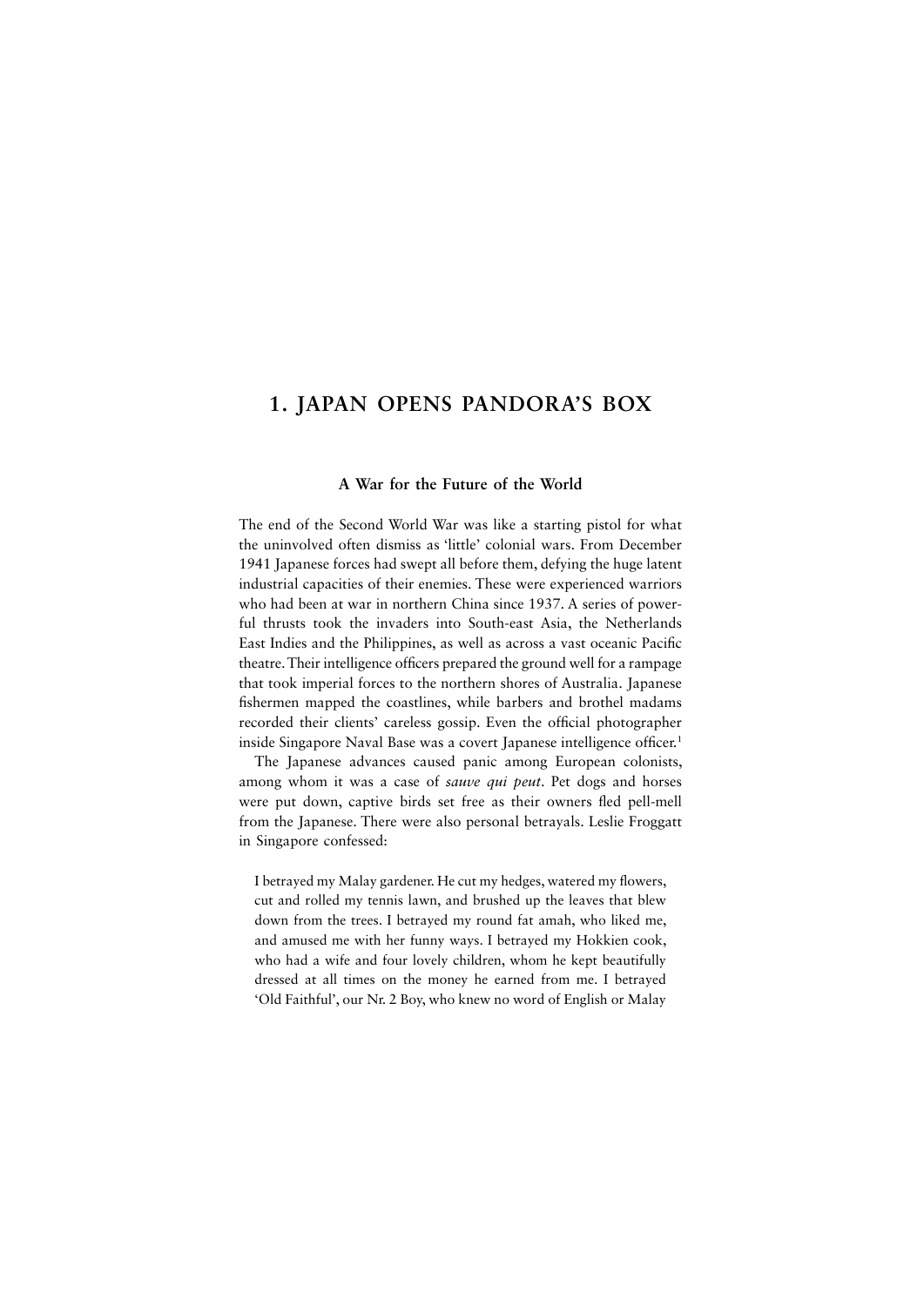# 1. JAPAN OPENS PANDORA'S BOX

## A War for the Future of the World

The end of the Second World War was like a starting pistol for what the uninvolved often dismiss as 'little' colonial wars. From December 1941 Japanese forces had swept all before them, defying the huge latent industrial capacities of their enemies. These were experienced warriors who had been at war in northern China since 1937. A series of powerful thrusts took the invaders into South-east Asia, the Netherlands East Indies and the Philippines, as well as across a vast oceanic Pacific theatre. Their intelligence officers prepared the ground well for a rampage that took imperial forces to the northern shores of Australia. Japanese fishermen mapped the coastlines, while barbers and brothel madams recorded their clients' careless gossip. Even the official photographer inside Singapore Naval Base was a covert Japanese intelligence officer.[1]

The Japanese advances caused panic among European colonists, among whom it was a case of *sauve qui peut*. Pet dogs and horses were put down, captive birds set free as their owners fled pell-mell from the Japanese. There were also personal betrayals. Leslie Froggatt in Singapore confessed:

> I betrayed my Malay gardener. He cut my hedges, watered my flowers, cut and rolled my tennis lawn, and brushed up the leaves that blew down from the trees. I betrayed my round fat amah, who liked me, and amused me with her funny ways. I betrayed my Hokkien cook, who had a wife and four lovely children, whom he kept beautifully dressed at all times on the money he earned from me. I betrayed 'Old Faithful', our Nr. 2 Boy, who knew no word of English or Malay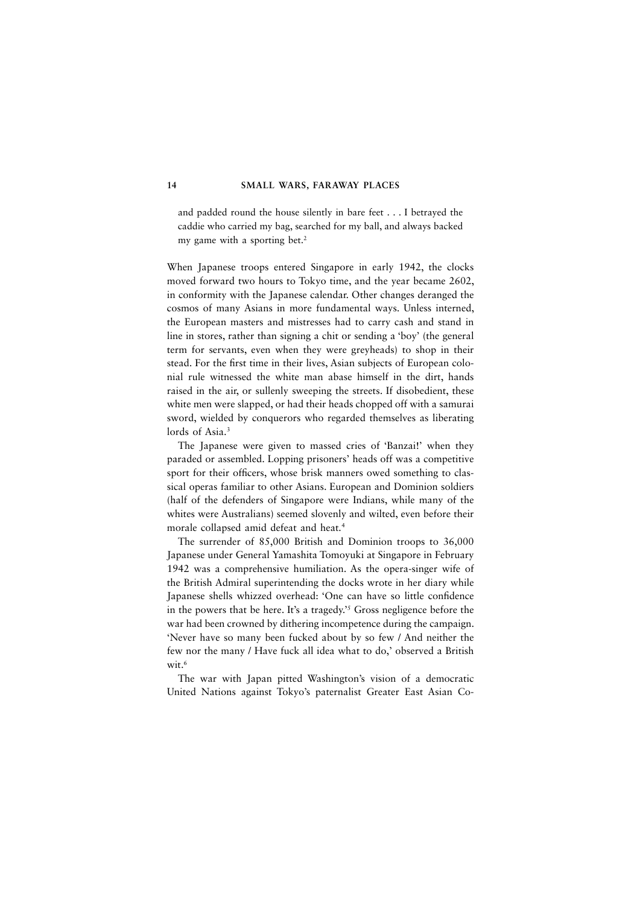and padded round the house silently in bare feet . . . I betrayed the caddie who carried my bag, searched for my ball, and always backed my game with a sporting bet.[2]

When Japanese troops entered Singapore in early 1942, the clocks moved forward two hours to Tokyo time, and the year became 2602, in conformity with the Japanese calendar. Other changes deranged the cosmos of many Asians in more fundamental ways. Unless interned, the European masters and mistresses had to carry cash and stand in line in stores, rather than signing a chit or sending a 'boy' (the general term for servants, even when they were greyheads) to shop in their stead. For the first time in their lives, Asian subjects of European colonial rule witnessed the white man abase himself in the dirt, hands raised in the air, or sullenly sweeping the streets. If disobedient, these white men were slapped, or had their heads chopped off with a samurai sword, wielded by conquerors who regarded themselves as liberating lords of Asia.[3]

The Japanese were given to massed cries of 'Banzai!' when they paraded or assembled. Lopping prisoners' heads off was a competitive sport for their officers, whose brisk manners owed something to classical operas familiar to other Asians. European and Dominion soldiers (half of the defenders of Singapore were Indians, while many of the whites were Australians) seemed slovenly and wilted, even before their morale collapsed amid defeat and heat.[4]

The surrender of 85,000 British and Dominion troops to 36,000 Japanese under General Yamashita Tomoyuki at Singapore in February 1942 was a comprehensive humiliation. As the opera-singer wife of the British Admiral superintending the docks wrote in her diary while Japanese shells whizzed overhead: 'One can have so little confidence in the powers that be here. It's a tragedy.'[5] Gross negligence before the war had been crowned by dithering incompetence during the campaign. 'Never have so many been fucked about by so few / And neither the few nor the many / Have fuck all idea what to do,' observed a British wit.[6]

The war with Japan pitted Washington's vision of a democratic United Nations against Tokyo's paternalist Greater East Asian Co-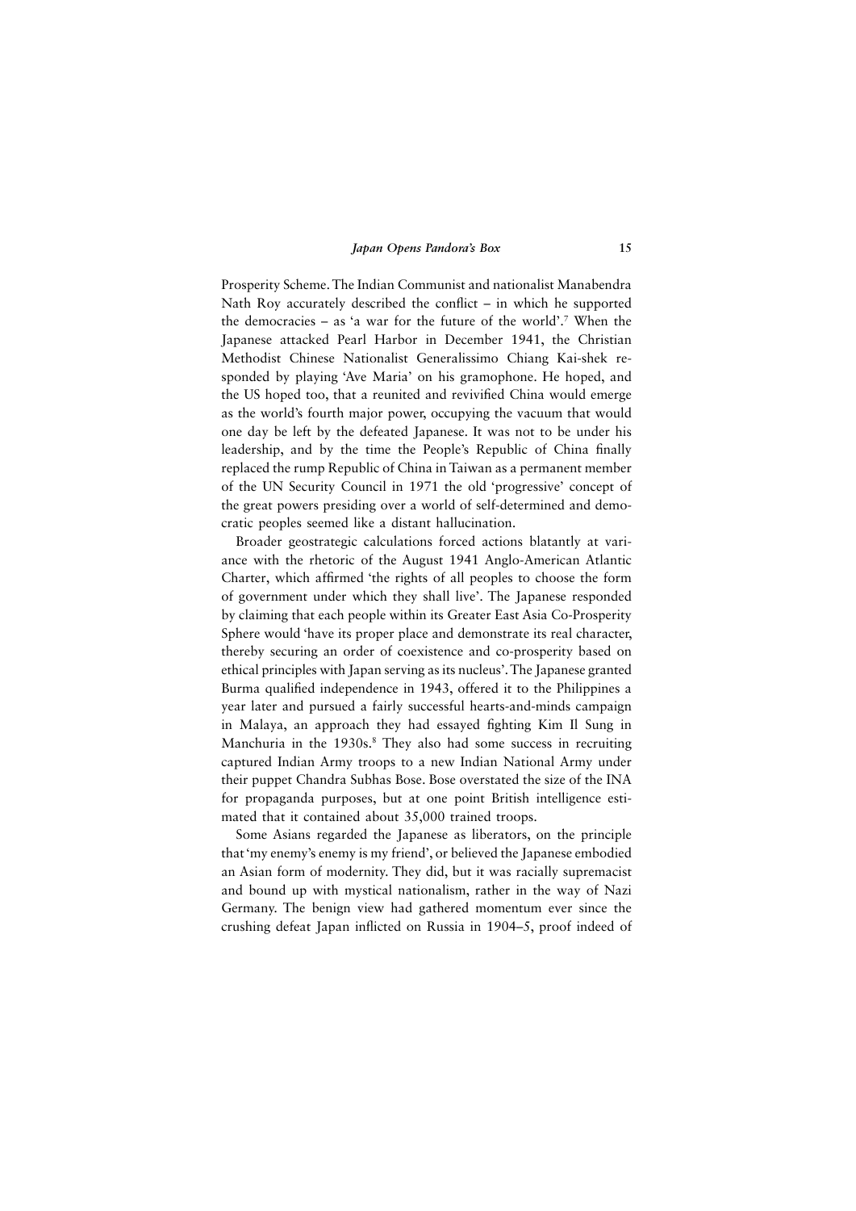Prosperity Scheme. The Indian Communist and nationalist Manabendra Nath Roy accurately described the conflict – in which he supported the democracies – as 'a war for the future of the world'.[7] When the Japanese attacked Pearl Harbor in December 1941, the Christian Methodist Chinese Nationalist Generalissimo Chiang Kai-shek responded by playing 'Ave Maria' on his gramophone. He hoped, and the US hoped too, that a reunited and revivified China would emerge as the world's fourth major power, occupying the vacuum that would one day be left by the defeated Japanese. It was not to be under his leadership, and by the time the People's Republic of China finally replaced the rump Republic of China in Taiwan as a permanent member of the UN Security Council in 1971 the old 'progressive' concept of the great powers presiding over a world of self-determined and democratic peoples seemed like a distant hallucination.

Broader geostrategic calculations forced actions blatantly at variance with the rhetoric of the August 1941 Anglo-American Atlantic Charter, which affirmed 'the rights of all peoples to choose the form of government under which they shall live'. The Japanese responded by claiming that each people within its Greater East Asia Co-Prosperity Sphere would 'have its proper place and demonstrate its real character, thereby securing an order of coexistence and co-prosperity based on ethical principles with Japan serving as its nucleus'. The Japanese granted Burma qualified independence in 1943, offered it to the Philippines a year later and pursued a fairly successful hearts-and-minds campaign in Malaya, an approach they had essayed fighting Kim Il Sung in Manchuria in the 1930s.[8] They also had some success in recruiting captured Indian Army troops to a new Indian National Army under their puppet Chandra Subhas Bose. Bose overstated the size of the INA for propaganda purposes, but at one point British intelligence estimated that it contained about 35,000 trained troops.

Some Asians regarded the Japanese as liberators, on the principle that 'my enemy's enemy is my friend', or believed the Japanese embodied an Asian form of modernity. They did, but it was racially supremacist and bound up with mystical nationalism, rather in the way of Nazi Germany. The benign view had gathered momentum ever since the crushing defeat Japan inflicted on Russia in 1904–5, proof indeed of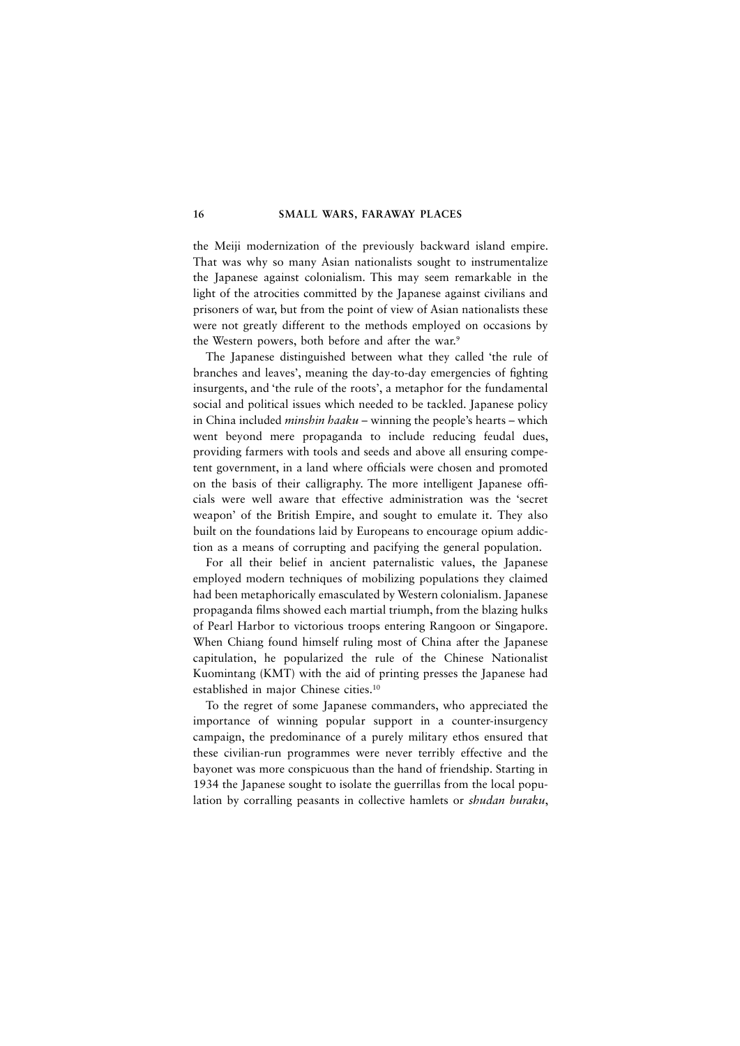the Meiji modernization of the previously backward island empire. That was why so many Asian nationalists sought to instrumentalize the Japanese against colonialism. This may seem remarkable in the light of the atrocities committed by the Japanese against civilians and prisoners of war, but from the point of view of Asian nationalists these were not greatly different to the methods employed on occasions by the Western powers, both before and after the war.[9]

The Japanese distinguished between what they called 'the rule of branches and leaves', meaning the day-to-day emergencies of fighting insurgents, and 'the rule of the roots', a metaphor for the fundamental social and political issues which needed to be tackled. Japanese policy in China included *minshin haaku* – winning the people's hearts – which went beyond mere propaganda to include reducing feudal dues, providing farmers with tools and seeds and above all ensuring competent government, in a land where officials were chosen and promoted on the basis of their calligraphy. The more intelligent Japanese officials were well aware that effective administration was the 'secret weapon' of the British Empire, and sought to emulate it. They also built on the foundations laid by Europeans to encourage opium addiction as a means of corrupting and pacifying the general population.

For all their belief in ancient paternalistic values, the Japanese employed modern techniques of mobilizing populations they claimed had been metaphorically emasculated by Western colonialism. Japanese propaganda films showed each martial triumph, from the blazing hulks of Pearl Harbor to victorious troops entering Rangoon or Singapore. When Chiang found himself ruling most of China after the Japanese capitulation, he popularized the rule of the Chinese Nationalist Kuomintang (KMT) with the aid of printing presses the Japanese had established in major Chinese cities.[10]

To the regret of some Japanese commanders, who appreciated the importance of winning popular support in a counter-insurgency campaign, the predominance of a purely military ethos ensured that these civilian-run programmes were never terribly effective and the bayonet was more conspicuous than the hand of friendship. Starting in 1934 the Japanese sought to isolate the guerrillas from the local population by corralling peasants in collective hamlets or *shudan buraku*,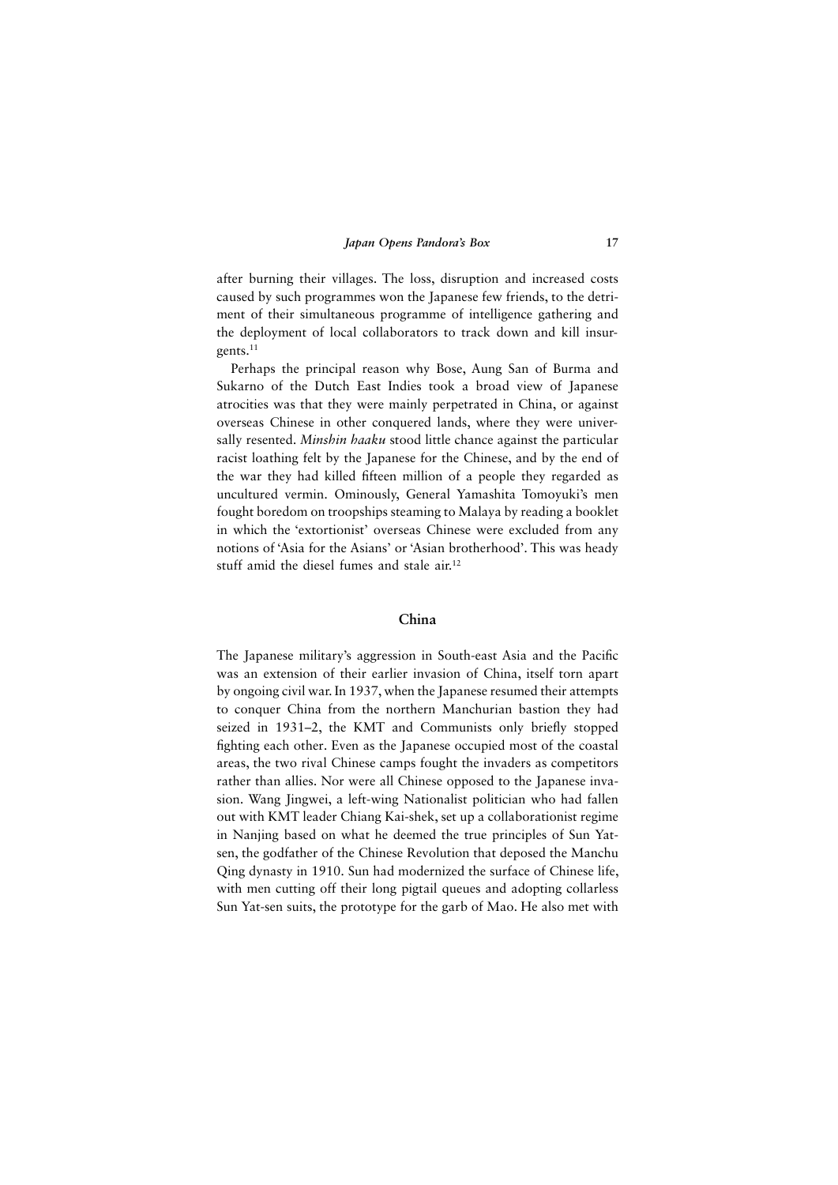after burning their villages. The loss, disruption and increased costs caused by such programmes won the Japanese few friends, to the detriment of their simultaneous programme of intelligence gathering and the deployment of local collaborators to track down and kill insurgents.[11]

Perhaps the principal reason why Bose, Aung San of Burma and Sukarno of the Dutch East Indies took a broad view of Japanese atrocities was that they were mainly perpetrated in China, or against overseas Chinese in other conquered lands, where they were universally resented. *Minshin haaku* stood little chance against the particular racist loathing felt by the Japanese for the Chinese, and by the end of the war they had killed fifteen million of a people they regarded as uncultured vermin. Ominously, General Yamashita Tomoyuki's men fought boredom on troopships steaming to Malaya by reading a booklet in which the 'extortionist' overseas Chinese were excluded from any notions of 'Asia for the Asians' or 'Asian brotherhood'. This was heady stuff amid the diesel fumes and stale air.[12]

## China

The Japanese military's aggression in South-east Asia and the Pacific was an extension of their earlier invasion of China, itself torn apart by ongoing civil war. In 1937, when the Japanese resumed their attempts to conquer China from the northern Manchurian bastion they had seized in 1931–2, the KMT and Communists only briefly stopped fighting each other. Even as the Japanese occupied most of the coastal areas, the two rival Chinese camps fought the invaders as competitors rather than allies. Nor were all Chinese opposed to the Japanese invasion. Wang Jingwei, a left-wing Nationalist politician who had fallen out with KMT leader Chiang Kai-shek, set up a collaborationist regime in Nanjing based on what he deemed the true principles of Sun Yat-sen, the godfather of the Chinese Revolution that deposed the Manchu Qing dynasty in 1910. Sun had modernized the surface of Chinese life, with men cutting off their long pigtail queues and adopting collarless Sun Yat-sen suits, the prototype for the garb of Mao. He also met with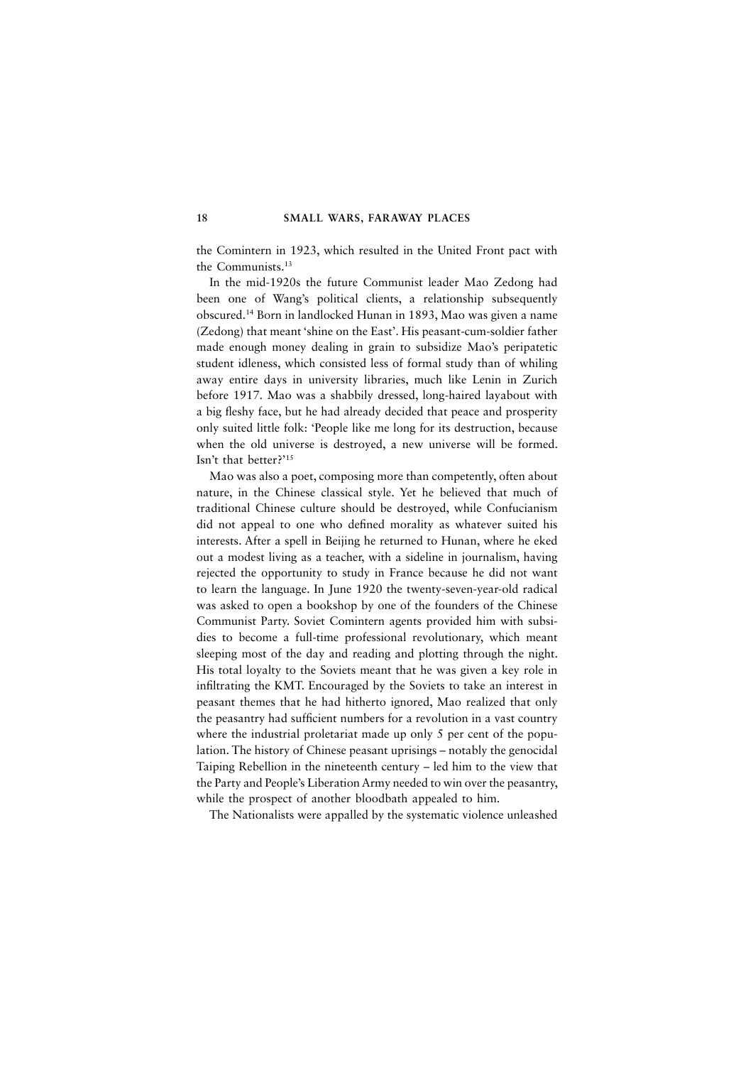the Comintern in 1923, which resulted in the United Front pact with the Communists.[13]

In the mid-1920s the future Communist leader Mao Zedong had been one of Wang's political clients, a relationship subsequently obscured.[14] Born in landlocked Hunan in 1893, Mao was given a name (Zedong) that meant 'shine on the East'. His peasant-cum-soldier father made enough money dealing in grain to subsidize Mao's peripatetic student idleness, which consisted less of formal study than of whiling away entire days in university libraries, much like Lenin in Zurich before 1917. Mao was a shabbily dressed, long-haired layabout with a big fleshy face, but he had already decided that peace and prosperity only suited little folk: 'People like me long for its destruction, because when the old universe is destroyed, a new universe will be formed. Isn't that better?'[15]

Mao was also a poet, composing more than competently, often about nature, in the Chinese classical style. Yet he believed that much of traditional Chinese culture should be destroyed, while Confucianism did not appeal to one who defined morality as whatever suited his interests. After a spell in Beijing he returned to Hunan, where he eked out a modest living as a teacher, with a sideline in journalism, having rejected the opportunity to study in France because he did not want to learn the language. In June 1920 the twenty-seven-year-old radical was asked to open a bookshop by one of the founders of the Chinese Communist Party. Soviet Comintern agents provided him with subsidies to become a full-time professional revolutionary, which meant sleeping most of the day and reading and plotting through the night. His total loyalty to the Soviets meant that he was given a key role in infiltrating the KMT. Encouraged by the Soviets to take an interest in peasant themes that he had hitherto ignored, Mao realized that only the peasantry had sufficient numbers for a revolution in a vast country where the industrial proletariat made up only 5 per cent of the population. The history of Chinese peasant uprisings – notably the genocidal Taiping Rebellion in the nineteenth century – led him to the view that the Party and People's Liberation Army needed to win over the peasantry, while the prospect of another bloodbath appealed to him.

The Nationalists were appalled by the systematic violence unleashed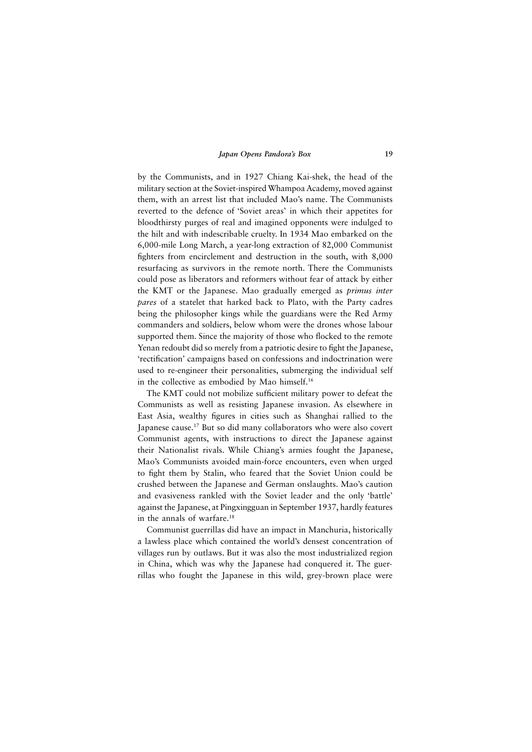by the Communists, and in 1927 Chiang Kai-shek, the head of the military section at the Soviet-inspired Whampoa Academy, moved against them, with an arrest list that included Mao's name. The Communists reverted to the defence of 'Soviet areas' in which their appetites for bloodthirsty purges of real and imagined opponents were indulged to the hilt and with indescribable cruelty. In 1934 Mao embarked on the 6,000-mile Long March, a year-long extraction of 82,000 Communist fighters from encirclement and destruction in the south, with 8,000 resurfacing as survivors in the remote north. There the Communists could pose as liberators and reformers without fear of attack by either the KMT or the Japanese. Mao gradually emerged as *primus inter pares* of a statelet that harked back to Plato, with the Party cadres being the philosopher kings while the guardians were the Red Army commanders and soldiers, below whom were the drones whose labour supported them. Since the majority of those who flocked to the remote Yenan redoubt did so merely from a patriotic desire to fight the Japanese, 'rectification' campaigns based on confessions and indoctrination were used to re-engineer their personalities, submerging the individual self in the collective as embodied by Mao himself.[16]

The KMT could not mobilize sufficient military power to defeat the Communists as well as resisting Japanese invasion. As elsewhere in East Asia, wealthy figures in cities such as Shanghai rallied to the Japanese cause.[17] But so did many collaborators who were also covert Communist agents, with instructions to direct the Japanese against their Nationalist rivals. While Chiang's armies fought the Japanese, Mao's Communists avoided main-force encounters, even when urged to fight them by Stalin, who feared that the Soviet Union could be crushed between the Japanese and German onslaughts. Mao's caution and evasiveness rankled with the Soviet leader and the only 'battle' against the Japanese, at Pingxingguan in September 1937, hardly features in the annals of warfare.[18]

Communist guerrillas did have an impact in Manchuria, historically a lawless place which contained the world's densest concentration of villages run by outlaws. But it was also the most industrialized region in China, which was why the Japanese had conquered it. The guerrillas who fought the Japanese in this wild, grey-brown place were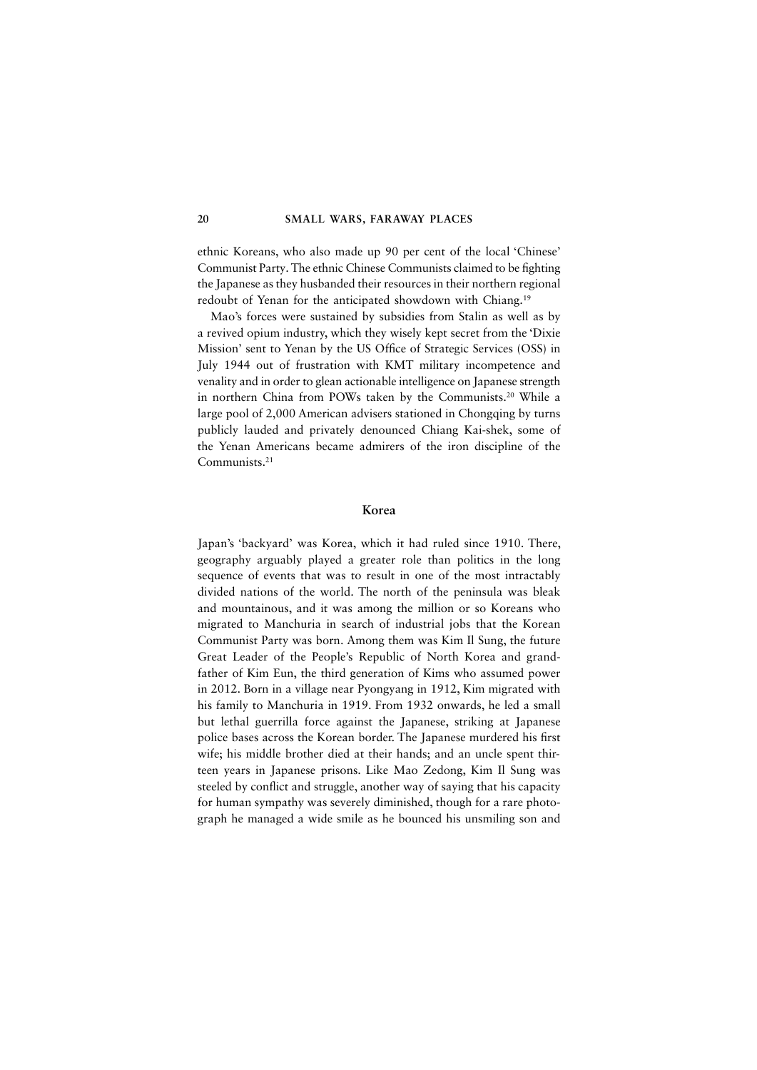ethnic Koreans, who also made up 90 per cent of the local 'Chinese' Communist Party. The ethnic Chinese Communists claimed to be fighting the Japanese as they husbanded their resources in their northern regional redoubt of Yenan for the anticipated showdown with Chiang.[19]

Mao's forces were sustained by subsidies from Stalin as well as by a revived opium industry, which they wisely kept secret from the 'Dixie Mission' sent to Yenan by the US Office of Strategic Services (OSS) in July 1944 out of frustration with KMT military incompetence and venality and in order to glean actionable intelligence on Japanese strength in northern China from POWs taken by the Communists.[20] While a large pool of 2,000 American advisers stationed in Chongqing by turns publicly lauded and privately denounced Chiang Kai-shek, some of the Yenan Americans became admirers of the iron discipline of the Communists.[21]

## Korea

Japan's 'backyard' was Korea, which it had ruled since 1910. There, geography arguably played a greater role than politics in the long sequence of events that was to result in one of the most intractably divided nations of the world. The north of the peninsula was bleak and mountainous, and it was among the million or so Koreans who migrated to Manchuria in search of industrial jobs that the Korean Communist Party was born. Among them was Kim Il Sung, the future Great Leader of the People's Republic of North Korea and grandfather of Kim Eun, the third generation of Kims who assumed power in 2012. Born in a village near Pyongyang in 1912, Kim migrated with his family to Manchuria in 1919. From 1932 onwards, he led a small but lethal guerrilla force against the Japanese, striking at Japanese police bases across the Korean border. The Japanese murdered his first wife; his middle brother died at their hands; and an uncle spent thirteen years in Japanese prisons. Like Mao Zedong, Kim Il Sung was steeled by conflict and struggle, another way of saying that his capacity for human sympathy was severely diminished, though for a rare photograph he managed a wide smile as he bounced his unsmiling son and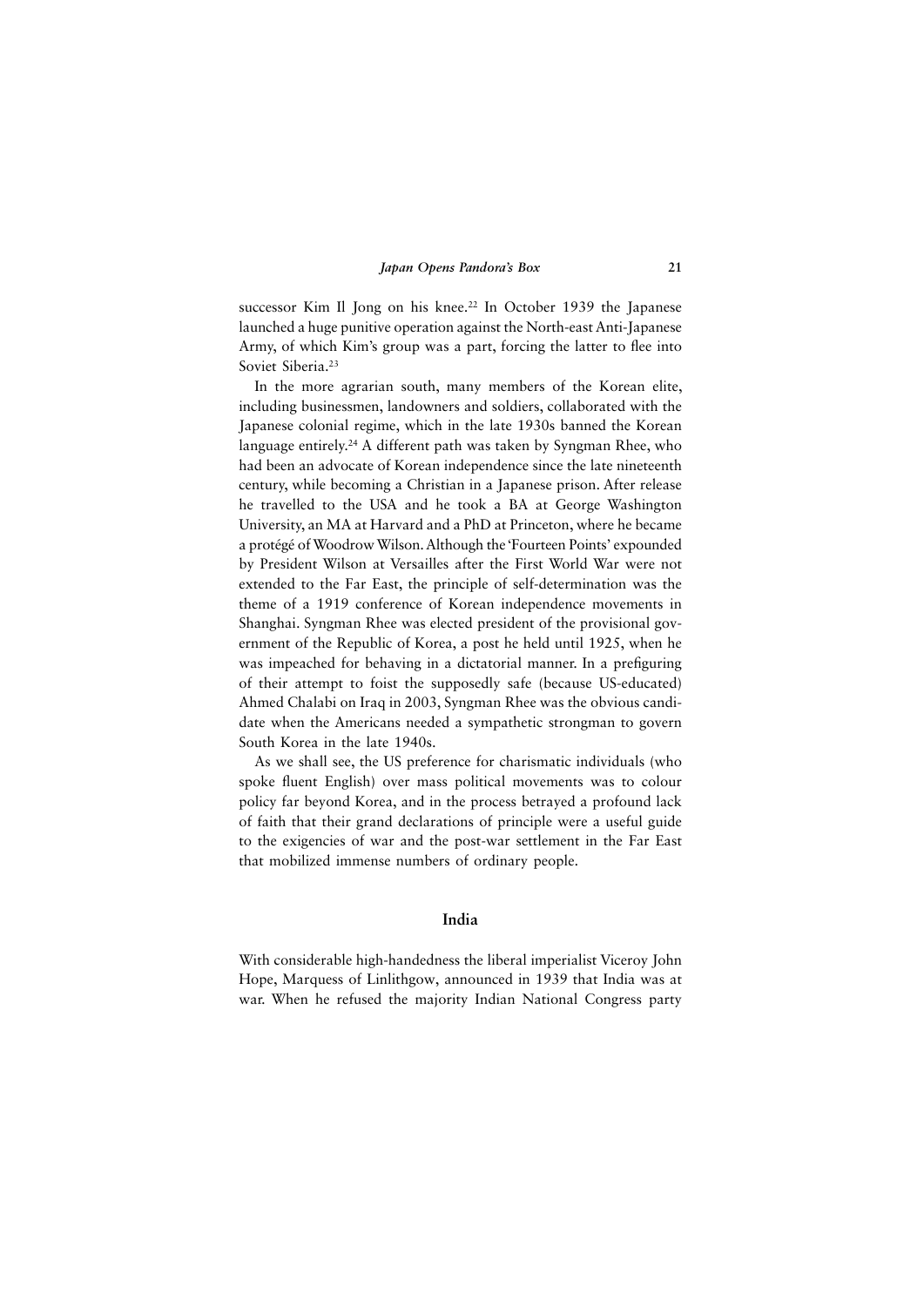successor Kim Il Jong on his knee.[22] In October 1939 the Japanese launched a huge punitive operation against the North-east Anti-Japanese Army, of which Kim's group was a part, forcing the latter to flee into Soviet Siberia.[23]

In the more agrarian south, many members of the Korean elite, including businessmen, landowners and soldiers, collaborated with the Japanese colonial regime, which in the late 1930s banned the Korean language entirely.[24] A different path was taken by Syngman Rhee, who had been an advocate of Korean independence since the late nineteenth century, while becoming a Christian in a Japanese prison. After release he travelled to the USA and he took a BA at George Washington University, an MA at Harvard and a PhD at Princeton, where he became a protégé of Woodrow Wilson. Although the 'Fourteen Points' expounded by President Wilson at Versailles after the First World War were not extended to the Far East, the principle of self-determination was the theme of a 1919 conference of Korean independence movements in Shanghai. Syngman Rhee was elected president of the provisional government of the Republic of Korea, a post he held until 1925, when he was impeached for behaving in a dictatorial manner. In a prefiguring of their attempt to foist the supposedly safe (because US-educated) Ahmed Chalabi on Iraq in 2003, Syngman Rhee was the obvious candidate when the Americans needed a sympathetic strongman to govern South Korea in the late 1940s.

As we shall see, the US preference for charismatic individuals (who spoke fluent English) over mass political movements was to colour policy far beyond Korea, and in the process betrayed a profound lack of faith that their grand declarations of principle were a useful guide to the exigencies of war and the post-war settlement in the Far East that mobilized immense numbers of ordinary people.

## India

With considerable high-handedness the liberal imperialist Viceroy John Hope, Marquess of Linlithgow, announced in 1939 that India was at war. When he refused the majority Indian National Congress party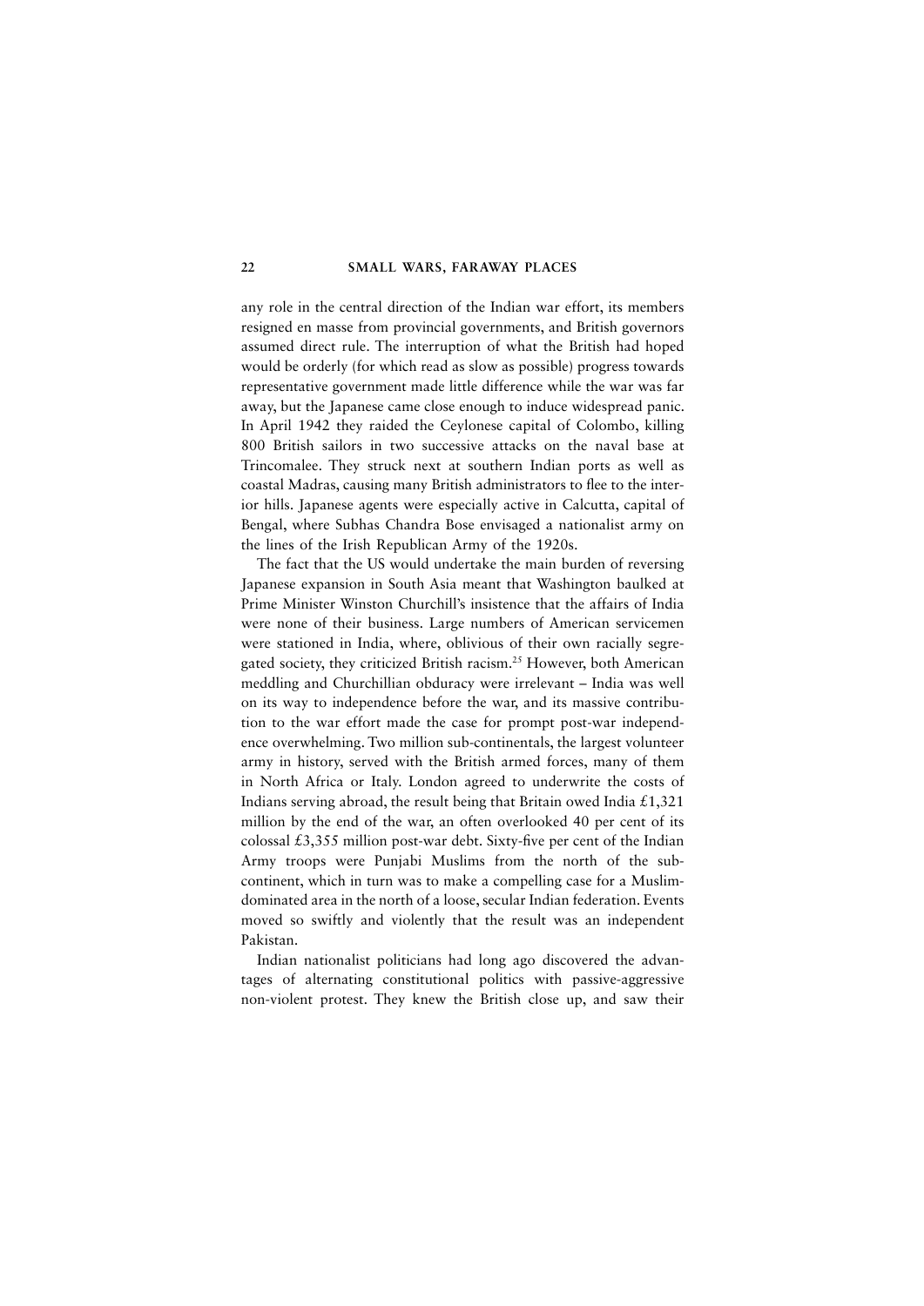any role in the central direction of the Indian war effort, its members resigned en masse from provincial governments, and British governors assumed direct rule. The interruption of what the British had hoped would be orderly (for which read as slow as possible) progress towards representative government made little difference while the war was far away, but the Japanese came close enough to induce widespread panic. In April 1942 they raided the Ceylonese capital of Colombo, killing 800 British sailors in two successive attacks on the naval base at Trincomalee. They struck next at southern Indian ports as well as coastal Madras, causing many British administrators to flee to the interior hills. Japanese agents were especially active in Calcutta, capital of Bengal, where Subhas Chandra Bose envisaged a nationalist army on the lines of the Irish Republican Army of the 1920s.

The fact that the US would undertake the main burden of reversing Japanese expansion in South Asia meant that Washington baulked at Prime Minister Winston Churchill's insistence that the affairs of India were none of their business. Large numbers of American servicemen were stationed in India, where, oblivious of their own racially segregated society, they criticized British racism.[25] However, both American meddling and Churchillian obduracy were irrelevant – India was well on its way to independence before the war, and its massive contribution to the war effort made the case for prompt post-war independence overwhelming. Two million sub-continentals, the largest volunteer army in history, served with the British armed forces, many of them in North Africa or Italy. London agreed to underwrite the costs of Indians serving abroad, the result being that Britain owed India £1,321 million by the end of the war, an often overlooked 40 per cent of its colossal £3,355 million post-war debt. Sixty-five per cent of the Indian Army troops were Punjabi Muslims from the north of the subcontinent, which in turn was to make a compelling case for a Muslim-dominated area in the north of a loose, secular Indian federation. Events moved so swiftly and violently that the result was an independent Pakistan.

Indian nationalist politicians had long ago discovered the advantages of alternating constitutional politics with passive-aggressive non-violent protest. They knew the British close up, and saw their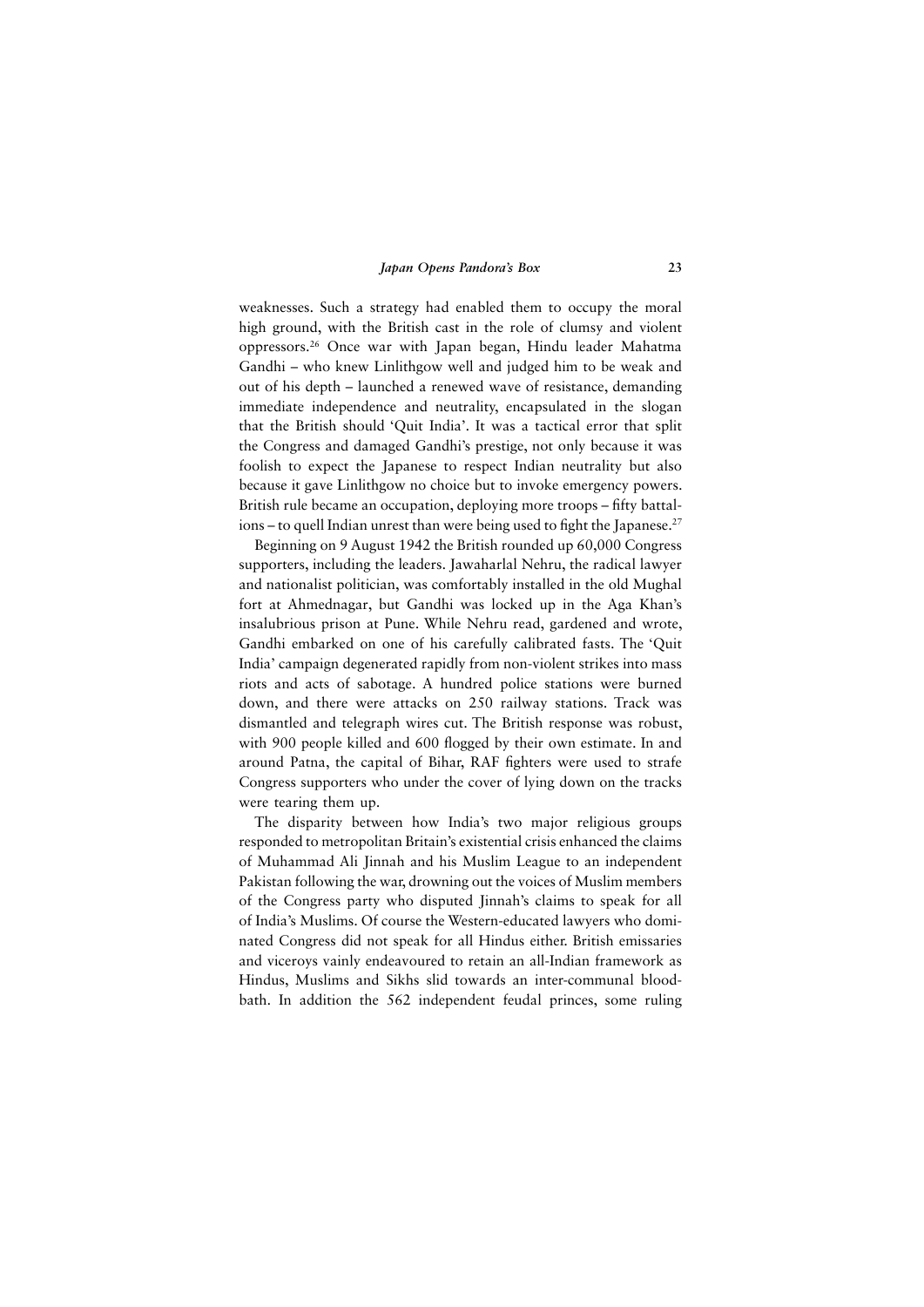weaknesses. Such a strategy had enabled them to occupy the moral high ground, with the British cast in the role of clumsy and violent oppressors.[26] Once war with Japan began, Hindu leader Mahatma Gandhi – who knew Linlithgow well and judged him to be weak and out of his depth – launched a renewed wave of resistance, demanding immediate independence and neutrality, encapsulated in the slogan that the British should 'Quit India'. It was a tactical error that split the Congress and damaged Gandhi's prestige, not only because it was foolish to expect the Japanese to respect Indian neutrality but also because it gave Linlithgow no choice but to invoke emergency powers. British rule became an occupation, deploying more troops – fifty battalions – to quell Indian unrest than were being used to fight the Japanese.[27]

Beginning on 9 August 1942 the British rounded up 60,000 Congress supporters, including the leaders. Jawaharlal Nehru, the radical lawyer and nationalist politician, was comfortably installed in the old Mughal fort at Ahmednagar, but Gandhi was locked up in the Aga Khan's insalubrious prison at Pune. While Nehru read, gardened and wrote, Gandhi embarked on one of his carefully calibrated fasts. The 'Quit India' campaign degenerated rapidly from non-violent strikes into mass riots and acts of sabotage. A hundred police stations were burned down, and there were attacks on 250 railway stations. Track was dismantled and telegraph wires cut. The British response was robust, with 900 people killed and 600 flogged by their own estimate. In and around Patna, the capital of Bihar, RAF fighters were used to strafe Congress supporters who under the cover of lying down on the tracks were tearing them up.

The disparity between how India's two major religious groups responded to metropolitan Britain's existential crisis enhanced the claims of Muhammad Ali Jinnah and his Muslim League to an independent Pakistan following the war, drowning out the voices of Muslim members of the Congress party who disputed Jinnah's claims to speak for all of India's Muslims. Of course the Western-educated lawyers who dominated Congress did not speak for all Hindus either. British emissaries and viceroys vainly endeavoured to retain an all-Indian framework as Hindus, Muslims and Sikhs slid towards an inter-communal bloodbath. In addition the 562 independent feudal princes, some ruling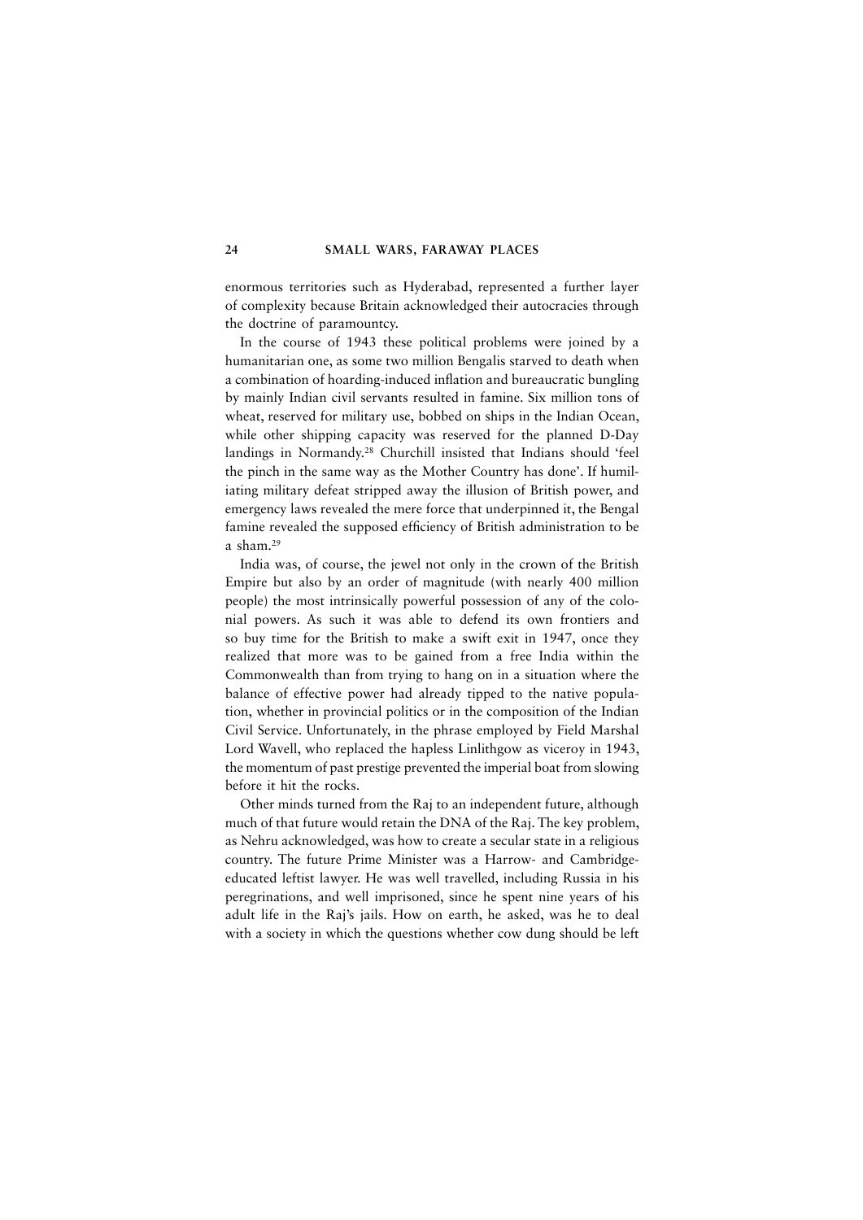enormous territories such as Hyderabad, represented a further layer of complexity because Britain acknowledged their autocracies through the doctrine of paramountcy.

In the course of 1943 these political problems were joined by a humanitarian one, as some two million Bengalis starved to death when a combination of hoarding-induced inflation and bureaucratic bungling by mainly Indian civil servants resulted in famine. Six million tons of wheat, reserved for military use, bobbed on ships in the Indian Ocean, while other shipping capacity was reserved for the planned D-Day landings in Normandy.[28] Churchill insisted that Indians should 'feel the pinch in the same way as the Mother Country has done'. If humiliating military defeat stripped away the illusion of British power, and emergency laws revealed the mere force that underpinned it, the Bengal famine revealed the supposed efficiency of British administration to be a sham.[29]

India was, of course, the jewel not only in the crown of the British Empire but also by an order of magnitude (with nearly 400 million people) the most intrinsically powerful possession of any of the colonial powers. As such it was able to defend its own frontiers and so buy time for the British to make a swift exit in 1947, once they realized that more was to be gained from a free India within the Commonwealth than from trying to hang on in a situation where the balance of effective power had already tipped to the native population, whether in provincial politics or in the composition of the Indian Civil Service. Unfortunately, in the phrase employed by Field Marshal Lord Wavell, who replaced the hapless Linlithgow as viceroy in 1943, the momentum of past prestige prevented the imperial boat from slowing before it hit the rocks.

Other minds turned from the Raj to an independent future, although much of that future would retain the DNA of the Raj. The key problem, as Nehru acknowledged, was how to create a secular state in a religious country. The future Prime Minister was a Harrow- and Cambridge-educated leftist lawyer. He was well travelled, including Russia in his peregrinations, and well imprisoned, since he spent nine years of his adult life in the Raj's jails. How on earth, he asked, was he to deal with a society in which the questions whether cow dung should be left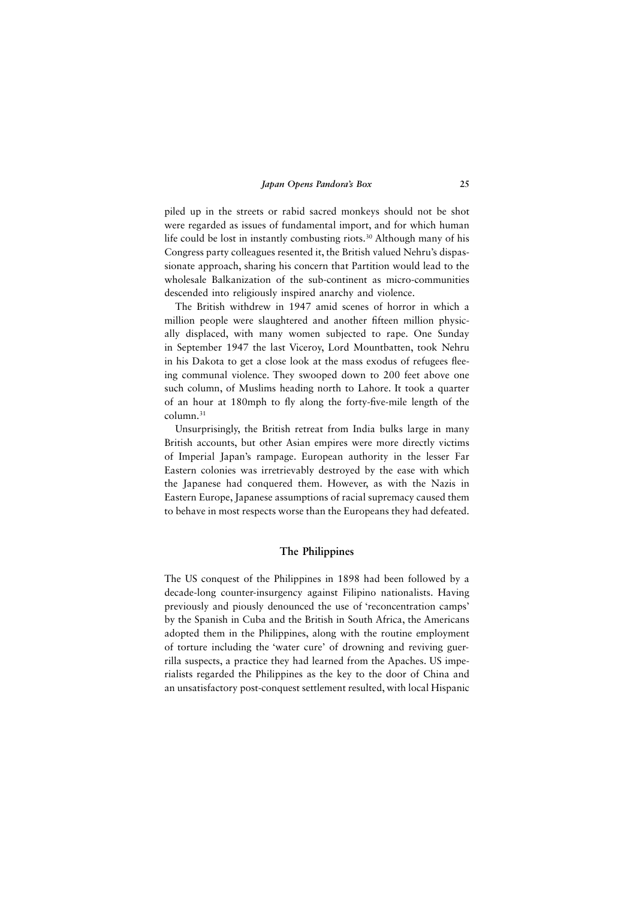piled up in the streets or rabid sacred monkeys should not be shot were regarded as issues of fundamental import, and for which human life could be lost in instantly combusting riots.[30] Although many of his Congress party colleagues resented it, the British valued Nehru's dispassionate approach, sharing his concern that Partition would lead to the wholesale Balkanization of the sub-continent as micro-communities descended into religiously inspired anarchy and violence.

The British withdrew in 1947 amid scenes of horror in which a million people were slaughtered and another fifteen million physically displaced, with many women subjected to rape. One Sunday in September 1947 the last Viceroy, Lord Mountbatten, took Nehru in his Dakota to get a close look at the mass exodus of refugees fleeing communal violence. They swooped down to 200 feet above one such column, of Muslims heading north to Lahore. It took a quarter of an hour at 180mph to fly along the forty-five-mile length of the column.[31]

Unsurprisingly, the British retreat from India bulks large in many British accounts, but other Asian empires were more directly victims of Imperial Japan's rampage. European authority in the lesser Far Eastern colonies was irretrievably destroyed by the ease with which the Japanese had conquered them. However, as with the Nazis in Eastern Europe, Japanese assumptions of racial supremacy caused them to behave in most respects worse than the Europeans they had defeated.

## The Philippines

The US conquest of the Philippines in 1898 had been followed by a decade-long counter-insurgency against Filipino nationalists. Having previously and piously denounced the use of 'reconcentration camps' by the Spanish in Cuba and the British in South Africa, the Americans adopted them in the Philippines, along with the routine employment of torture including the 'water cure' of drowning and reviving guerrilla suspects, a practice they had learned from the Apaches. US imperialists regarded the Philippines as the key to the door of China and an unsatisfactory post-conquest settlement resulted, with local Hispanic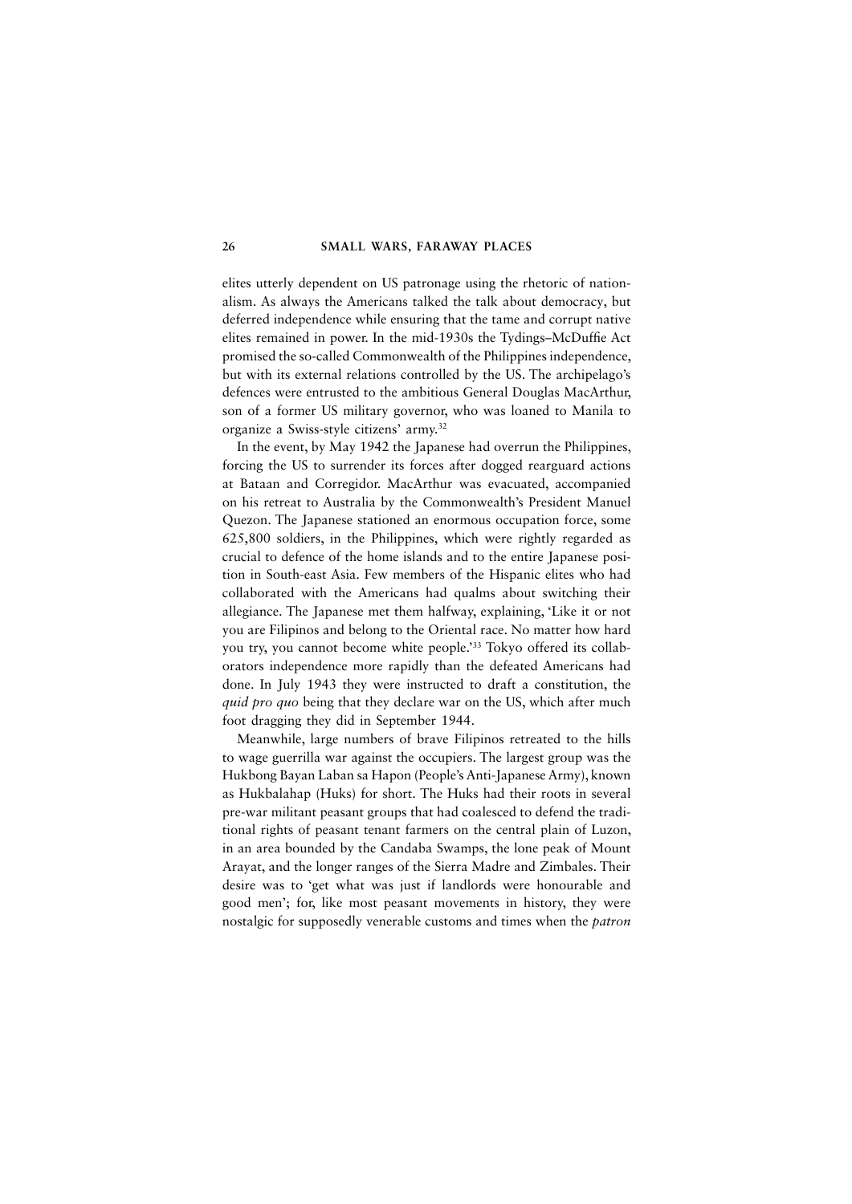elites utterly dependent on US patronage using the rhetoric of nationalism. As always the Americans talked the talk about democracy, but deferred independence while ensuring that the tame and corrupt native elites remained in power. In the mid-1930s the Tydings–McDuffie Act promised the so-called Commonwealth of the Philippines independence, but with its external relations controlled by the US. The archipelago's defences were entrusted to the ambitious General Douglas MacArthur, son of a former US military governor, who was loaned to Manila to organize a Swiss-style citizens' army.[32]

In the event, by May 1942 the Japanese had overrun the Philippines, forcing the US to surrender its forces after dogged rearguard actions at Bataan and Corregidor. MacArthur was evacuated, accompanied on his retreat to Australia by the Commonwealth's President Manuel Quezon. The Japanese stationed an enormous occupation force, some 625,800 soldiers, in the Philippines, which were rightly regarded as crucial to defence of the home islands and to the entire Japanese position in South-east Asia. Few members of the Hispanic elites who had collaborated with the Americans had qualms about switching their allegiance. The Japanese met them halfway, explaining, 'Like it or not you are Filipinos and belong to the Oriental race. No matter how hard you try, you cannot become white people.'[33] Tokyo offered its collaborators independence more rapidly than the defeated Americans had done. In July 1943 they were instructed to draft a constitution, the *quid pro quo* being that they declare war on the US, which after much foot dragging they did in September 1944.

Meanwhile, large numbers of brave Filipinos retreated to the hills to wage guerrilla war against the occupiers. The largest group was the Hukbong Bayan Laban sa Hapon (People's Anti-Japanese Army), known as Hukbalahap (Huks) for short. The Huks had their roots in several pre-war militant peasant groups that had coalesced to defend the traditional rights of peasant tenant farmers on the central plain of Luzon, in an area bounded by the Candaba Swamps, the lone peak of Mount Arayat, and the longer ranges of the Sierra Madre and Zimbales. Their desire was to 'get what was just if landlords were honourable and good men'; for, like most peasant movements in history, they were nostalgic for supposedly venerable customs and times when the *patron*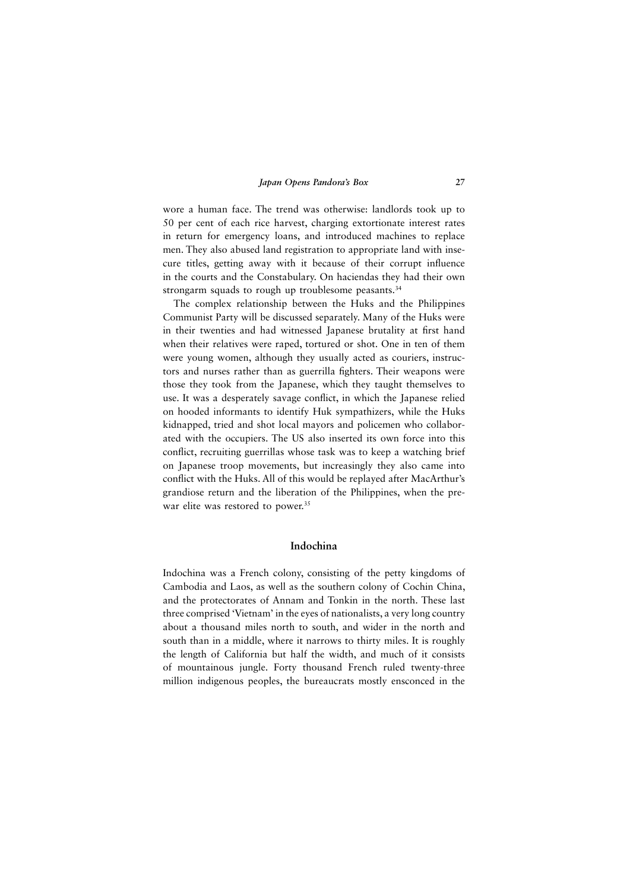wore a human face. The trend was otherwise: landlords took up to 50 per cent of each rice harvest, charging extortionate interest rates in return for emergency loans, and introduced machines to replace men. They also abused land registration to appropriate land with insecure titles, getting away with it because of their corrupt influence in the courts and the Constabulary. On haciendas they had their own strongarm squads to rough up troublesome peasants.[34]

The complex relationship between the Huks and the Philippines Communist Party will be discussed separately. Many of the Huks were in their twenties and had witnessed Japanese brutality at first hand when their relatives were raped, tortured or shot. One in ten of them were young women, although they usually acted as couriers, instructors and nurses rather than as guerrilla fighters. Their weapons were those they took from the Japanese, which they taught themselves to use. It was a desperately savage conflict, in which the Japanese relied on hooded informants to identify Huk sympathizers, while the Huks kidnapped, tried and shot local mayors and policemen who collaborated with the occupiers. The US also inserted its own force into this conflict, recruiting guerrillas whose task was to keep a watching brief on Japanese troop movements, but increasingly they also came into conflict with the Huks. All of this would be replayed after MacArthur's grandiose return and the liberation of the Philippines, when the prewar elite was restored to power.[35]

## Indochina

Indochina was a French colony, consisting of the petty kingdoms of Cambodia and Laos, as well as the southern colony of Cochin China, and the protectorates of Annam and Tonkin in the north. These last three comprised 'Vietnam' in the eyes of nationalists, a very long country about a thousand miles north to south, and wider in the north and south than in a middle, where it narrows to thirty miles. It is roughly the length of California but half the width, and much of it consists of mountainous jungle. Forty thousand French ruled twenty-three million indigenous peoples, the bureaucrats mostly ensconced in the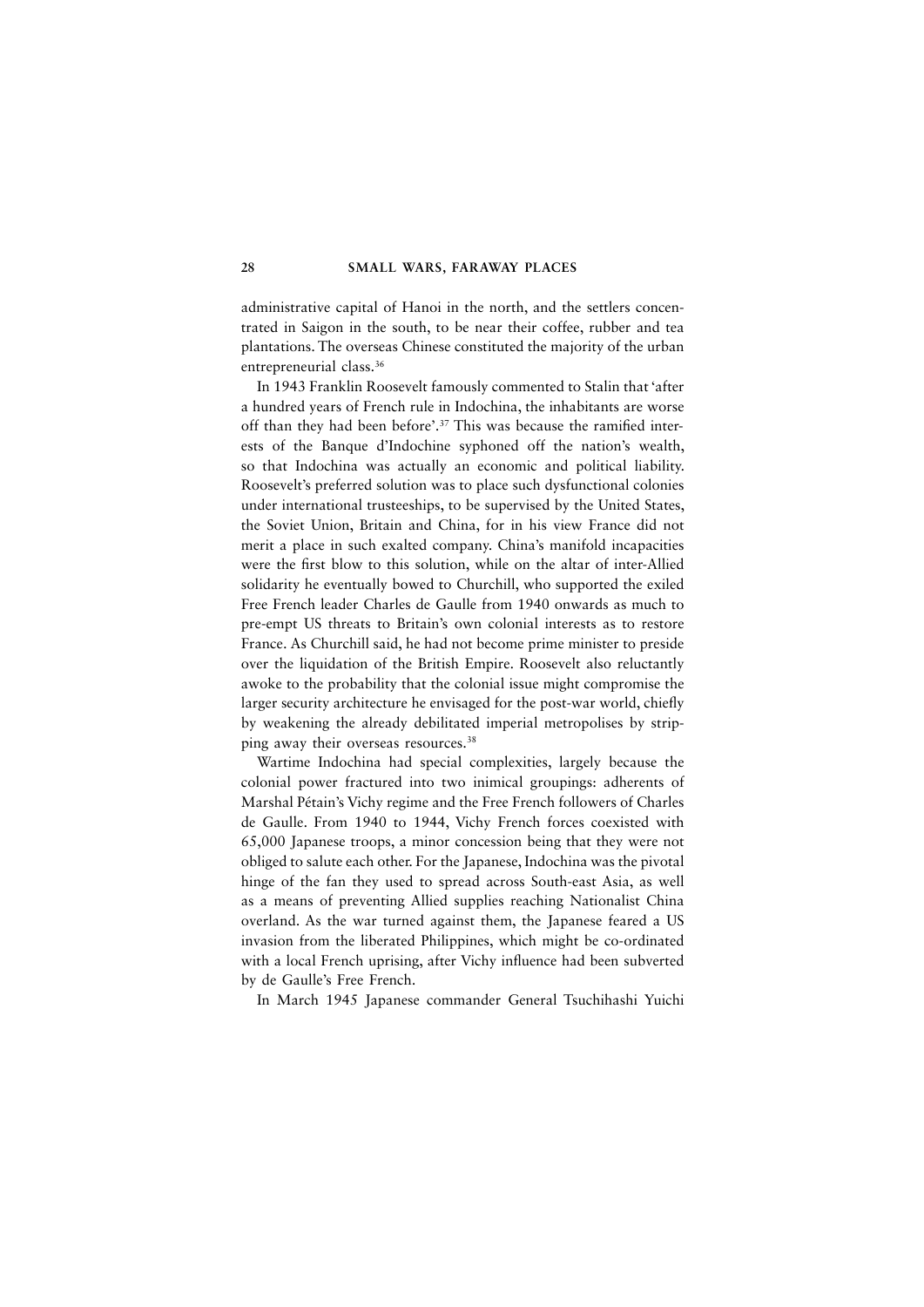administrative capital of Hanoi in the north, and the settlers concentrated in Saigon in the south, to be near their coffee, rubber and tea plantations. The overseas Chinese constituted the majority of the urban entrepreneurial class.[36]

In 1943 Franklin Roosevelt famously commented to Stalin that 'after a hundred years of French rule in Indochina, the inhabitants are worse off than they had been before'.[37] This was because the ramified interests of the Banque d'Indochine syphoned off the nation's wealth, so that Indochina was actually an economic and political liability. Roosevelt's preferred solution was to place such dysfunctional colonies under international trusteeships, to be supervised by the United States, the Soviet Union, Britain and China, for in his view France did not merit a place in such exalted company. China's manifold incapacities were the first blow to this solution, while on the altar of inter-Allied solidarity he eventually bowed to Churchill, who supported the exiled Free French leader Charles de Gaulle from 1940 onwards as much to pre-empt US threats to Britain's own colonial interests as to restore France. As Churchill said, he had not become prime minister to preside over the liquidation of the British Empire. Roosevelt also reluctantly awoke to the probability that the colonial issue might compromise the larger security architecture he envisaged for the post-war world, chiefly by weakening the already debilitated imperial metropolises by stripping away their overseas resources.[38]

Wartime Indochina had special complexities, largely because the colonial power fractured into two inimical groupings: adherents of Marshal Pétain's Vichy regime and the Free French followers of Charles de Gaulle. From 1940 to 1944, Vichy French forces coexisted with 65,000 Japanese troops, a minor concession being that they were not obliged to salute each other. For the Japanese, Indochina was the pivotal hinge of the fan they used to spread across South-east Asia, as well as a means of preventing Allied supplies reaching Nationalist China overland. As the war turned against them, the Japanese feared a US invasion from the liberated Philippines, which might be co-ordinated with a local French uprising, after Vichy influence had been subverted by de Gaulle's Free French.

In March 1945 Japanese commander General Tsuchihashi Yuichi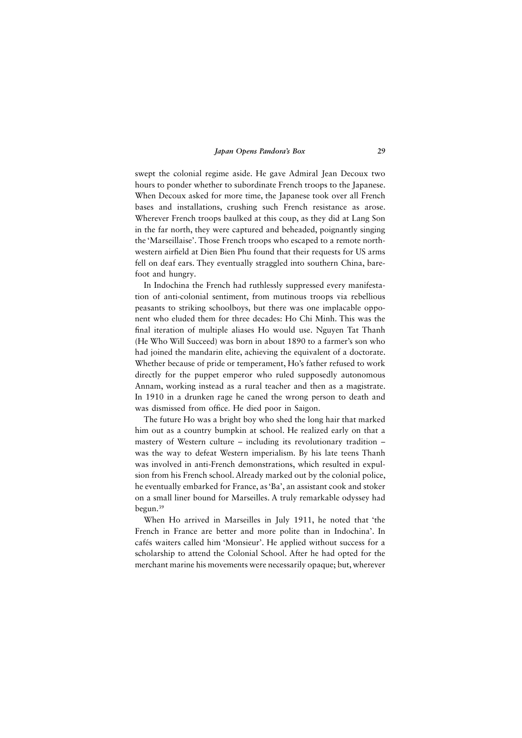swept the colonial regime aside. He gave Admiral Jean Decoux two hours to ponder whether to subordinate French troops to the Japanese. When Decoux asked for more time, the Japanese took over all French bases and installations, crushing such French resistance as arose. Wherever French troops baulked at this coup, as they did at Lang Son in the far north, they were captured and beheaded, poignantly singing the 'Marseillaise'. Those French troops who escaped to a remote north-western airfield at Dien Bien Phu found that their requests for US arms fell on deaf ears. They eventually straggled into southern China, barefoot and hungry.

In Indochina the French had ruthlessly suppressed every manifestation of anti-colonial sentiment, from mutinous troops via rebellious peasants to striking schoolboys, but there was one implacable opponent who eluded them for three decades: Ho Chi Minh. This was the final iteration of multiple aliases Ho would use. Nguyen Tat Thanh (He Who Will Succeed) was born in about 1890 to a farmer's son who had joined the mandarin elite, achieving the equivalent of a doctorate. Whether because of pride or temperament, Ho's father refused to work directly for the puppet emperor who ruled supposedly autonomous Annam, working instead as a rural teacher and then as a magistrate. In 1910 in a drunken rage he caned the wrong person to death and was dismissed from office. He died poor in Saigon.

The future Ho was a bright boy who shed the long hair that marked him out as a country bumpkin at school. He realized early on that a mastery of Western culture – including its revolutionary tradition – was the way to defeat Western imperialism. By his late teens Thanh was involved in anti-French demonstrations, which resulted in expulsion from his French school. Already marked out by the colonial police, he eventually embarked for France, as 'Ba', an assistant cook and stoker on a small liner bound for Marseilles. A truly remarkable odyssey had begun.[39]

When Ho arrived in Marseilles in July 1911, he noted that 'the French in France are better and more polite than in Indochina'. In cafés waiters called him 'Monsieur'. He applied without success for a scholarship to attend the Colonial School. After he had opted for the merchant marine his movements were necessarily opaque; but, wherever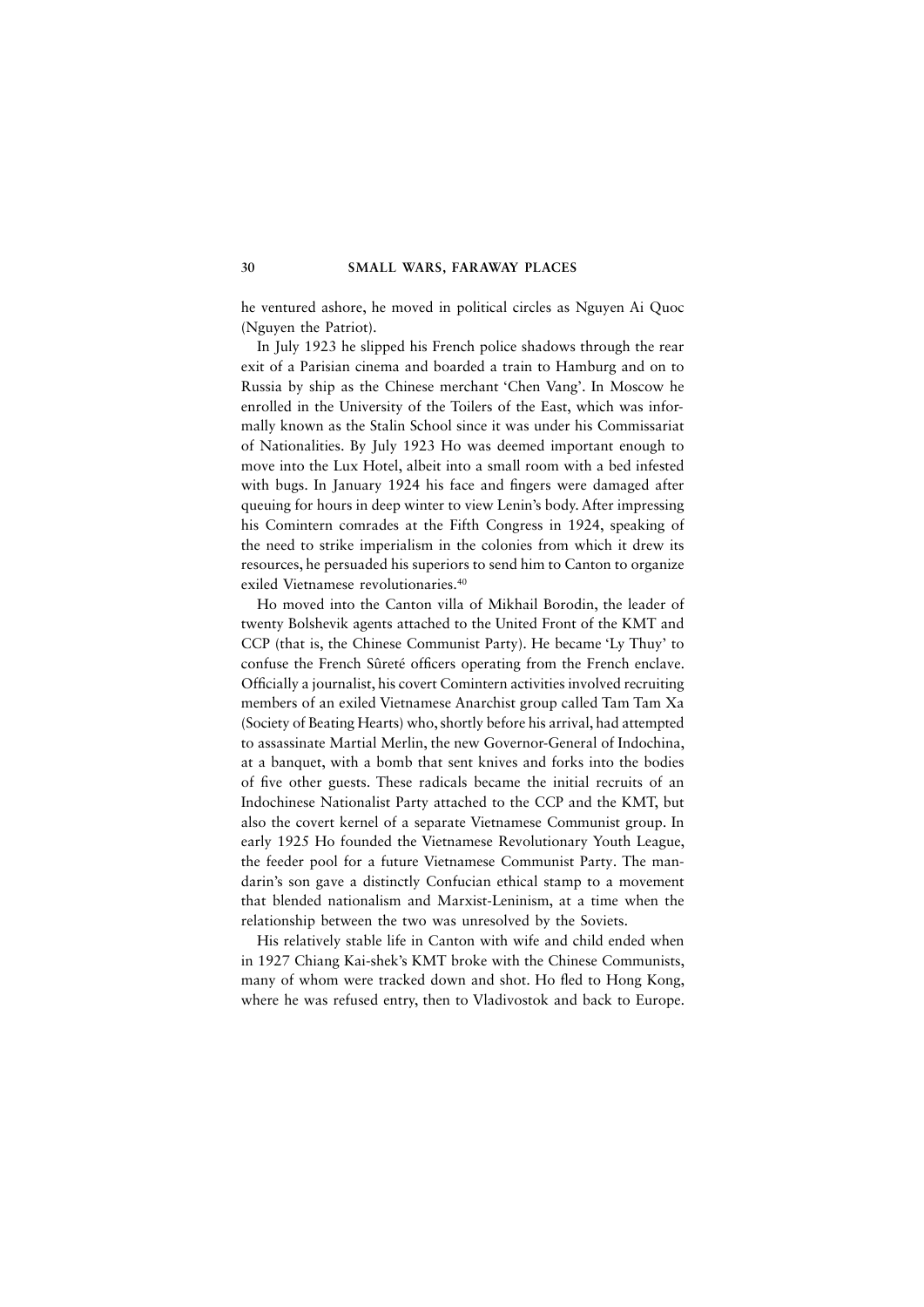he ventured ashore, he moved in political circles as Nguyen Ai Quoc (Nguyen the Patriot).

In July 1923 he slipped his French police shadows through the rear exit of a Parisian cinema and boarded a train to Hamburg and on to Russia by ship as the Chinese merchant 'Chen Vang'. In Moscow he enrolled in the University of the Toilers of the East, which was informally known as the Stalin School since it was under his Commissariat of Nationalities. By July 1923 Ho was deemed important enough to move into the Lux Hotel, albeit into a small room with a bed infested with bugs. In January 1924 his face and fingers were damaged after queuing for hours in deep winter to view Lenin's body. After impressing his Comintern comrades at the Fifth Congress in 1924, speaking of the need to strike imperialism in the colonies from which it drew its resources, he persuaded his superiors to send him to Canton to organize exiled Vietnamese revolutionaries.[40]

Ho moved into the Canton villa of Mikhail Borodin, the leader of twenty Bolshevik agents attached to the United Front of the KMT and CCP (that is, the Chinese Communist Party). He became 'Ly Thuy' to confuse the French Sûreté officers operating from the French enclave. Officially a journalist, his covert Comintern activities involved recruiting members of an exiled Vietnamese Anarchist group called Tam Tam Xa (Society of Beating Hearts) who, shortly before his arrival, had attempted to assassinate Martial Merlin, the new Governor-General of Indochina, at a banquet, with a bomb that sent knives and forks into the bodies of five other guests. These radicals became the initial recruits of an Indochinese Nationalist Party attached to the CCP and the KMT, but also the covert kernel of a separate Vietnamese Communist group. In early 1925 Ho founded the Vietnamese Revolutionary Youth League, the feeder pool for a future Vietnamese Communist Party. The mandarin's son gave a distinctly Confucian ethical stamp to a movement that blended nationalism and Marxist-Leninism, at a time when the relationship between the two was unresolved by the Soviets.

His relatively stable life in Canton with wife and child ended when in 1927 Chiang Kai-shek's KMT broke with the Chinese Communists, many of whom were tracked down and shot. Ho fled to Hong Kong, where he was refused entry, then to Vladivostok and back to Europe.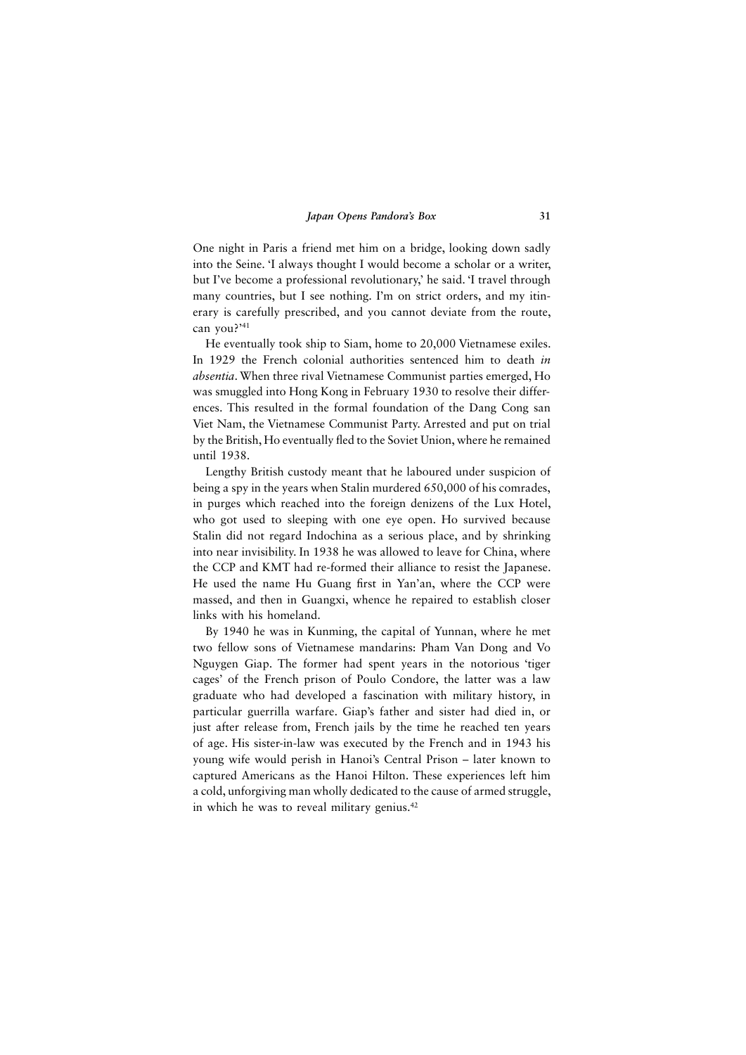One night in Paris a friend met him on a bridge, looking down sadly into the Seine. 'I always thought I would become a scholar or a writer, but I've become a professional revolutionary,' he said. 'I travel through many countries, but I see nothing. I'm on strict orders, and my itinerary is carefully prescribed, and you cannot deviate from the route, can you?'[41]

He eventually took ship to Siam, home to 20,000 Vietnamese exiles. In 1929 the French colonial authorities sentenced him to death *in absentia*. When three rival Vietnamese Communist parties emerged, Ho was smuggled into Hong Kong in February 1930 to resolve their differences. This resulted in the formal foundation of the Dang Cong san Viet Nam, the Vietnamese Communist Party. Arrested and put on trial by the British, Ho eventually fled to the Soviet Union, where he remained until 1938.

Lengthy British custody meant that he laboured under suspicion of being a spy in the years when Stalin murdered 650,000 of his comrades, in purges which reached into the foreign denizens of the Lux Hotel, who got used to sleeping with one eye open. Ho survived because Stalin did not regard Indochina as a serious place, and by shrinking into near invisibility. In 1938 he was allowed to leave for China, where the CCP and KMT had re-formed their alliance to resist the Japanese. He used the name Hu Guang first in Yan'an, where the CCP were massed, and then in Guangxi, whence he repaired to establish closer links with his homeland.

By 1940 he was in Kunming, the capital of Yunnan, where he met two fellow sons of Vietnamese mandarins: Pham Van Dong and Vo Nguygen Giap. The former had spent years in the notorious 'tiger cages' of the French prison of Poulo Condore, the latter was a law graduate who had developed a fascination with military history, in particular guerrilla warfare. Giap's father and sister had died in, or just after release from, French jails by the time he reached ten years of age. His sister-in-law was executed by the French and in 1943 his young wife would perish in Hanoi's Central Prison – later known to captured Americans as the Hanoi Hilton. These experiences left him a cold, unforgiving man wholly dedicated to the cause of armed struggle, in which he was to reveal military genius.[42]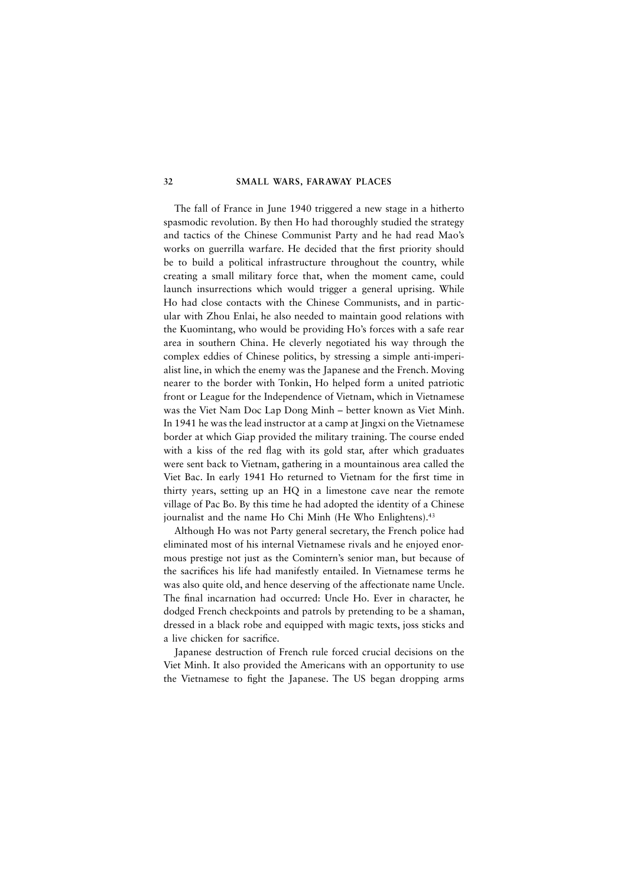The fall of France in June 1940 triggered a new stage in a hitherto spasmodic revolution. By then Ho had thoroughly studied the strategy and tactics of the Chinese Communist Party and he had read Mao's works on guerrilla warfare. He decided that the first priority should be to build a political infrastructure throughout the country, while creating a small military force that, when the moment came, could launch insurrections which would trigger a general uprising. While Ho had close contacts with the Chinese Communists, and in particular with Zhou Enlai, he also needed to maintain good relations with the Kuomintang, who would be providing Ho's forces with a safe rear area in southern China. He cleverly negotiated his way through the complex eddies of Chinese politics, by stressing a simple anti-imperialist line, in which the enemy was the Japanese and the French. Moving nearer to the border with Tonkin, Ho helped form a united patriotic front or League for the Independence of Vietnam, which in Vietnamese was the Viet Nam Doc Lap Dong Minh – better known as Viet Minh. In 1941 he was the lead instructor at a camp at Jingxi on the Vietnamese border at which Giap provided the military training. The course ended with a kiss of the red flag with its gold star, after which graduates were sent back to Vietnam, gathering in a mountainous area called the Viet Bac. In early 1941 Ho returned to Vietnam for the first time in thirty years, setting up an HQ in a limestone cave near the remote village of Pac Bo. By this time he had adopted the identity of a Chinese journalist and the name Ho Chi Minh (He Who Enlightens).[43]

Although Ho was not Party general secretary, the French police had eliminated most of his internal Vietnamese rivals and he enjoyed enormous prestige not just as the Comintern's senior man, but because of the sacrifices his life had manifestly entailed. In Vietnamese terms he was also quite old, and hence deserving of the affectionate name Uncle. The final incarnation had occurred: Uncle Ho. Ever in character, he dodged French checkpoints and patrols by pretending to be a shaman, dressed in a black robe and equipped with magic texts, joss sticks and a live chicken for sacrifice.

Japanese destruction of French rule forced crucial decisions on the Viet Minh. It also provided the Americans with an opportunity to use the Vietnamese to fight the Japanese. The US began dropping arms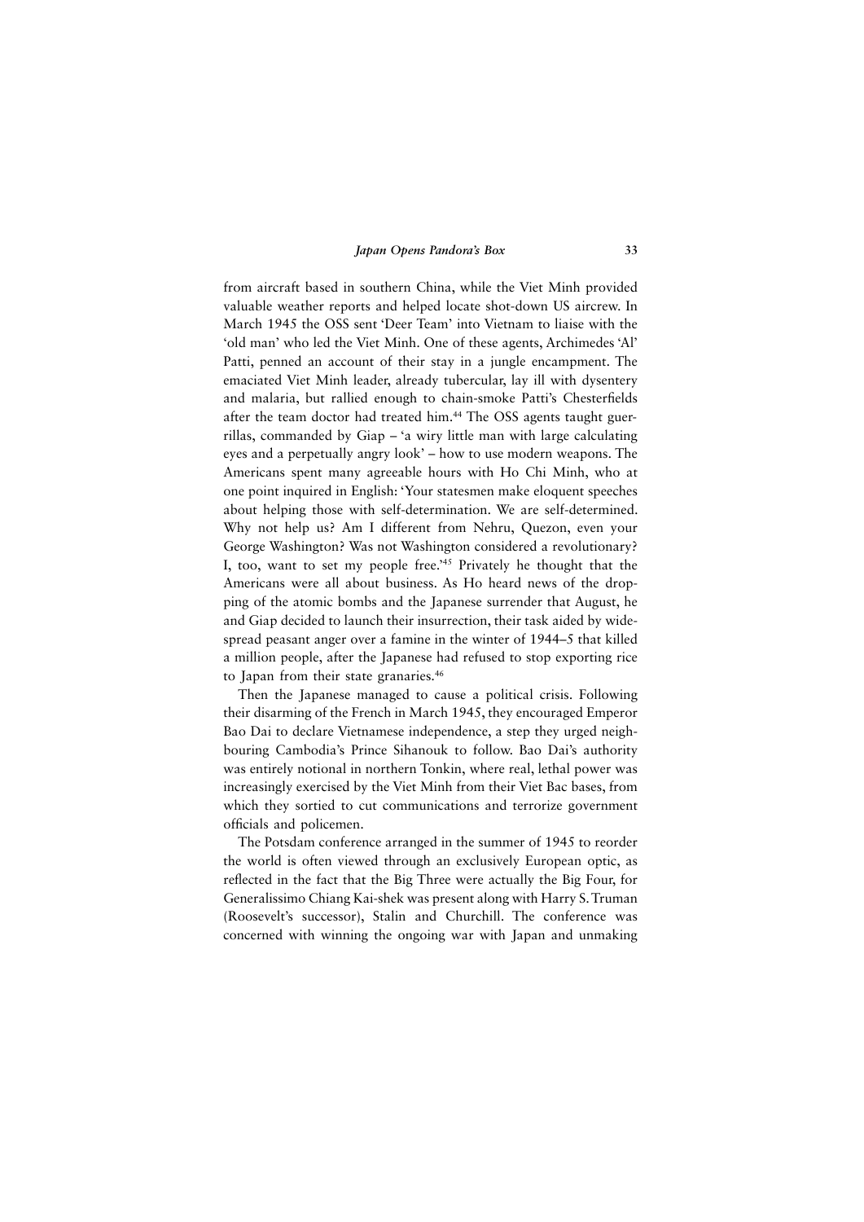from aircraft based in southern China, while the Viet Minh provided valuable weather reports and helped locate shot-down US aircrew. In March 1945 the OSS sent 'Deer Team' into Vietnam to liaise with the 'old man' who led the Viet Minh. One of these agents, Archimedes 'Al' Patti, penned an account of their stay in a jungle encampment. The emaciated Viet Minh leader, already tubercular, lay ill with dysentery and malaria, but rallied enough to chain-smoke Patti's Chesterfields after the team doctor had treated him.[44] The OSS agents taught guerrillas, commanded by Giap – 'a wiry little man with large calculating eyes and a perpetually angry look' – how to use modern weapons. The Americans spent many agreeable hours with Ho Chi Minh, who at one point inquired in English: 'Your statesmen make eloquent speeches about helping those with self-determination. We are self-determined. Why not help us? Am I different from Nehru, Quezon, even your George Washington? Was not Washington considered a revolutionary? I, too, want to set my people free.'[45] Privately he thought that the Americans were all about business. As Ho heard news of the dropping of the atomic bombs and the Japanese surrender that August, he and Giap decided to launch their insurrection, their task aided by widespread peasant anger over a famine in the winter of 1944–5 that killed a million people, after the Japanese had refused to stop exporting rice to Japan from their state granaries.[46]

Then the Japanese managed to cause a political crisis. Following their disarming of the French in March 1945, they encouraged Emperor Bao Dai to declare Vietnamese independence, a step they urged neighbouring Cambodia's Prince Sihanouk to follow. Bao Dai's authority was entirely notional in northern Tonkin, where real, lethal power was increasingly exercised by the Viet Minh from their Viet Bac bases, from which they sortied to cut communications and terrorize government officials and policemen.

The Potsdam conference arranged in the summer of 1945 to reorder the world is often viewed through an exclusively European optic, as reflected in the fact that the Big Three were actually the Big Four, for Generalissimo Chiang Kai-shek was present along with Harry S. Truman (Roosevelt's successor), Stalin and Churchill. The conference was concerned with winning the ongoing war with Japan and unmaking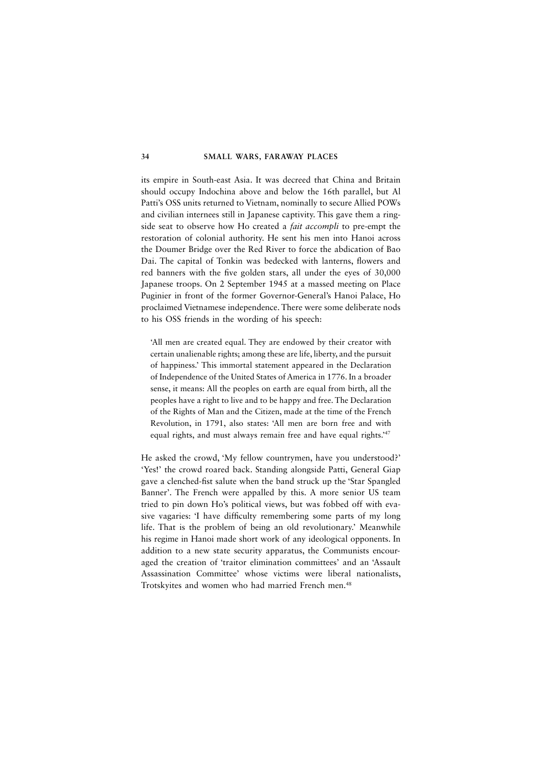its empire in South-east Asia. It was decreed that China and Britain should occupy Indochina above and below the 16th parallel, but Al Patti's OSS units returned to Vietnam, nominally to secure Allied POWs and civilian internees still in Japanese captivity. This gave them a ringside seat to observe how Ho created a *fait accompli* to pre-empt the restoration of colonial authority. He sent his men into Hanoi across the Doumer Bridge over the Red River to force the abdication of Bao Dai. The capital of Tonkin was bedecked with lanterns, flowers and red banners with the five golden stars, all under the eyes of 30,000 Japanese troops. On 2 September 1945 at a massed meeting on Place Puginier in front of the former Governor-General's Hanoi Palace, Ho proclaimed Vietnamese independence. There were some deliberate nods to his OSS friends in the wording of his speech:

> 'All men are created equal. They are endowed by their creator with certain unalienable rights; among these are life, liberty, and the pursuit of happiness.' This immortal statement appeared in the Declaration of Independence of the United States of America in 1776. In a broader sense, it means: All the peoples on earth are equal from birth, all the peoples have a right to live and to be happy and free. The Declaration of the Rights of Man and the Citizen, made at the time of the French Revolution, in 1791, also states: 'All men are born free and with equal rights, and must always remain free and have equal rights.'[47]

He asked the crowd, 'My fellow countrymen, have you understood?' 'Yes!' the crowd roared back. Standing alongside Patti, General Giap gave a clenched-fist salute when the band struck up the 'Star Spangled Banner'. The French were appalled by this. A more senior US team tried to pin down Ho's political views, but was fobbed off with evasive vagaries: 'I have difficulty remembering some parts of my long life. That is the problem of being an old revolutionary.' Meanwhile his regime in Hanoi made short work of any ideological opponents. In addition to a new state security apparatus, the Communists encouraged the creation of 'traitor elimination committees' and an 'Assault Assassination Committee' whose victims were liberal nationalists, Trotskyites and women who had married French men.[48]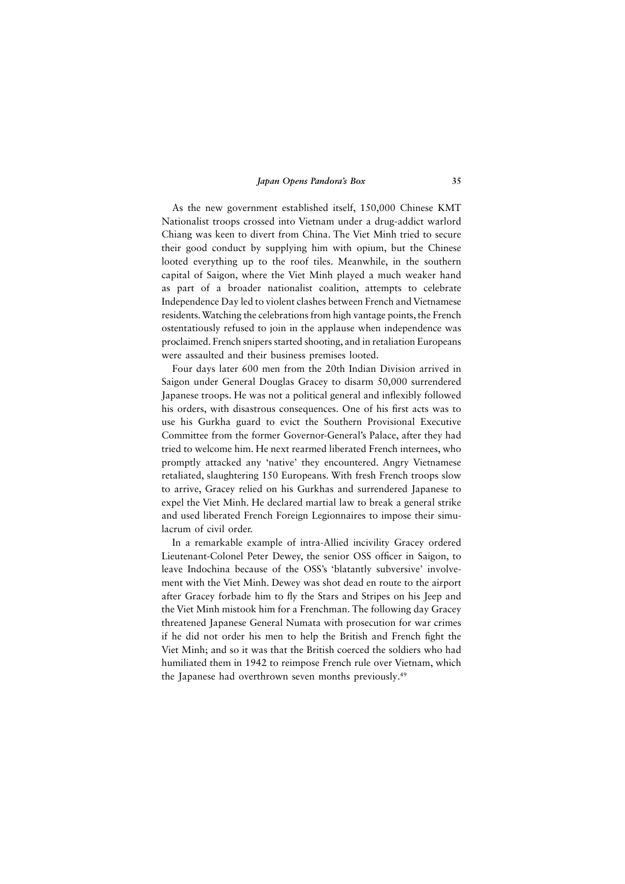As the new government established itself, 150,000 Chinese KMT Nationalist troops crossed into Vietnam under a drug-addict warlord Chiang was keen to divert from China. The Viet Minh tried to secure their good conduct by supplying him with opium, but the Chinese looted everything up to the roof tiles. Meanwhile, in the southern capital of Saigon, where the Viet Minh played a much weaker hand as part of a broader nationalist coalition, attempts to celebrate Independence Day led to violent clashes between French and Vietnamese residents. Watching the celebrations from high vantage points, the French ostentatiously refused to join in the applause when independence was proclaimed. French snipers started shooting, and in retaliation Europeans were assaulted and their business premises looted.

Four days later 600 men from the 20th Indian Division arrived in Saigon under General Douglas Gracey to disarm 50,000 surrendered Japanese troops. He was not a political general and inflexibly followed his orders, with disastrous consequences. One of his first acts was to use his Gurkha guard to evict the Southern Provisional Executive Committee from the former Governor-General's Palace, after they had tried to welcome him. He next rearmed liberated French internees, who promptly attacked any 'native' they encountered. Angry Vietnamese retaliated, slaughtering 150 Europeans. With fresh French troops slow to arrive, Gracey relied on his Gurkhas and surrendered Japanese to expel the Viet Minh. He declared martial law to break a general strike and used liberated French Foreign Legionnaires to impose their simulacrum of civil order.

In a remarkable example of intra-Allied incivility Gracey ordered Lieutenant-Colonel Peter Dewey, the senior OSS officer in Saigon, to leave Indochina because of the OSS's 'blatantly subversive' involvement with the Viet Minh. Dewey was shot dead en route to the airport after Gracey forbade him to fly the Stars and Stripes on his Jeep and the Viet Minh mistook him for a Frenchman. The following day Gracey threatened Japanese General Numata with prosecution for war crimes if he did not order his men to help the British and French fight the Viet Minh; and so it was that the British coerced the soldiers who had humiliated them in 1942 to reimpose French rule over Vietnam, which the Japanese had overthrown seven months previously.[49]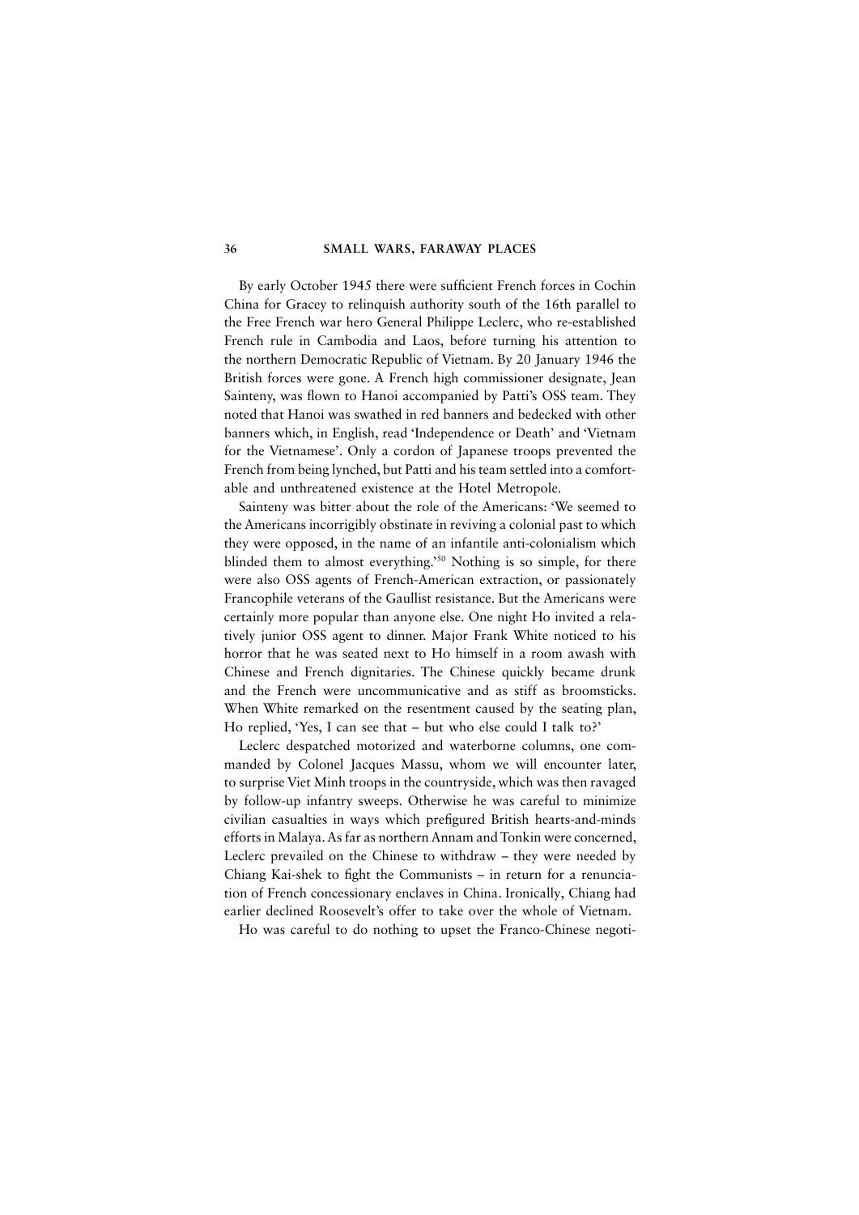By early October 1945 there were sufficient French forces in Cochin China for Gracey to relinquish authority south of the 16th parallel to the Free French war hero General Philippe Leclerc, who re-established French rule in Cambodia and Laos, before turning his attention to the northern Democratic Republic of Vietnam. By 20 January 1946 the British forces were gone. A French high commissioner designate, Jean Sainteny, was flown to Hanoi accompanied by Patti's OSS team. They noted that Hanoi was swathed in red banners and bedecked with other banners which, in English, read 'Independence or Death' and 'Vietnam for the Vietnamese'. Only a cordon of Japanese troops prevented the French from being lynched, but Patti and his team settled into a comfortable and unthreatened existence at the Hotel Metropole.

Sainteny was bitter about the role of the Americans: 'We seemed to the Americans incorrigibly obstinate in reviving a colonial past to which they were opposed, in the name of an infantile anti-colonialism which blinded them to almost everything.'[50] Nothing is so simple, for there were also OSS agents of French-American extraction, or passionately Francophile veterans of the Gaullist resistance. But the Americans were certainly more popular than anyone else. One night Ho invited a relatively junior OSS agent to dinner. Major Frank White noticed to his horror that he was seated next to Ho himself in a room awash with Chinese and French dignitaries. The Chinese quickly became drunk and the French were uncommunicative and as stiff as broomsticks. When White remarked on the resentment caused by the seating plan, Ho replied, 'Yes, I can see that – but who else could I talk to?'

Leclerc despatched motorized and waterborne columns, one commanded by Colonel Jacques Massu, whom we will encounter later, to surprise Viet Minh troops in the countryside, which was then ravaged by follow-up infantry sweeps. Otherwise he was careful to minimize civilian casualties in ways which prefigured British hearts-and-minds efforts in Malaya. As far as northern Annam and Tonkin were concerned, Leclerc prevailed on the Chinese to withdraw – they were needed by Chiang Kai-shek to fight the Communists – in return for a renunciation of French concessionary enclaves in China. Ironically, Chiang had earlier declined Roosevelt's offer to take over the whole of Vietnam.

Ho was careful to do nothing to upset the Franco-Chinese negoti-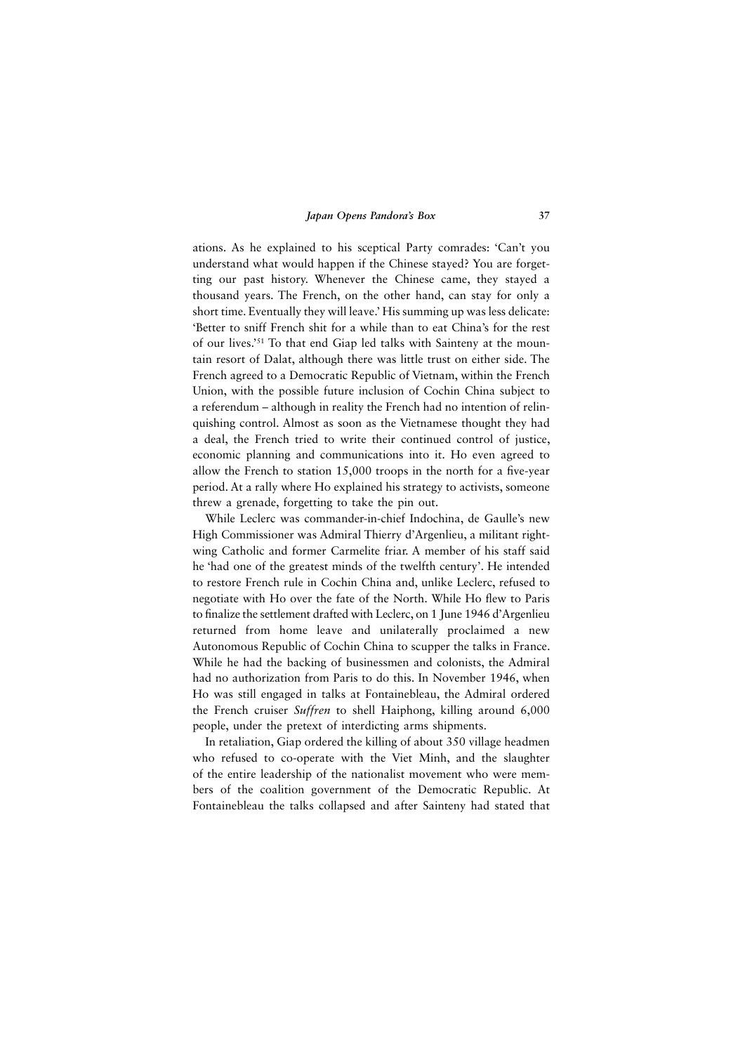ations. As he explained to his sceptical Party comrades: 'Can't you understand what would happen if the Chinese stayed? You are forgetting our past history. Whenever the Chinese came, they stayed a thousand years. The French, on the other hand, can stay for only a short time. Eventually they will leave.' His summing up was less delicate: 'Better to sniff French shit for a while than to eat China's for the rest of our lives.'[51] To that end Giap led talks with Sainteny at the mountain resort of Dalat, although there was little trust on either side. The French agreed to a Democratic Republic of Vietnam, within the French Union, with the possible future inclusion of Cochin China subject to a referendum – although in reality the French had no intention of relinquishing control. Almost as soon as the Vietnamese thought they had a deal, the French tried to write their continued control of justice, economic planning and communications into it. Ho even agreed to allow the French to station 15,000 troops in the north for a five-year period. At a rally where Ho explained his strategy to activists, someone threw a grenade, forgetting to take the pin out.

While Leclerc was commander-in-chief Indochina, de Gaulle's new High Commissioner was Admiral Thierry d'Argenlieu, a militant right-wing Catholic and former Carmelite friar. A member of his staff said he 'had one of the greatest minds of the twelfth century'. He intended to restore French rule in Cochin China and, unlike Leclerc, refused to negotiate with Ho over the fate of the North. While Ho flew to Paris to finalize the settlement drafted with Leclerc, on 1 June 1946 d'Argenlieu returned from home leave and unilaterally proclaimed a new Autonomous Republic of Cochin China to scupper the talks in France. While he had the backing of businessmen and colonists, the Admiral had no authorization from Paris to do this. In November 1946, when Ho was still engaged in talks at Fontainebleau, the Admiral ordered the French cruiser *Suffren* to shell Haiphong, killing around 6,000 people, under the pretext of interdicting arms shipments.

In retaliation, Giap ordered the killing of about 350 village headmen who refused to co-operate with the Viet Minh, and the slaughter of the entire leadership of the nationalist movement who were members of the coalition government of the Democratic Republic. At Fontainebleau the talks collapsed and after Sainteny had stated that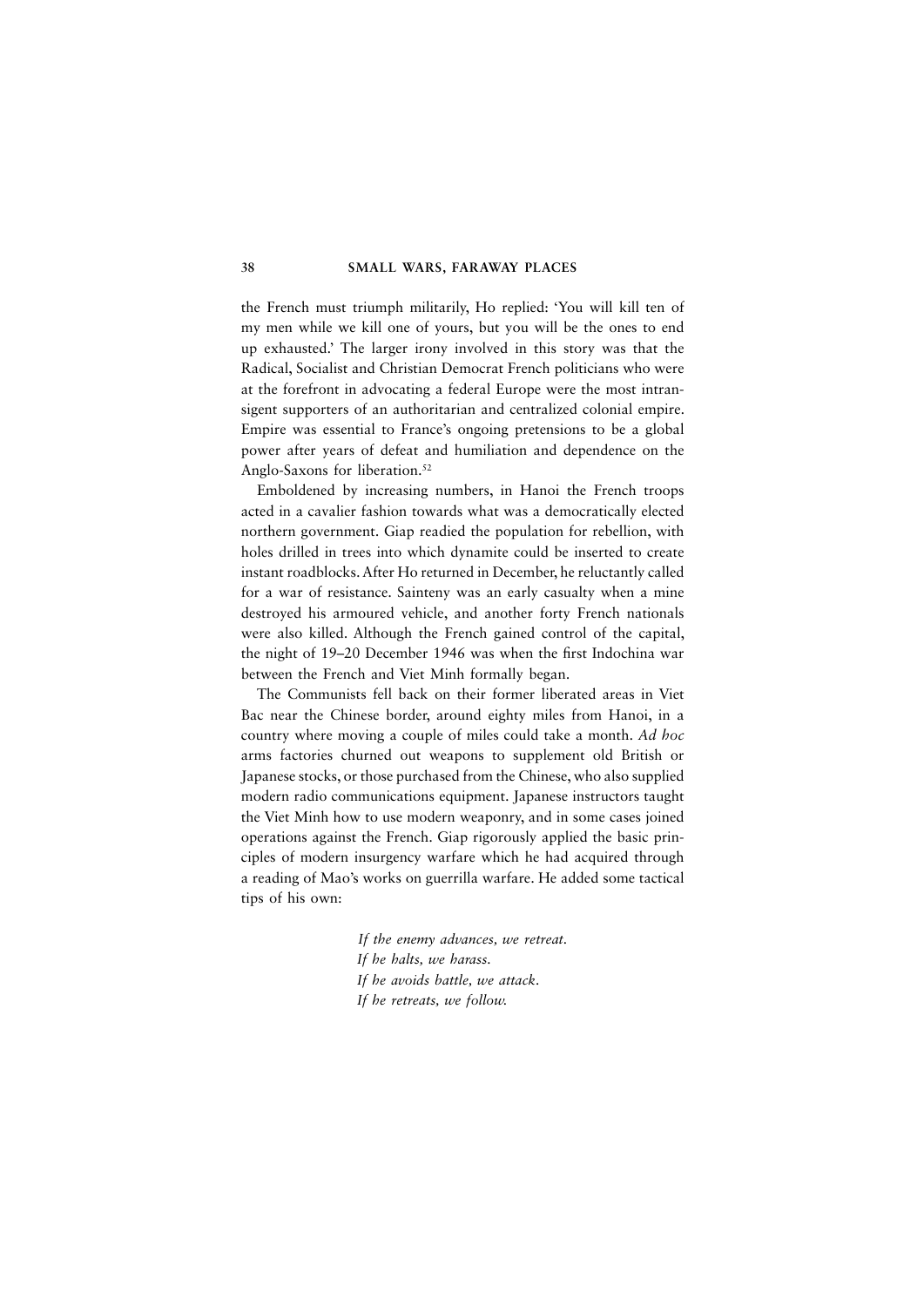the French must triumph militarily, Ho replied: 'You will kill ten of my men while we kill one of yours, but you will be the ones to end up exhausted.' The larger irony involved in this story was that the Radical, Socialist and Christian Democrat French politicians who were at the forefront in advocating a federal Europe were the most intransigent supporters of an authoritarian and centralized colonial empire. Empire was essential to France's ongoing pretensions to be a global power after years of defeat and humiliation and dependence on the Anglo-Saxons for liberation.[52]

Emboldened by increasing numbers, in Hanoi the French troops acted in a cavalier fashion towards what was a democratically elected northern government. Giap readied the population for rebellion, with holes drilled in trees into which dynamite could be inserted to create instant roadblocks. After Ho returned in December, he reluctantly called for a war of resistance. Sainteny was an early casualty when a mine destroyed his armoured vehicle, and another forty French nationals were also killed. Although the French gained control of the capital, the night of 19–20 December 1946 was when the first Indochina war between the French and Viet Minh formally began.

The Communists fell back on their former liberated areas in Viet Bac near the Chinese border, around eighty miles from Hanoi, in a country where moving a couple of miles could take a month. *Ad hoc* arms factories churned out weapons to supplement old British or Japanese stocks, or those purchased from the Chinese, who also supplied modern radio communications equipment. Japanese instructors taught the Viet Minh how to use modern weaponry, and in some cases joined operations against the French. Giap rigorously applied the basic principles of modern insurgency warfare which he had acquired through a reading of Mao's works on guerrilla warfare. He added some tactical tips of his own:

> *If the enemy advances, we retreat.*
> *If he halts, we harass.*
> *If he avoids battle, we attack.*
> *If he retreats, we follow.*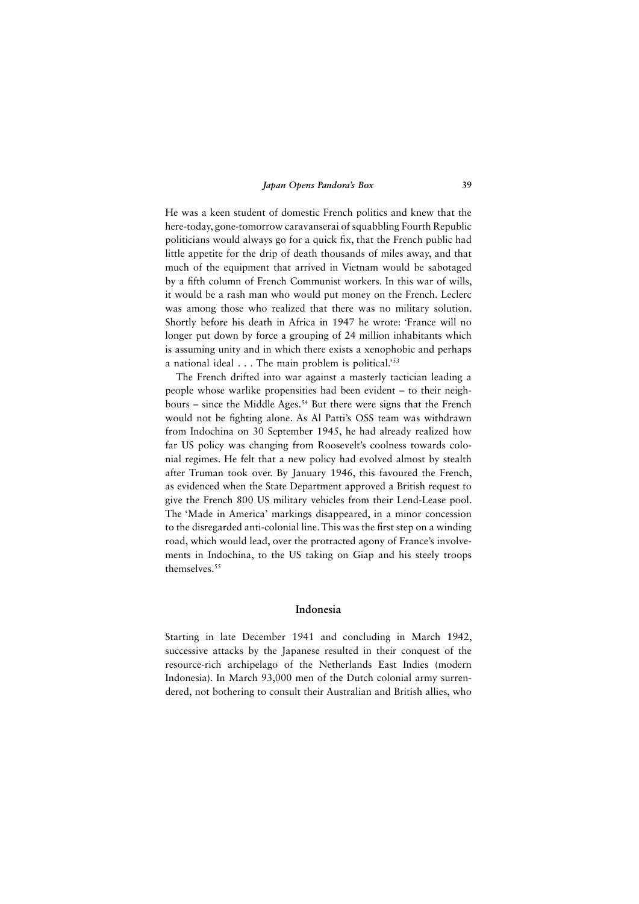He was a keen student of domestic French politics and knew that the here-today, gone-tomorrow caravanserai of squabbling Fourth Republic politicians would always go for a quick fix, that the French public had little appetite for the drip of death thousands of miles away, and that much of the equipment that arrived in Vietnam would be sabotaged by a fifth column of French Communist workers. In this war of wills, it would be a rash man who would put money on the French. Leclerc was among those who realized that there was no military solution. Shortly before his death in Africa in 1947 he wrote: 'France will no longer put down by force a grouping of 24 million inhabitants which is assuming unity and in which there exists a xenophobic and perhaps a national ideal . . . The main problem is political.'[53]

The French drifted into war against a masterly tactician leading a people whose warlike propensities had been evident – to their neighbours – since the Middle Ages.[54] But there were signs that the French would not be fighting alone. As Al Patti's OSS team was withdrawn from Indochina on 30 September 1945, he had already realized how far US policy was changing from Roosevelt's coolness towards colonial regimes. He felt that a new policy had evolved almost by stealth after Truman took over. By January 1946, this favoured the French, as evidenced when the State Department approved a British request to give the French 800 US military vehicles from their Lend-Lease pool. The 'Made in America' markings disappeared, in a minor concession to the disregarded anti-colonial line. This was the first step on a winding road, which would lead, over the protracted agony of France's involvements in Indochina, to the US taking on Giap and his steely troops themselves.[55]

## Indonesia

Starting in late December 1941 and concluding in March 1942, successive attacks by the Japanese resulted in their conquest of the resource-rich archipelago of the Netherlands East Indies (modern Indonesia). In March 93,000 men of the Dutch colonial army surrendered, not bothering to consult their Australian and British allies, who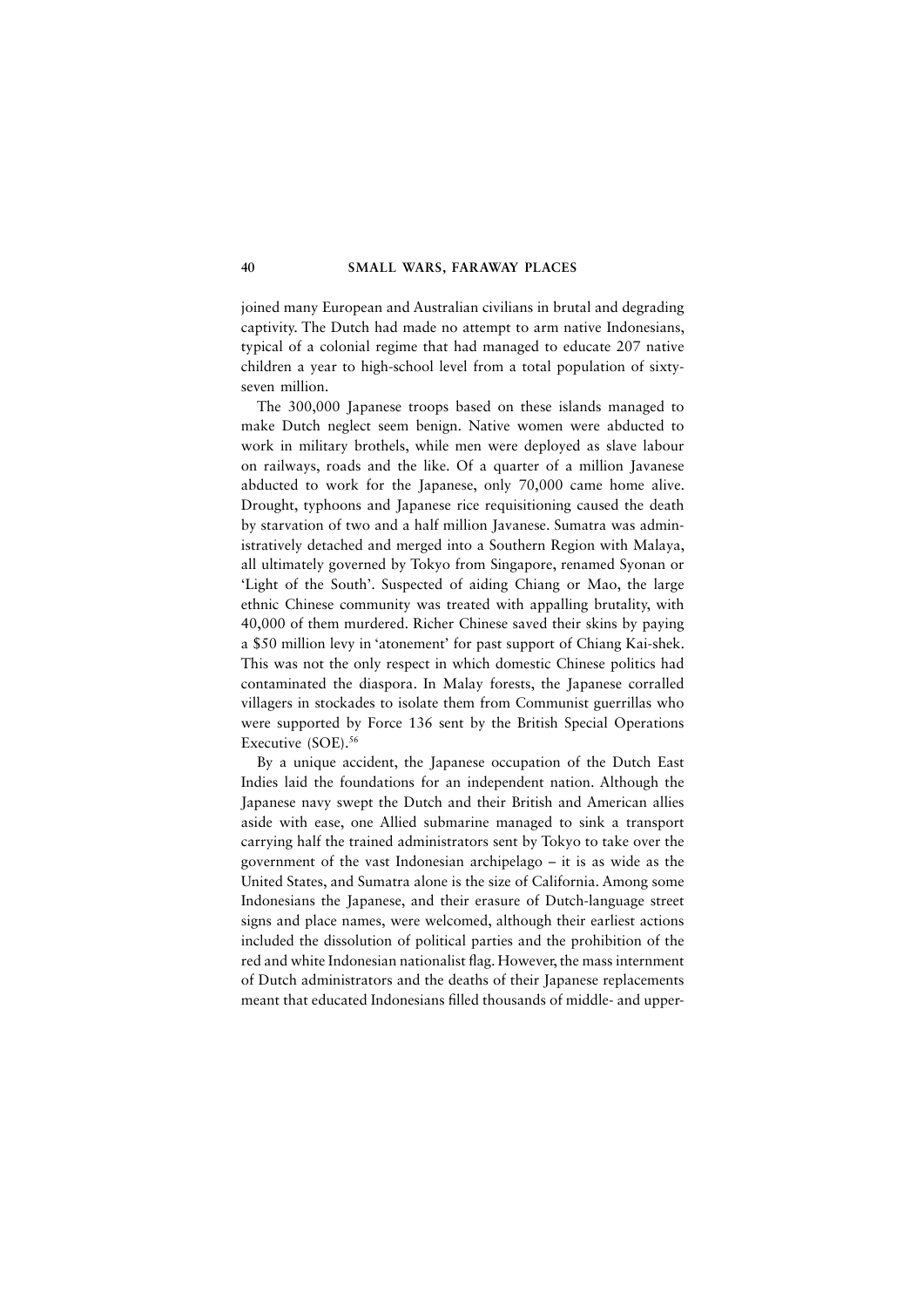joined many European and Australian civilians in brutal and degrading captivity. The Dutch had made no attempt to arm native Indonesians, typical of a colonial regime that had managed to educate 207 native children a year to high-school level from a total population of sixty-seven million.

The 300,000 Japanese troops based on these islands managed to make Dutch neglect seem benign. Native women were abducted to work in military brothels, while men were deployed as slave labour on railways, roads and the like. Of a quarter of a million Javanese abducted to work for the Japanese, only 70,000 came home alive. Drought, typhoons and Japanese rice requisitioning caused the death by starvation of two and a half million Javanese. Sumatra was administratively detached and merged into a Southern Region with Malaya, all ultimately governed by Tokyo from Singapore, renamed Syonan or 'Light of the South'. Suspected of aiding Chiang or Mao, the large ethnic Chinese community was treated with appalling brutality, with 40,000 of them murdered. Richer Chinese saved their skins by paying a $50 million levy in 'atonement' for past support of Chiang Kai-shek. This was not the only respect in which domestic Chinese politics had contaminated the diaspora. In Malay forests, the Japanese corralled villagers in stockades to isolate them from Communist guerrillas who were supported by Force 136 sent by the British Special Operations Executive (SOE).[56]

By a unique accident, the Japanese occupation of the Dutch East Indies laid the foundations for an independent nation. Although the Japanese navy swept the Dutch and their British and American allies aside with ease, one Allied submarine managed to sink a transport carrying half the trained administrators sent by Tokyo to take over the government of the vast Indonesian archipelago – it is as wide as the United States, and Sumatra alone is the size of California. Among some Indonesians the Japanese, and their erasure of Dutch-language street signs and place names, were welcomed, although their earliest actions included the dissolution of political parties and the prohibition of the red and white Indonesian nationalist flag. However, the mass internment of Dutch administrators and the deaths of their Japanese replacements meant that educated Indonesians filled thousands of middle- and upper-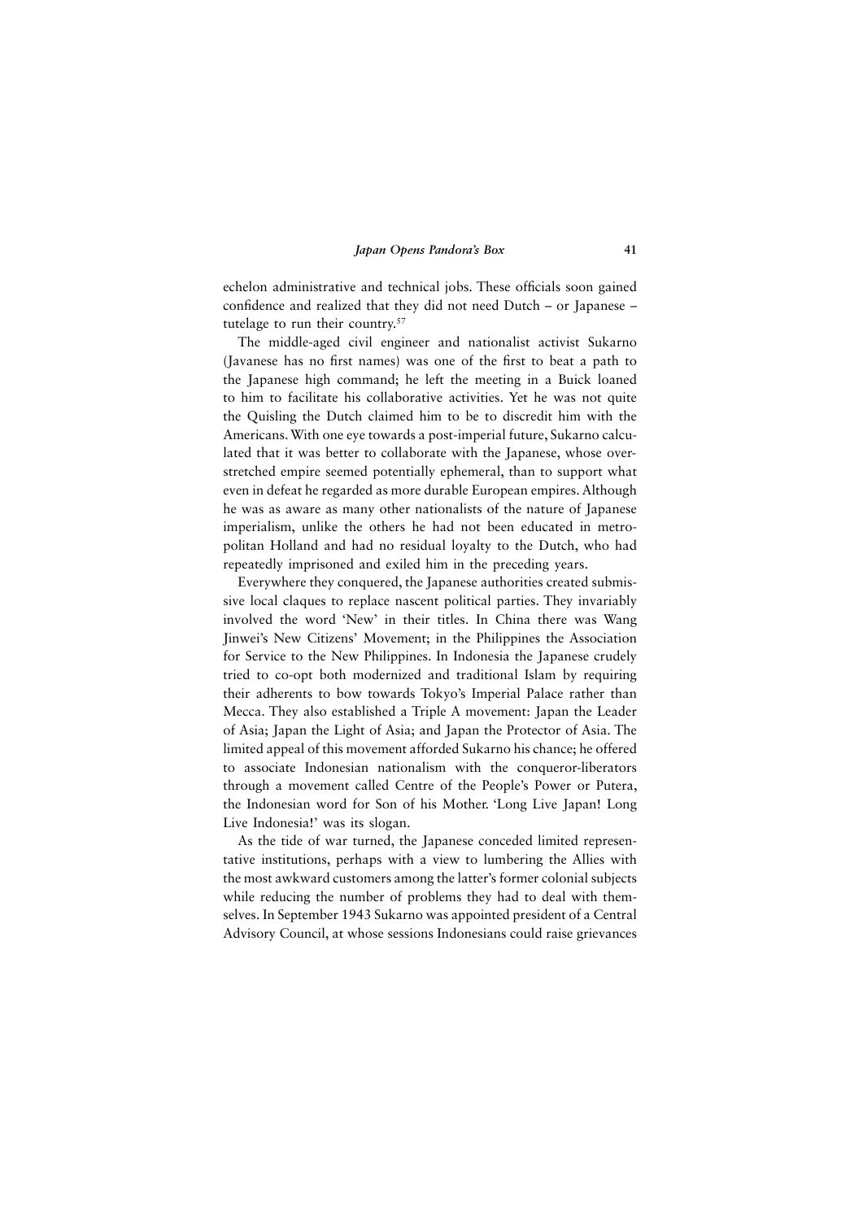echelon administrative and technical jobs. These officials soon gained confidence and realized that they did not need Dutch – or Japanese – tutelage to run their country.[57]

The middle-aged civil engineer and nationalist activist Sukarno (Javanese has no first names) was one of the first to beat a path to the Japanese high command; he left the meeting in a Buick loaned to him to facilitate his collaborative activities. Yet he was not quite the Quisling the Dutch claimed him to be to discredit him with the Americans. With one eye towards a post-imperial future, Sukarno calculated that it was better to collaborate with the Japanese, whose overstretched empire seemed potentially ephemeral, than to support what even in defeat he regarded as more durable European empires. Although he was as aware as many other nationalists of the nature of Japanese imperialism, unlike the others he had not been educated in metropolitan Holland and had no residual loyalty to the Dutch, who had repeatedly imprisoned and exiled him in the preceding years.

Everywhere they conquered, the Japanese authorities created submissive local claques to replace nascent political parties. They invariably involved the word 'New' in their titles. In China there was Wang Jinwei's New Citizens' Movement; in the Philippines the Association for Service to the New Philippines. In Indonesia the Japanese crudely tried to co-opt both modernized and traditional Islam by requiring their adherents to bow towards Tokyo's Imperial Palace rather than Mecca. They also established a Triple A movement: Japan the Leader of Asia; Japan the Light of Asia; and Japan the Protector of Asia. The limited appeal of this movement afforded Sukarno his chance; he offered to associate Indonesian nationalism with the conqueror-liberators through a movement called Centre of the People's Power or Putera, the Indonesian word for Son of his Mother. 'Long Live Japan! Long Live Indonesia!' was its slogan.

As the tide of war turned, the Japanese conceded limited representative institutions, perhaps with a view to lumbering the Allies with the most awkward customers among the latter's former colonial subjects while reducing the number of problems they had to deal with themselves. In September 1943 Sukarno was appointed president of a Central Advisory Council, at whose sessions Indonesians could raise grievances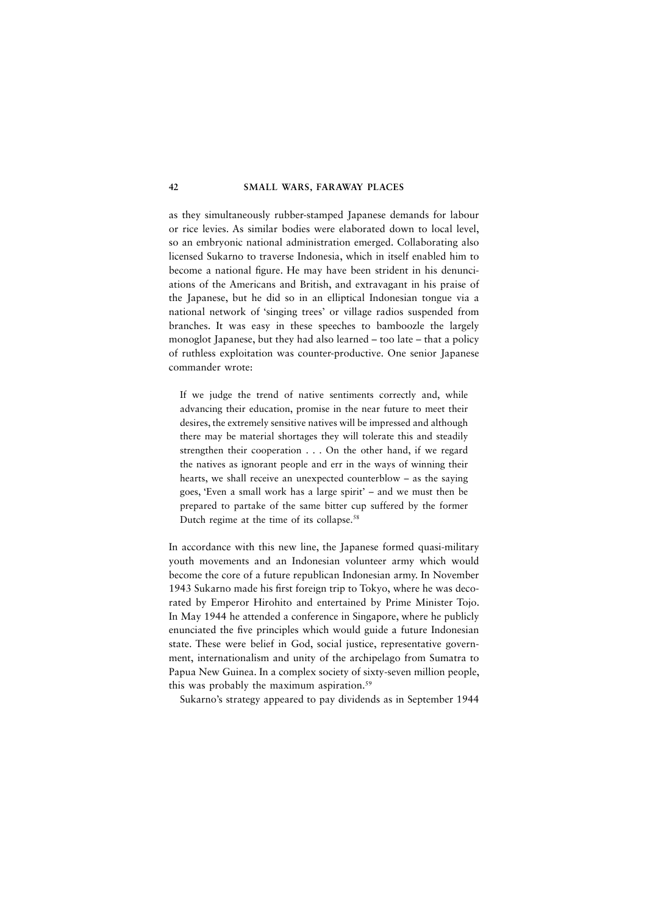as they simultaneously rubber-stamped Japanese demands for labour or rice levies. As similar bodies were elaborated down to local level, so an embryonic national administration emerged. Collaborating also licensed Sukarno to traverse Indonesia, which in itself enabled him to become a national figure. He may have been strident in his denunciations of the Americans and British, and extravagant in his praise of the Japanese, but he did so in an elliptical Indonesian tongue via a national network of 'singing trees' or village radios suspended from branches. It was easy in these speeches to bamboozle the largely monoglot Japanese, but they had also learned – too late – that a policy of ruthless exploitation was counter-productive. One senior Japanese commander wrote:

> If we judge the trend of native sentiments correctly and, while advancing their education, promise in the near future to meet their desires, the extremely sensitive natives will be impressed and although there may be material shortages they will tolerate this and steadily strengthen their cooperation . . . On the other hand, if we regard the natives as ignorant people and err in the ways of winning their hearts, we shall receive an unexpected counterblow – as the saying goes, 'Even a small work has a large spirit' – and we must then be prepared to partake of the same bitter cup suffered by the former Dutch regime at the time of its collapse.[58]

In accordance with this new line, the Japanese formed quasi-military youth movements and an Indonesian volunteer army which would become the core of a future republican Indonesian army. In November 1943 Sukarno made his first foreign trip to Tokyo, where he was decorated by Emperor Hirohito and entertained by Prime Minister Tojo. In May 1944 he attended a conference in Singapore, where he publicly enunciated the five principles which would guide a future Indonesian state. These were belief in God, social justice, representative government, internationalism and unity of the archipelago from Sumatra to Papua New Guinea. In a complex society of sixty-seven million people, this was probably the maximum aspiration.[59]

Sukarno's strategy appeared to pay dividends as in September 1944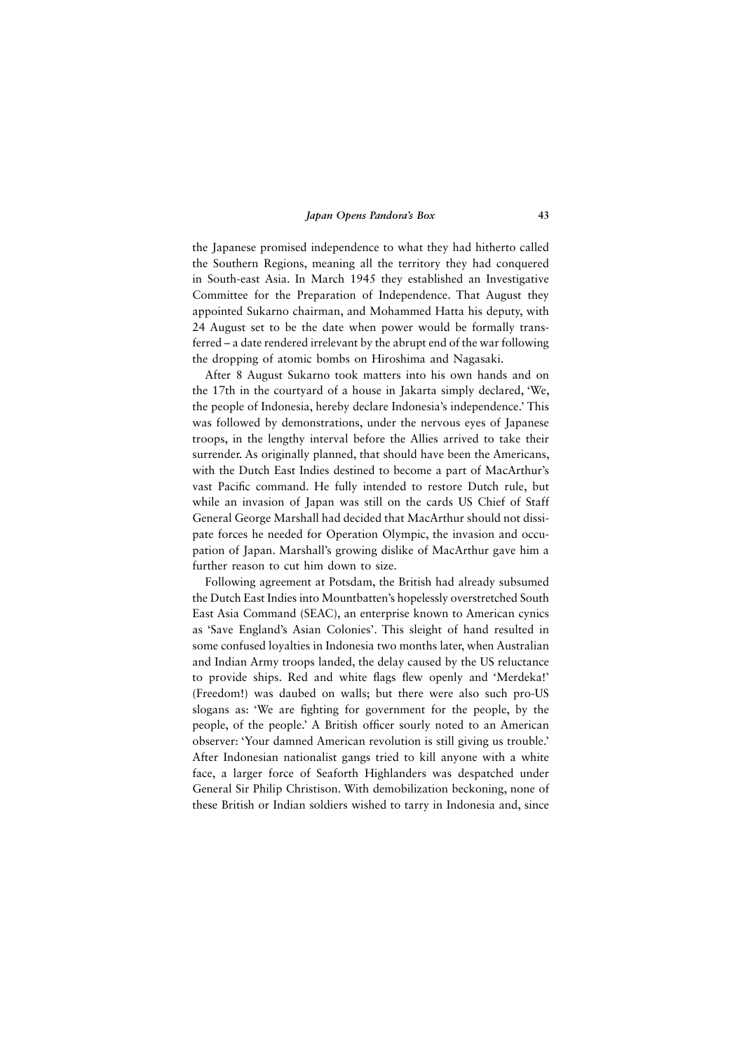the Japanese promised independence to what they had hitherto called the Southern Regions, meaning all the territory they had conquered in South-east Asia. In March 1945 they established an Investigative Committee for the Preparation of Independence. That August they appointed Sukarno chairman, and Mohammed Hatta his deputy, with 24 August set to be the date when power would be formally transferred – a date rendered irrelevant by the abrupt end of the war following the dropping of atomic bombs on Hiroshima and Nagasaki.

After 8 August Sukarno took matters into his own hands and on the 17th in the courtyard of a house in Jakarta simply declared, 'We, the people of Indonesia, hereby declare Indonesia's independence.' This was followed by demonstrations, under the nervous eyes of Japanese troops, in the lengthy interval before the Allies arrived to take their surrender. As originally planned, that should have been the Americans, with the Dutch East Indies destined to become a part of MacArthur's vast Pacific command. He fully intended to restore Dutch rule, but while an invasion of Japan was still on the cards US Chief of Staff General George Marshall had decided that MacArthur should not dissipate forces he needed for Operation Olympic, the invasion and occupation of Japan. Marshall's growing dislike of MacArthur gave him a further reason to cut him down to size.

Following agreement at Potsdam, the British had already subsumed the Dutch East Indies into Mountbatten's hopelessly overstretched South East Asia Command (SEAC), an enterprise known to American cynics as 'Save England's Asian Colonies'. This sleight of hand resulted in some confused loyalties in Indonesia two months later, when Australian and Indian Army troops landed, the delay caused by the US reluctance to provide ships. Red and white flags flew openly and 'Merdeka!' (Freedom!) was daubed on walls; but there were also such pro-US slogans as: 'We are fighting for government for the people, by the people, of the people.' A British officer sourly noted to an American observer: 'Your damned American revolution is still giving us trouble.' After Indonesian nationalist gangs tried to kill anyone with a white face, a larger force of Seaforth Highlanders was despatched under General Sir Philip Christison. With demobilization beckoning, none of these British or Indian soldiers wished to tarry in Indonesia and, since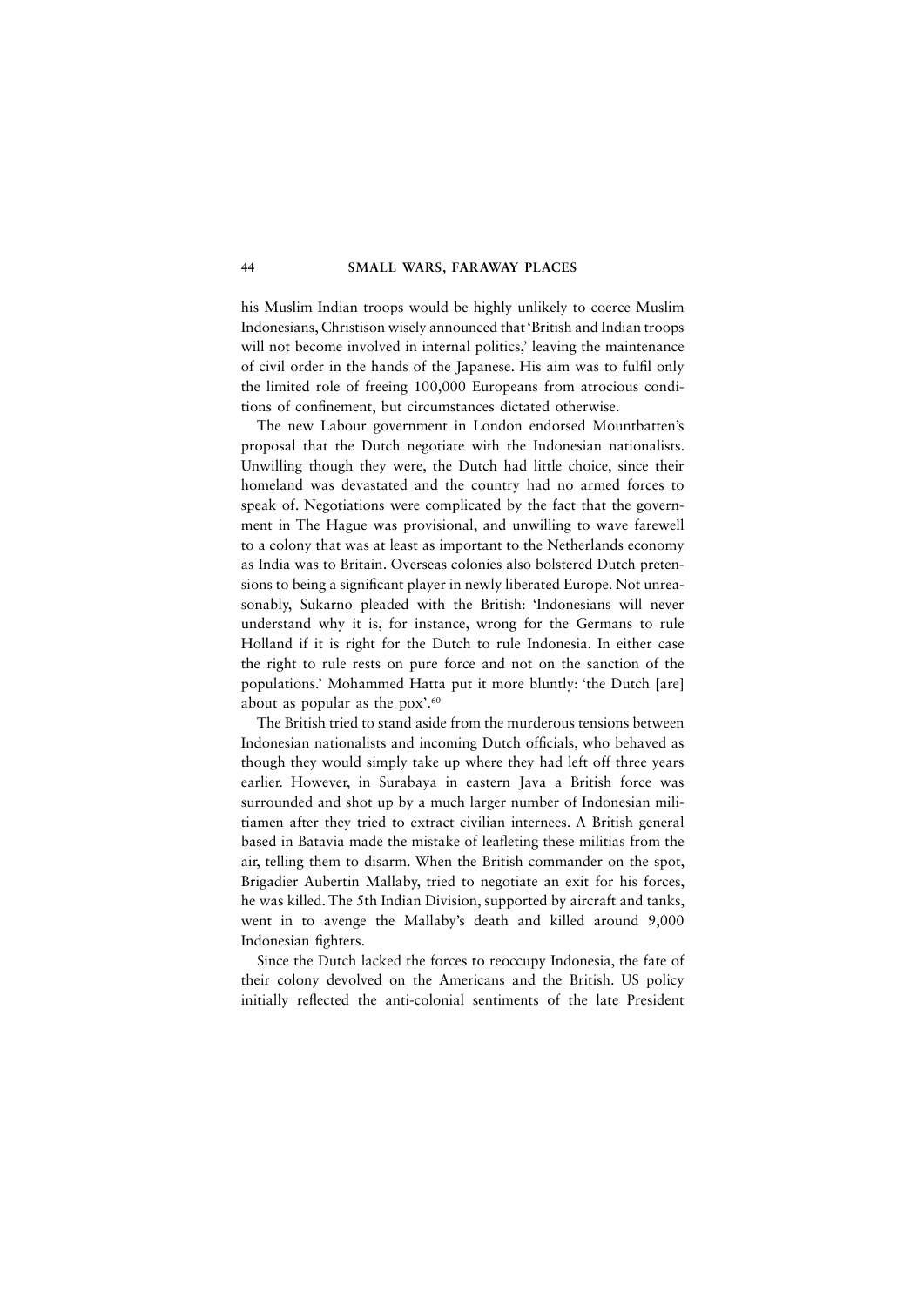his Muslim Indian troops would be highly unlikely to coerce Muslim Indonesians, Christison wisely announced that 'British and Indian troops will not become involved in internal politics,' leaving the maintenance of civil order in the hands of the Japanese. His aim was to fulfil only the limited role of freeing 100,000 Europeans from atrocious conditions of confinement, but circumstances dictated otherwise.

The new Labour government in London endorsed Mountbatten's proposal that the Dutch negotiate with the Indonesian nationalists. Unwilling though they were, the Dutch had little choice, since their homeland was devastated and the country had no armed forces to speak of. Negotiations were complicated by the fact that the government in The Hague was provisional, and unwilling to wave farewell to a colony that was at least as important to the Netherlands economy as India was to Britain. Overseas colonies also bolstered Dutch pretensions to being a significant player in newly liberated Europe. Not unreasonably, Sukarno pleaded with the British: 'Indonesians will never understand why it is, for instance, wrong for the Germans to rule Holland if it is right for the Dutch to rule Indonesia. In either case the right to rule rests on pure force and not on the sanction of the populations.' Mohammed Hatta put it more bluntly: 'the Dutch [are] about as popular as the pox'.[60]

The British tried to stand aside from the murderous tensions between Indonesian nationalists and incoming Dutch officials, who behaved as though they would simply take up where they had left off three years earlier. However, in Surabaya in eastern Java a British force was surrounded and shot up by a much larger number of Indonesian militiamen after they tried to extract civilian internees. A British general based in Batavia made the mistake of leafleting these militias from the air, telling them to disarm. When the British commander on the spot, Brigadier Aubertin Mallaby, tried to negotiate an exit for his forces, he was killed. The 5th Indian Division, supported by aircraft and tanks, went in to avenge the Mallaby's death and killed around 9,000 Indonesian fighters.

Since the Dutch lacked the forces to reoccupy Indonesia, the fate of their colony devolved on the Americans and the British. US policy initially reflected the anti-colonial sentiments of the late President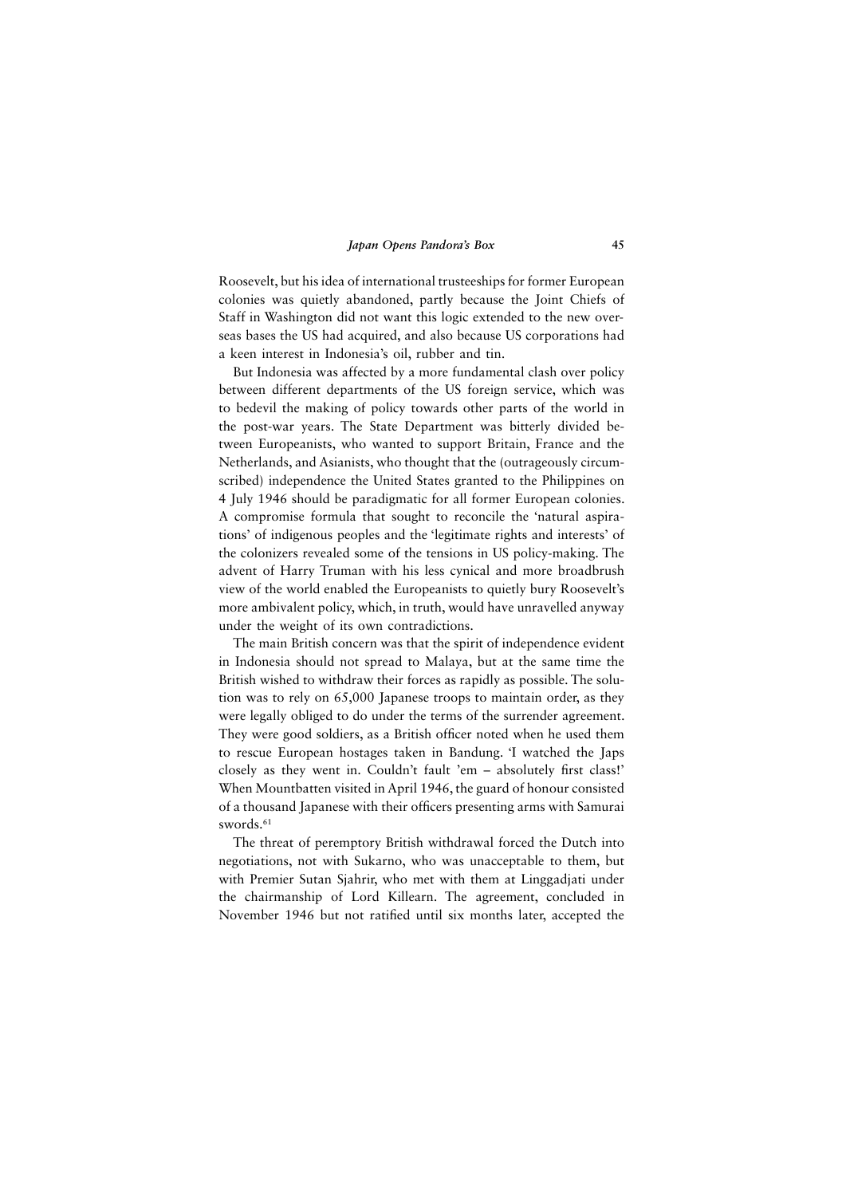Roosevelt, but his idea of international trusteeships for former European colonies was quietly abandoned, partly because the Joint Chiefs of Staff in Washington did not want this logic extended to the new overseas bases the US had acquired, and also because US corporations had a keen interest in Indonesia's oil, rubber and tin.

But Indonesia was affected by a more fundamental clash over policy between different departments of the US foreign service, which was to bedevil the making of policy towards other parts of the world in the post-war years. The State Department was bitterly divided between Europeanists, who wanted to support Britain, France and the Netherlands, and Asianists, who thought that the (outrageously circumscribed) independence the United States granted to the Philippines on 4 July 1946 should be paradigmatic for all former European colonies. A compromise formula that sought to reconcile the 'natural aspirations' of indigenous peoples and the 'legitimate rights and interests' of the colonizers revealed some of the tensions in US policy-making. The advent of Harry Truman with his less cynical and more broadbrush view of the world enabled the Europeanists to quietly bury Roosevelt's more ambivalent policy, which, in truth, would have unravelled anyway under the weight of its own contradictions.

The main British concern was that the spirit of independence evident in Indonesia should not spread to Malaya, but at the same time the British wished to withdraw their forces as rapidly as possible. The solution was to rely on 65,000 Japanese troops to maintain order, as they were legally obliged to do under the terms of the surrender agreement. They were good soldiers, as a British officer noted when he used them to rescue European hostages taken in Bandung. 'I watched the Japs closely as they went in. Couldn't fault 'em – absolutely first class!' When Mountbatten visited in April 1946, the guard of honour consisted of a thousand Japanese with their officers presenting arms with Samurai swords.[61]

The threat of peremptory British withdrawal forced the Dutch into negotiations, not with Sukarno, who was unacceptable to them, but with Premier Sutan Sjahrir, who met with them at Linggadjati under the chairmanship of Lord Killearn. The agreement, concluded in November 1946 but not ratified until six months later, accepted the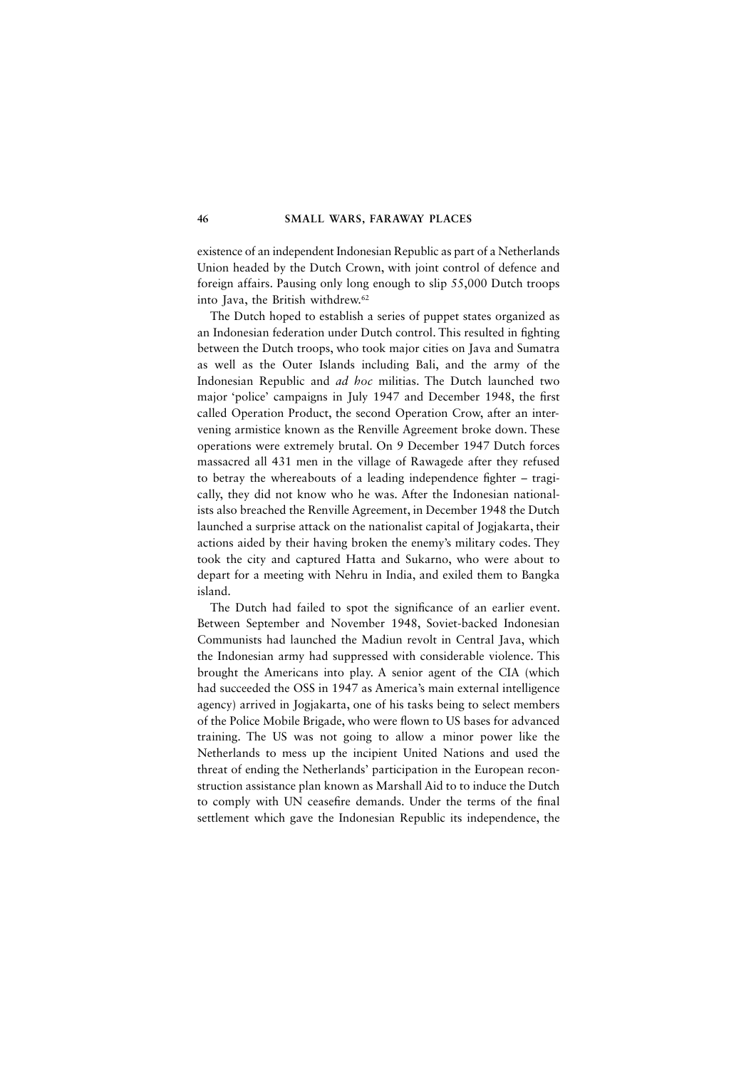existence of an independent Indonesian Republic as part of a Netherlands Union headed by the Dutch Crown, with joint control of defence and foreign affairs. Pausing only long enough to slip 55,000 Dutch troops into Java, the British withdrew.[62]

The Dutch hoped to establish a series of puppet states organized as an Indonesian federation under Dutch control. This resulted in fighting between the Dutch troops, who took major cities on Java and Sumatra as well as the Outer Islands including Bali, and the army of the Indonesian Republic and *ad hoc* militias. The Dutch launched two major 'police' campaigns in July 1947 and December 1948, the first called Operation Product, the second Operation Crow, after an intervening armistice known as the Renville Agreement broke down. These operations were extremely brutal. On 9 December 1947 Dutch forces massacred all 431 men in the village of Rawagede after they refused to betray the whereabouts of a leading independence fighter – tragically, they did not know who he was. After the Indonesian nationalists also breached the Renville Agreement, in December 1948 the Dutch launched a surprise attack on the nationalist capital of Jogjakarta, their actions aided by their having broken the enemy's military codes. They took the city and captured Hatta and Sukarno, who were about to depart for a meeting with Nehru in India, and exiled them to Bangka island.

The Dutch had failed to spot the significance of an earlier event. Between September and November 1948, Soviet-backed Indonesian Communists had launched the Madiun revolt in Central Java, which the Indonesian army had suppressed with considerable violence. This brought the Americans into play. A senior agent of the CIA (which had succeeded the OSS in 1947 as America's main external intelligence agency) arrived in Jogjakarta, one of his tasks being to select members of the Police Mobile Brigade, who were flown to US bases for advanced training. The US was not going to allow a minor power like the Netherlands to mess up the incipient United Nations and used the threat of ending the Netherlands' participation in the European reconstruction assistance plan known as Marshall Aid to to induce the Dutch to comply with UN ceasefire demands. Under the terms of the final settlement which gave the Indonesian Republic its independence, the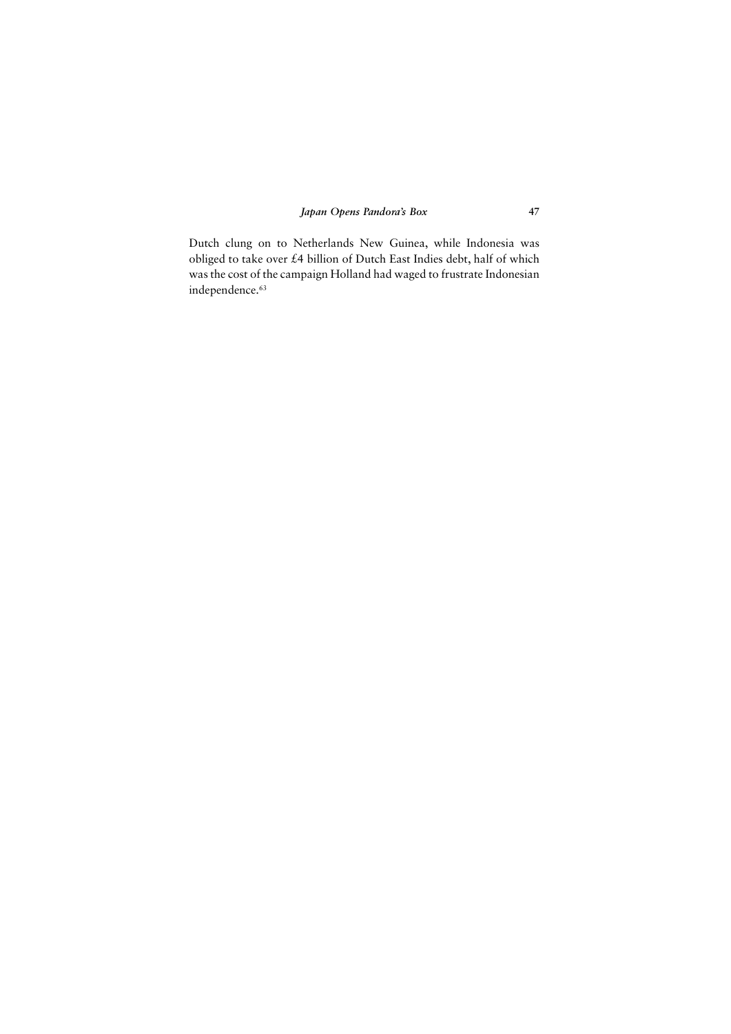Dutch clung on to Netherlands New Guinea, while Indonesia was obliged to take over £4 billion of Dutch East Indies debt, half of which was the cost of the campaign Holland had waged to frustrate Indonesian independence.[63]